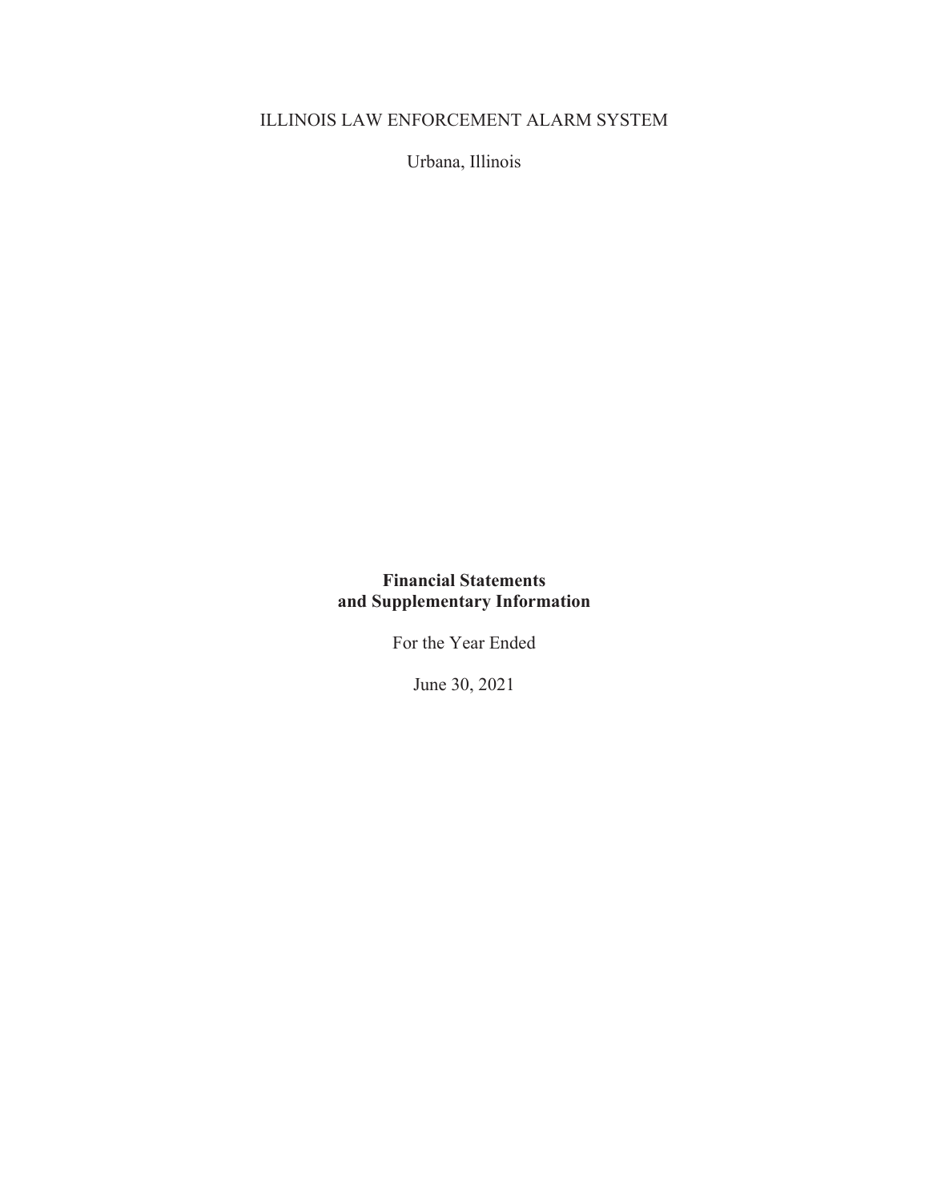ILLINOIS LAW ENFORCEMENT ALARM SYSTEM

Urbana, Illinois

**Financial Statements**
**and Supplementary Information**

For the Year Ended

June 30, 2021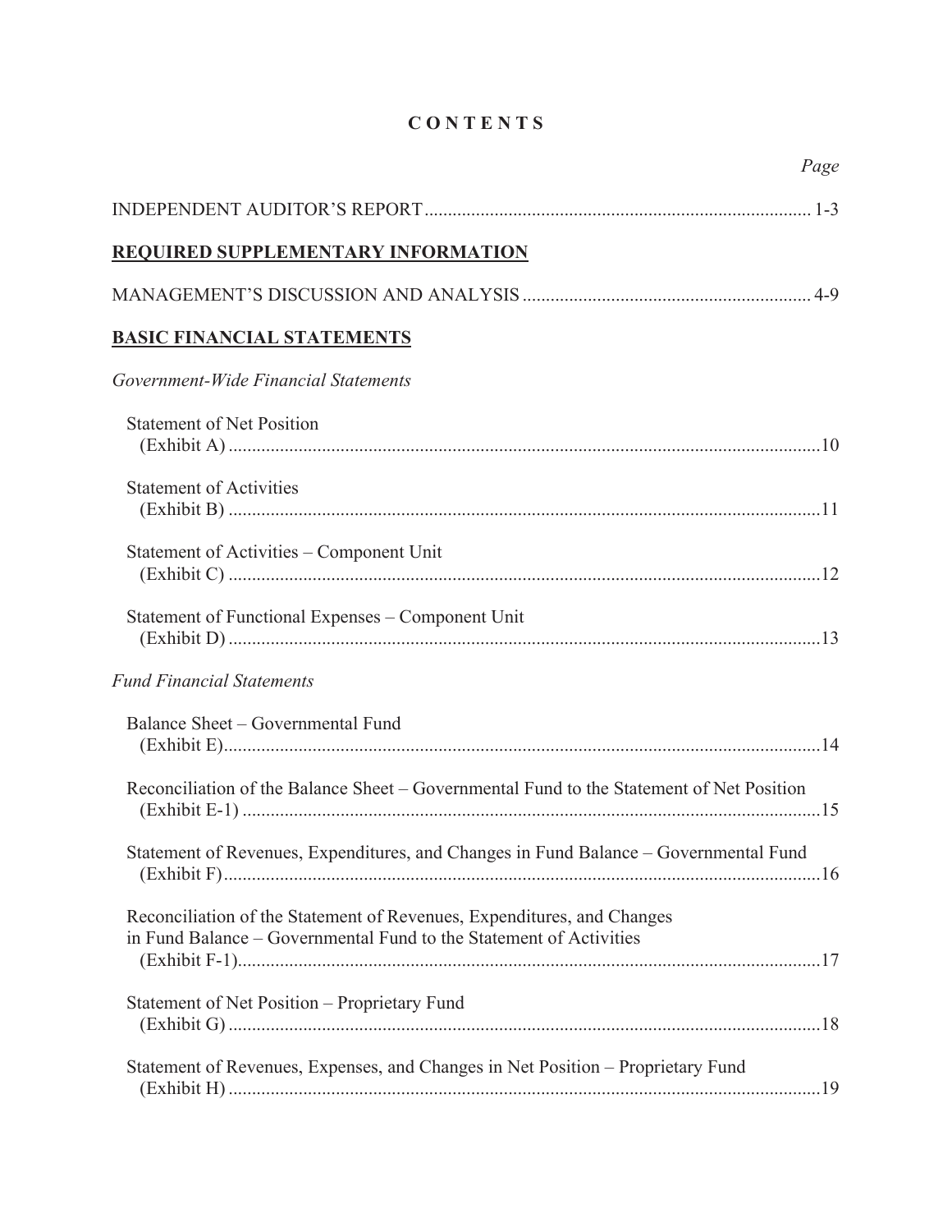# CONTENTS

| | *Page* |
|---|---|
| INDEPENDENT AUDITOR'S REPORT | 1-3 |
| **REQUIRED SUPPLEMENTARY INFORMATION** | |
| MANAGEMENT'S DISCUSSION AND ANALYSIS | 4-9 |
| **BASIC FINANCIAL STATEMENTS** | |
| *Government-Wide Financial Statements* | |
| Statement of Net Position (Exhibit A) | 10 |
| Statement of Activities (Exhibit B) | 11 |
| Statement of Activities – Component Unit (Exhibit C) | 12 |
| Statement of Functional Expenses – Component Unit (Exhibit D) | 13 |
| *Fund Financial Statements* | |
| Balance Sheet – Governmental Fund (Exhibit E) | 14 |
| Reconciliation of the Balance Sheet – Governmental Fund to the Statement of Net Position (Exhibit E-1) | 15 |
| Statement of Revenues, Expenditures, and Changes in Fund Balance – Governmental Fund (Exhibit F) | 16 |
| Reconciliation of the Statement of Revenues, Expenditures, and Changes in Fund Balance – Governmental Fund to the Statement of Activities (Exhibit F-1) | 17 |
| Statement of Net Position – Proprietary Fund (Exhibit G) | 18 |
| Statement of Revenues, Expenses, and Changes in Net Position – Proprietary Fund (Exhibit H) | 19 |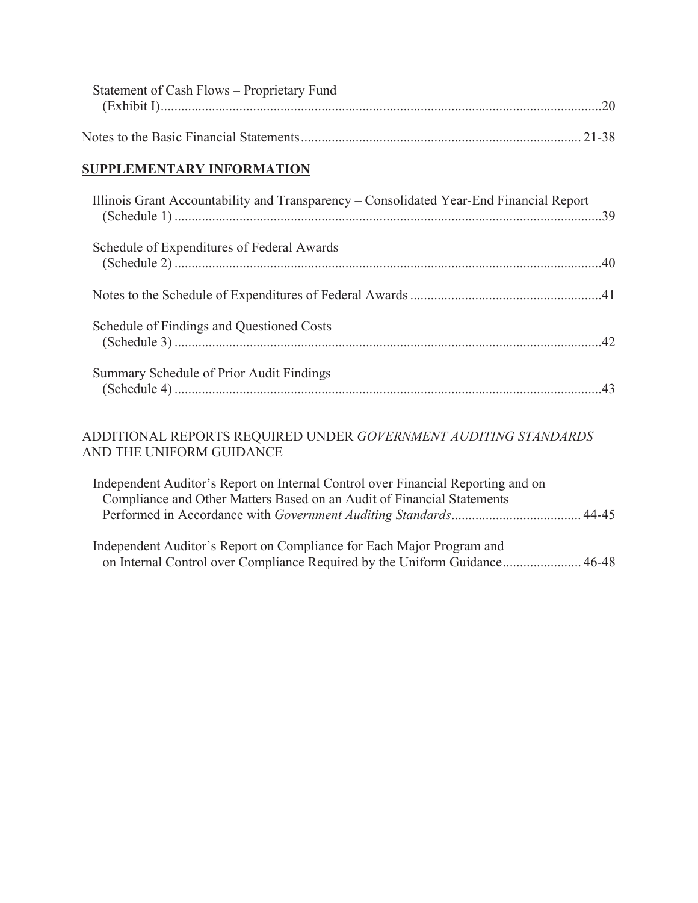Statement of Cash Flows – Proprietary Fund (Exhibit I) ....... 20

Notes to the Basic Financial Statements ....... 21-38

**SUPPLEMENTARY INFORMATION**

Illinois Grant Accountability and Transparency – Consolidated Year-End Financial Report (Schedule 1) ....... 39

Schedule of Expenditures of Federal Awards (Schedule 2) ....... 40

Notes to the Schedule of Expenditures of Federal Awards ....... 41

Schedule of Findings and Questioned Costs (Schedule 3) ....... 42

Summary Schedule of Prior Audit Findings (Schedule 4) ....... 43

ADDITIONAL REPORTS REQUIRED UNDER *GOVERNMENT AUDITING STANDARDS* AND THE UNIFORM GUIDANCE

Independent Auditor's Report on Internal Control over Financial Reporting and on Compliance and Other Matters Based on an Audit of Financial Statements Performed in Accordance with *Government Auditing Standards* ....... 44-45

Independent Auditor's Report on Compliance for Each Major Program and on Internal Control over Compliance Required by the Uniform Guidance ....... 46-48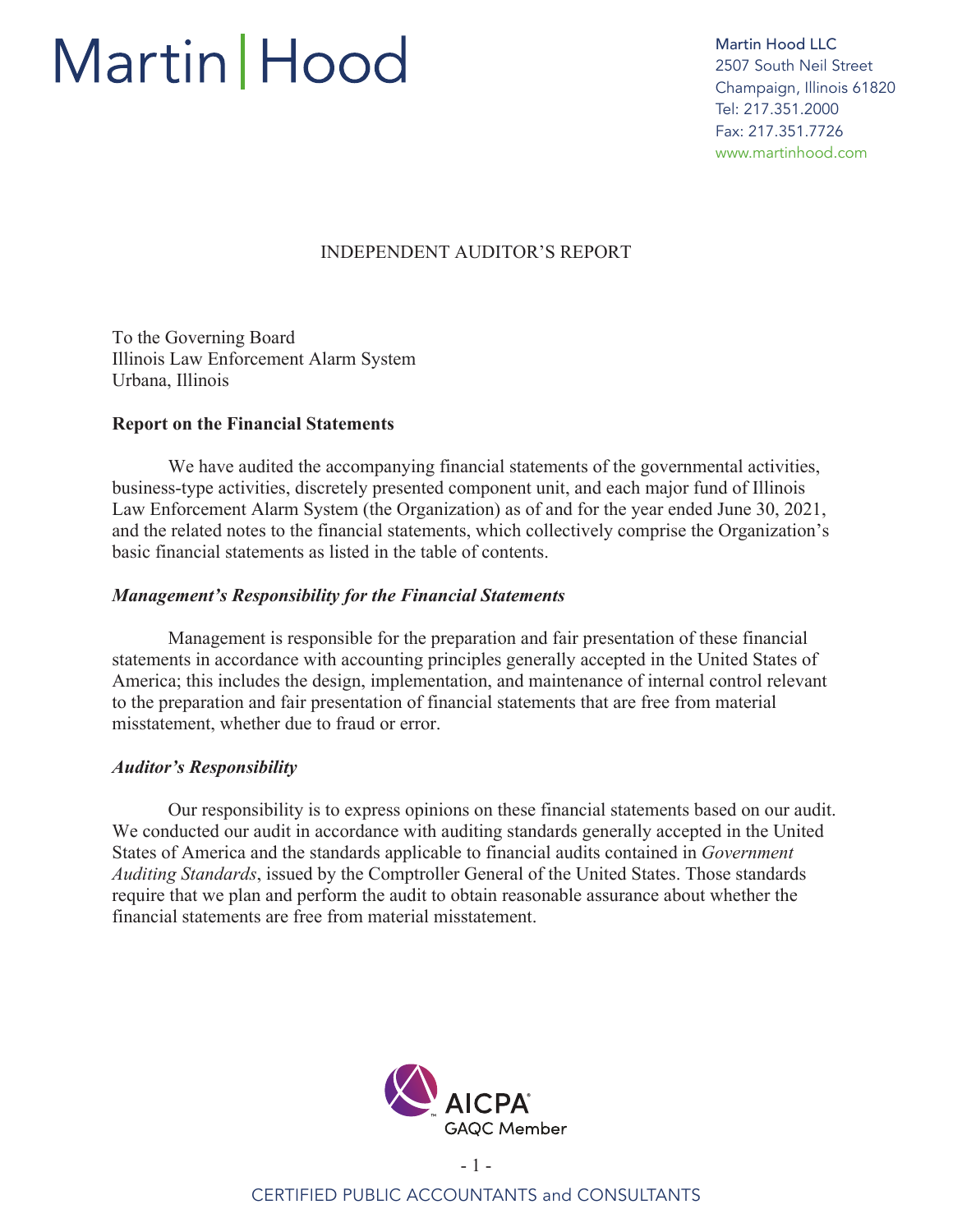Martin | Hood

Martin Hood LLC
2507 South Neil Street
Champaign, Illinois 61820
Tel: 217.351.2000
Fax: 217.351.7726
www.martinhood.com

# INDEPENDENT AUDITOR'S REPORT

To the Governing Board
Illinois Law Enforcement Alarm System
Urbana, Illinois

## Report on the Financial Statements

We have audited the accompanying financial statements of the governmental activities, business-type activities, discretely presented component unit, and each major fund of Illinois Law Enforcement Alarm System (the Organization) as of and for the year ended June 30, 2021, and the related notes to the financial statements, which collectively comprise the Organization's basic financial statements as listed in the table of contents.

### *Management's Responsibility for the Financial Statements*

Management is responsible for the preparation and fair presentation of these financial statements in accordance with accounting principles generally accepted in the United States of America; this includes the design, implementation, and maintenance of internal control relevant to the preparation and fair presentation of financial statements that are free from material misstatement, whether due to fraud or error.

### *Auditor's Responsibility*

Our responsibility is to express opinions on these financial statements based on our audit. We conducted our audit in accordance with auditing standards generally accepted in the United States of America and the standards applicable to financial audits contained in *Government Auditing Standards*, issued by the Comptroller General of the United States. Those standards require that we plan and perform the audit to obtain reasonable assurance about whether the financial statements are free from material misstatement.

AICPA GAQC Member

CERTIFIED PUBLIC ACCOUNTANTS and CONSULTANTS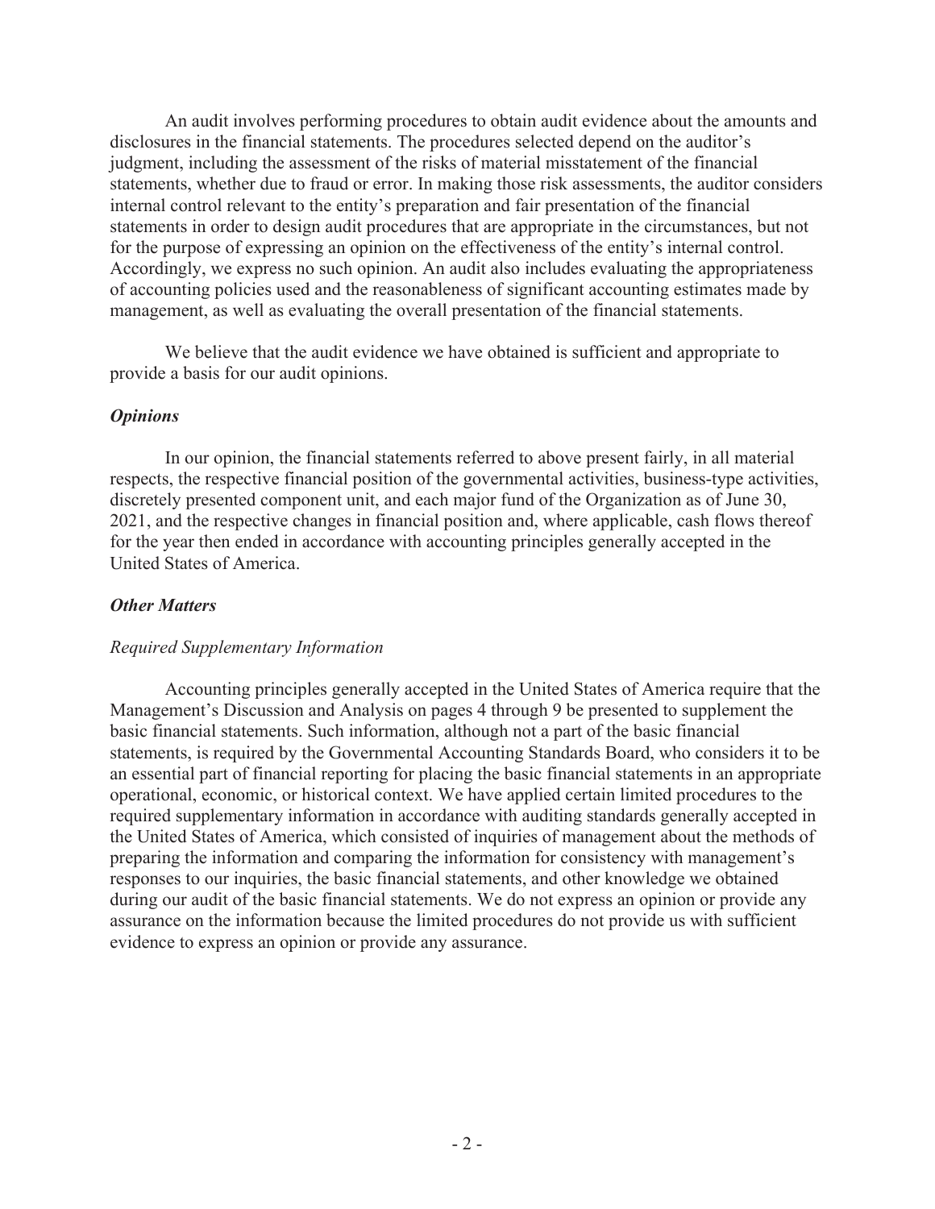An audit involves performing procedures to obtain audit evidence about the amounts and disclosures in the financial statements. The procedures selected depend on the auditor's judgment, including the assessment of the risks of material misstatement of the financial statements, whether due to fraud or error. In making those risk assessments, the auditor considers internal control relevant to the entity's preparation and fair presentation of the financial statements in order to design audit procedures that are appropriate in the circumstances, but not for the purpose of expressing an opinion on the effectiveness of the entity's internal control. Accordingly, we express no such opinion. An audit also includes evaluating the appropriateness of accounting policies used and the reasonableness of significant accounting estimates made by management, as well as evaluating the overall presentation of the financial statements.

We believe that the audit evidence we have obtained is sufficient and appropriate to provide a basis for our audit opinions.

### *Opinions*

In our opinion, the financial statements referred to above present fairly, in all material respects, the respective financial position of the governmental activities, business-type activities, discretely presented component unit, and each major fund of the Organization as of June 30, 2021, and the respective changes in financial position and, where applicable, cash flows thereof for the year then ended in accordance with accounting principles generally accepted in the United States of America.

### *Other Matters*

#### *Required Supplementary Information*

Accounting principles generally accepted in the United States of America require that the Management's Discussion and Analysis on pages 4 through 9 be presented to supplement the basic financial statements. Such information, although not a part of the basic financial statements, is required by the Governmental Accounting Standards Board, who considers it to be an essential part of financial reporting for placing the basic financial statements in an appropriate operational, economic, or historical context. We have applied certain limited procedures to the required supplementary information in accordance with auditing standards generally accepted in the United States of America, which consisted of inquiries of management about the methods of preparing the information and comparing the information for consistency with management's responses to our inquiries, the basic financial statements, and other knowledge we obtained during our audit of the basic financial statements. We do not express an opinion or provide any assurance on the information because the limited procedures do not provide us with sufficient evidence to express an opinion or provide any assurance.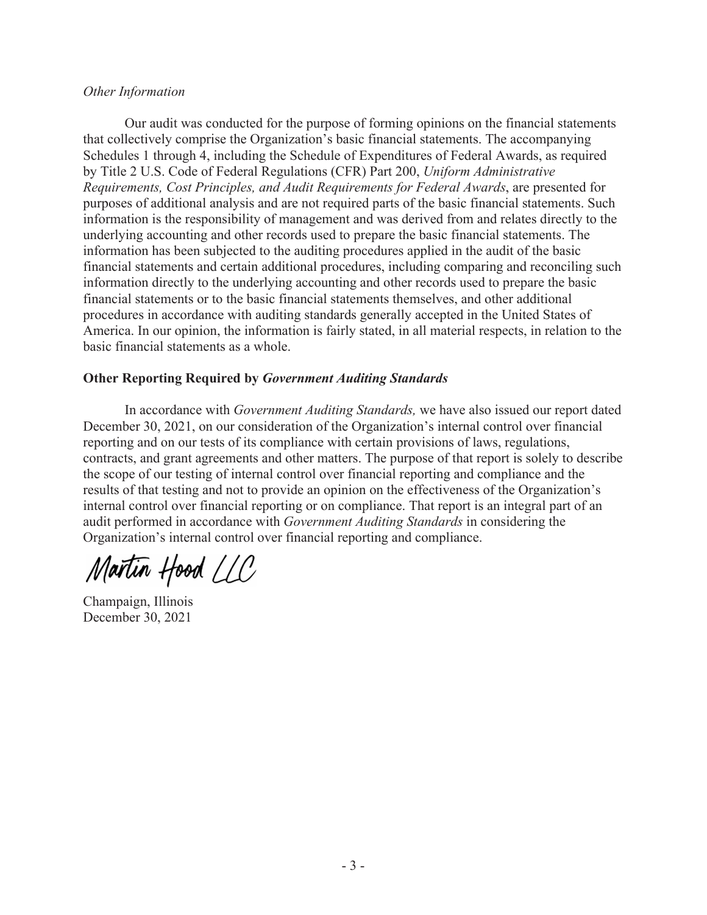*Other Information*

Our audit was conducted for the purpose of forming opinions on the financial statements that collectively comprise the Organization's basic financial statements. The accompanying Schedules 1 through 4, including the Schedule of Expenditures of Federal Awards, as required by Title 2 U.S. Code of Federal Regulations (CFR) Part 200, *Uniform Administrative Requirements, Cost Principles, and Audit Requirements for Federal Awards*, are presented for purposes of additional analysis and are not required parts of the basic financial statements. Such information is the responsibility of management and was derived from and relates directly to the underlying accounting and other records used to prepare the basic financial statements. The information has been subjected to the auditing procedures applied in the audit of the basic financial statements and certain additional procedures, including comparing and reconciling such information directly to the underlying accounting and other records used to prepare the basic financial statements or to the basic financial statements themselves, and other additional procedures in accordance with auditing standards generally accepted in the United States of America. In our opinion, the information is fairly stated, in all material respects, in relation to the basic financial statements as a whole.

**Other Reporting Required by *Government Auditing Standards***

In accordance with *Government Auditing Standards,* we have also issued our report dated December 30, 2021, on our consideration of the Organization's internal control over financial reporting and on our tests of its compliance with certain provisions of laws, regulations, contracts, and grant agreements and other matters. The purpose of that report is solely to describe the scope of our testing of internal control over financial reporting and compliance and the results of that testing and not to provide an opinion on the effectiveness of the Organization's internal control over financial reporting or on compliance. That report is an integral part of an audit performed in accordance with *Government Auditing Standards* in considering the Organization's internal control over financial reporting and compliance.

Martin Hood LLC

Champaign, Illinois
December 30, 2021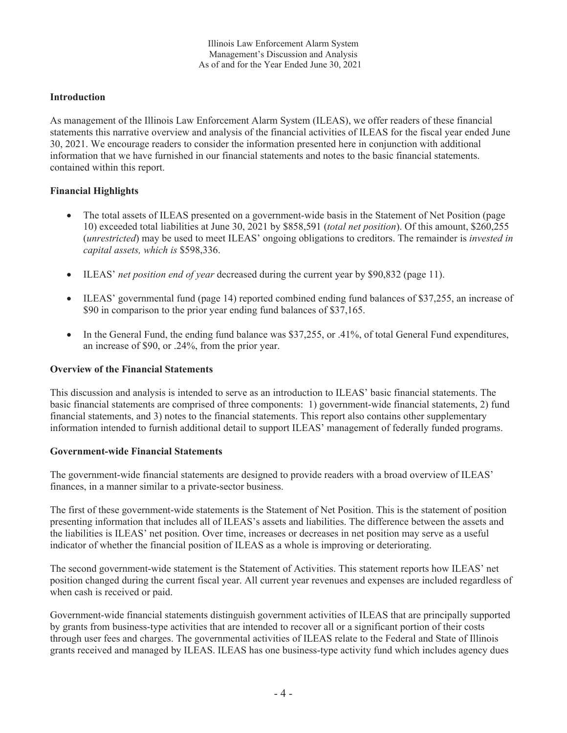Illinois Law Enforcement Alarm System
Management's Discussion and Analysis
As of and for the Year Ended June 30, 2021

## Introduction

As management of the Illinois Law Enforcement Alarm System (ILEAS), we offer readers of these financial statements this narrative overview and analysis of the financial activities of ILEAS for the fiscal year ended June 30, 2021. We encourage readers to consider the information presented here in conjunction with additional information that we have furnished in our financial statements and notes to the basic financial statements. contained within this report.

## Financial Highlights

- The total assets of ILEAS presented on a government-wide basis in the Statement of Net Position (page 10) exceeded total liabilities at June 30, 2021 by $858,591 (*total net position*). Of this amount, $260,255 (*unrestricted*) may be used to meet ILEAS' ongoing obligations to creditors. The remainder is *invested in capital assets, which is* $598,336.
- ILEAS' *net position end of year* decreased during the current year by $90,832 (page 11).
- ILEAS' governmental fund (page 14) reported combined ending fund balances of $37,255, an increase of $90 in comparison to the prior year ending fund balances of $37,165.
- In the General Fund, the ending fund balance was $37,255, or .41%, of total General Fund expenditures, an increase of $90, or .24%, from the prior year.

## Overview of the Financial Statements

This discussion and analysis is intended to serve as an introduction to ILEAS' basic financial statements. The basic financial statements are comprised of three components: 1) government-wide financial statements, 2) fund financial statements, and 3) notes to the financial statements. This report also contains other supplementary information intended to furnish additional detail to support ILEAS' management of federally funded programs.

## Government-wide Financial Statements

The government-wide financial statements are designed to provide readers with a broad overview of ILEAS' finances, in a manner similar to a private-sector business.

The first of these government-wide statements is the Statement of Net Position. This is the statement of position presenting information that includes all of ILEAS's assets and liabilities. The difference between the assets and the liabilities is ILEAS' net position. Over time, increases or decreases in net position may serve as a useful indicator of whether the financial position of ILEAS as a whole is improving or deteriorating.

The second government-wide statement is the Statement of Activities. This statement reports how ILEAS' net position changed during the current fiscal year. All current year revenues and expenses are included regardless of when cash is received or paid.

Government-wide financial statements distinguish government activities of ILEAS that are principally supported by grants from business-type activities that are intended to recover all or a significant portion of their costs through user fees and charges. The governmental activities of ILEAS relate to the Federal and State of Illinois grants received and managed by ILEAS. ILEAS has one business-type activity fund which includes agency dues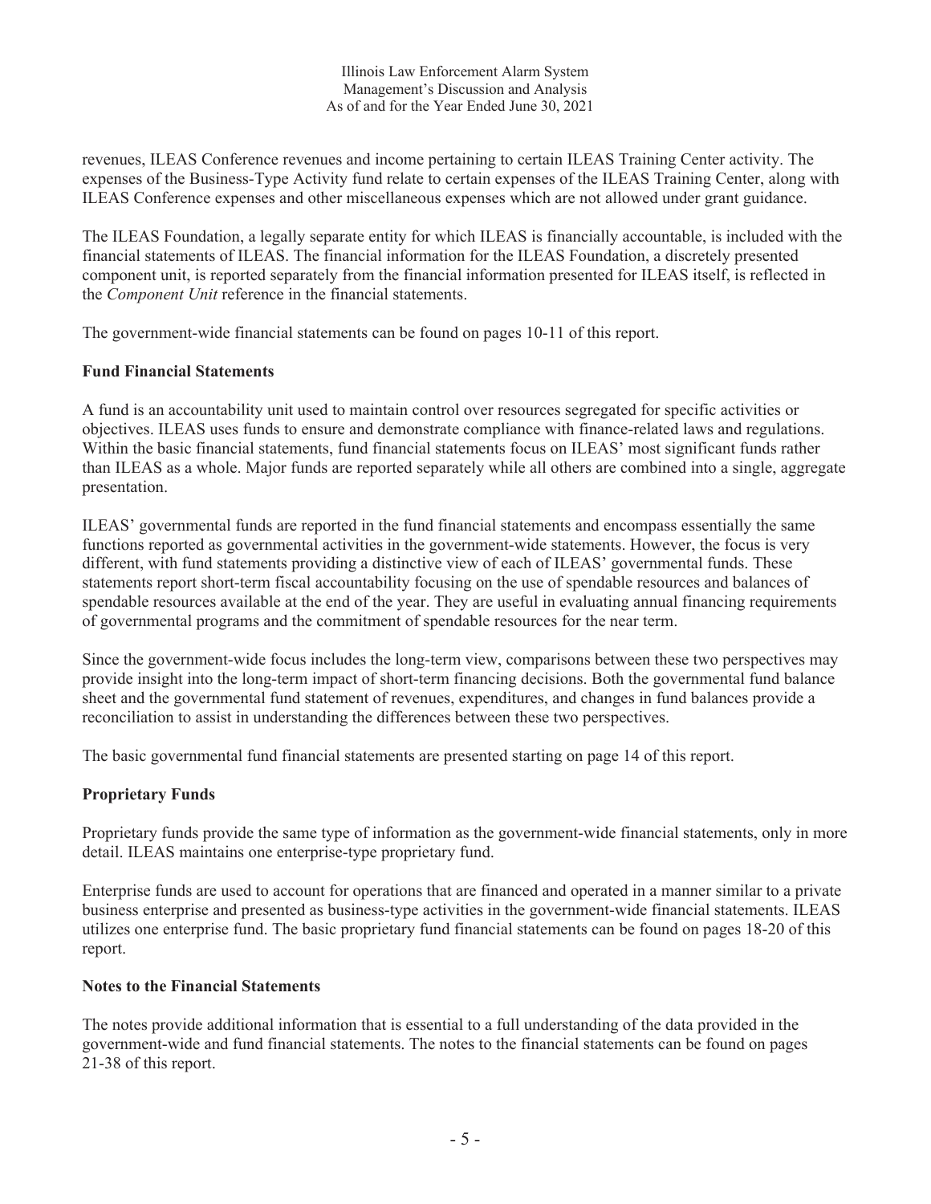revenues, ILEAS Conference revenues and income pertaining to certain ILEAS Training Center activity. The expenses of the Business-Type Activity fund relate to certain expenses of the ILEAS Training Center, along with ILEAS Conference expenses and other miscellaneous expenses which are not allowed under grant guidance.

The ILEAS Foundation, a legally separate entity for which ILEAS is financially accountable, is included with the financial statements of ILEAS. The financial information for the ILEAS Foundation, a discretely presented component unit, is reported separately from the financial information presented for ILEAS itself, is reflected in the *Component Unit* reference in the financial statements.

The government-wide financial statements can be found on pages 10-11 of this report.

**Fund Financial Statements**

A fund is an accountability unit used to maintain control over resources segregated for specific activities or objectives. ILEAS uses funds to ensure and demonstrate compliance with finance-related laws and regulations. Within the basic financial statements, fund financial statements focus on ILEAS' most significant funds rather than ILEAS as a whole. Major funds are reported separately while all others are combined into a single, aggregate presentation.

ILEAS' governmental funds are reported in the fund financial statements and encompass essentially the same functions reported as governmental activities in the government-wide statements. However, the focus is very different, with fund statements providing a distinctive view of each of ILEAS' governmental funds. These statements report short-term fiscal accountability focusing on the use of spendable resources and balances of spendable resources available at the end of the year. They are useful in evaluating annual financing requirements of governmental programs and the commitment of spendable resources for the near term.

Since the government-wide focus includes the long-term view, comparisons between these two perspectives may provide insight into the long-term impact of short-term financing decisions. Both the governmental fund balance sheet and the governmental fund statement of revenues, expenditures, and changes in fund balances provide a reconciliation to assist in understanding the differences between these two perspectives.

The basic governmental fund financial statements are presented starting on page 14 of this report.

**Proprietary Funds**

Proprietary funds provide the same type of information as the government-wide financial statements, only in more detail. ILEAS maintains one enterprise-type proprietary fund.

Enterprise funds are used to account for operations that are financed and operated in a manner similar to a private business enterprise and presented as business-type activities in the government-wide financial statements. ILEAS utilizes one enterprise fund. The basic proprietary fund financial statements can be found on pages 18-20 of this report.

**Notes to the Financial Statements**

The notes provide additional information that is essential to a full understanding of the data provided in the government-wide and fund financial statements. The notes to the financial statements can be found on pages 21-38 of this report.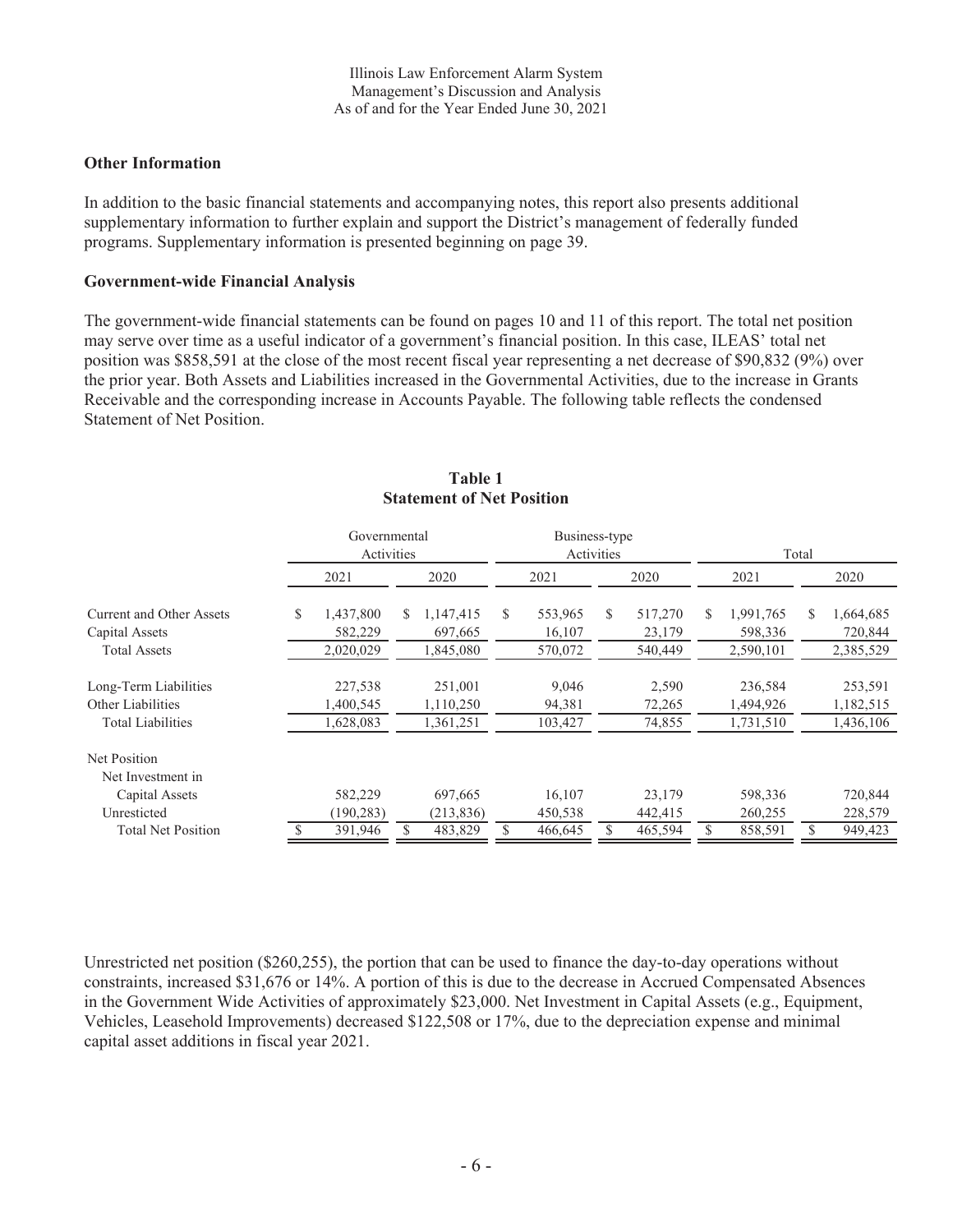## Other Information

In addition to the basic financial statements and accompanying notes, this report also presents additional supplementary information to further explain and support the District's management of federally funded programs. Supplementary information is presented beginning on page 39.

## Government-wide Financial Analysis

The government-wide financial statements can be found on pages 10 and 11 of this report. The total net position may serve over time as a useful indicator of a government's financial position. In this case, ILEAS' total net position was $858,591 at the close of the most recent fiscal year representing a net decrease of $90,832 (9%) over the prior year. Both Assets and Liabilities increased in the Governmental Activities, due to the increase in Grants Receivable and the corresponding increase in Accounts Payable. The following table reflects the condensed Statement of Net Position.

**Table 1**
**Statement of Net Position**

| | Governmental Activities | | Business-type Activities | | Total | |
|---|---|---|---|---|---|---|
| | 2021 | 2020 | 2021 | 2020 | 2021 | 2020 |
| Current and Other Assets | $ 1,437,800 | $ 1,147,415 | $ 553,965 | $ 517,270 | $ 1,991,765 | $ 1,664,685 |
| Capital Assets | 582,229 | 697,665 | 16,107 | 23,179 | 598,336 | 720,844 |
| Total Assets | 2,020,029 | 1,845,080 | 570,072 | 540,449 | 2,590,101 | 2,385,529 |
| Long-Term Liabilities | 227,538 | 251,001 | 9,046 | 2,590 | 236,584 | 253,591 |
| Other Liabilities | 1,400,545 | 1,110,250 | 94,381 | 72,265 | 1,494,926 | 1,182,515 |
| Total Liabilities | 1,628,083 | 1,361,251 | 103,427 | 74,855 | 1,731,510 | 1,436,106 |
| Net Position | | | | | | |
| Net Investment in Capital Assets | 582,229 | 697,665 | 16,107 | 23,179 | 598,336 | 720,844 |
| Unresticted | (190,283) | (213,836) | 450,538 | 442,415 | 260,255 | 228,579 |
| Total Net Position | $ 391,946 | $ 483,829 | $ 466,645 | $ 465,594 | $ 858,591 | $ 949,423 |

Unrestricted net position ($260,255), the portion that can be used to finance the day-to-day operations without constraints, increased $31,676 or 14%. A portion of this is due to the decrease in Accrued Compensated Absences in the Government Wide Activities of approximately $23,000. Net Investment in Capital Assets (e.g., Equipment, Vehicles, Leasehold Improvements) decreased $122,508 or 17%, due to the depreciation expense and minimal capital asset additions in fiscal year 2021.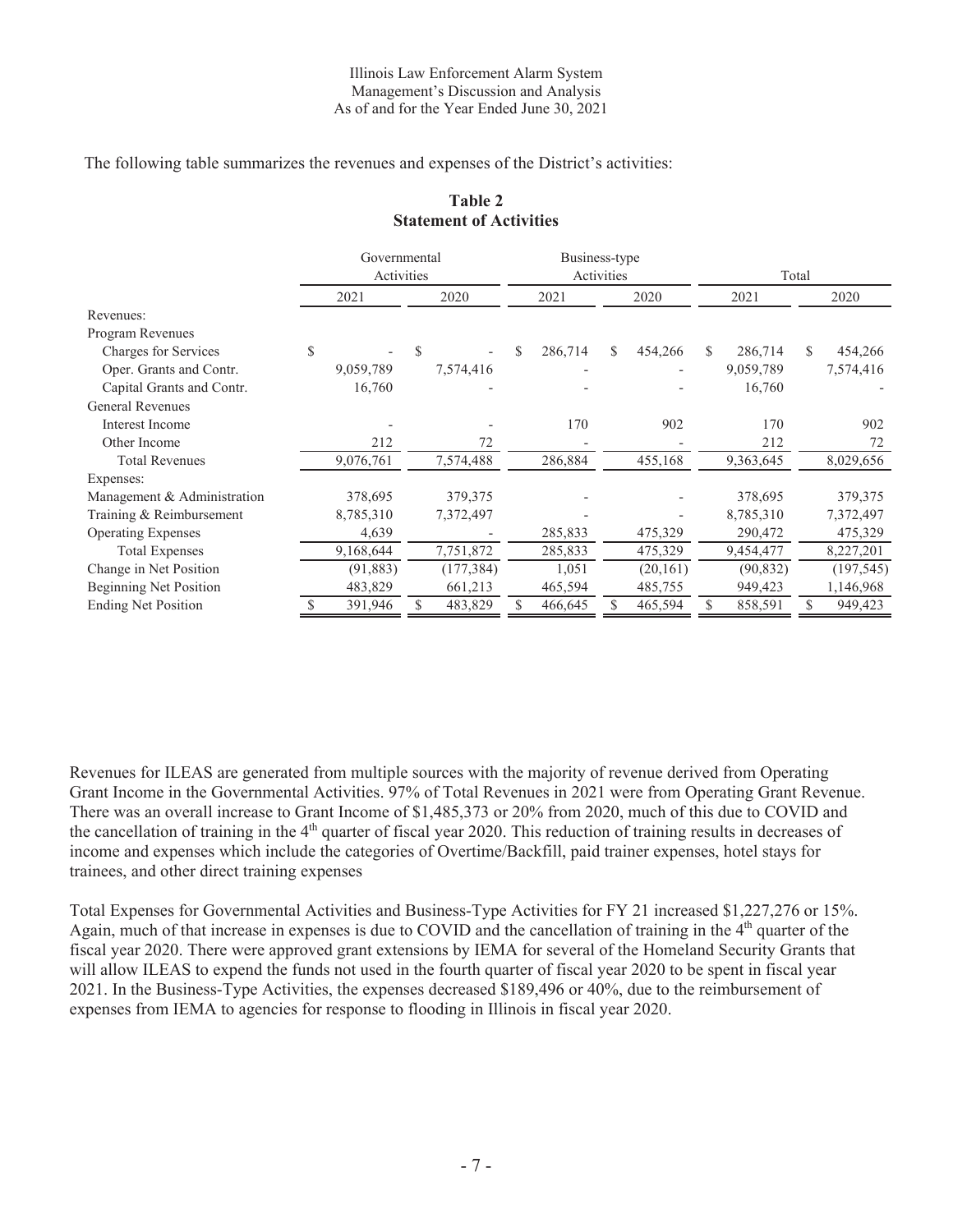Illinois Law Enforcement Alarm System
Management's Discussion and Analysis
As of and for the Year Ended June 30, 2021

The following table summarizes the revenues and expenses of the District's activities:

**Table 2**
**Statement of Activities**

| | Governmental Activities | | Business-type Activities | | Total | |
|---|---|---|---|---|---|---|
| | 2021 | 2020 | 2021 | 2020 | 2021 | 2020 |
| Revenues: | | | | | | |
| Program Revenues | | | | | | |
| Charges for Services | $ - | $ - | $ 286,714 | $ 454,266 | $ 286,714 | $ 454,266 |
| Oper. Grants and Contr. | 9,059,789 | 7,574,416 | - | - | 9,059,789 | 7,574,416 |
| Capital Grants and Contr. | 16,760 | - | - | - | 16,760 | - |
| General Revenues | | | | | | |
| Interest Income | - | - | 170 | 902 | 170 | 902 |
| Other Income | 212 | 72 | - | - | 212 | 72 |
| Total Revenues | 9,076,761 | 7,574,488 | 286,884 | 455,168 | 9,363,645 | 8,029,656 |
| Expenses: | | | | | | |
| Management & Administration | 378,695 | 379,375 | - | - | 378,695 | 379,375 |
| Training & Reimbursement | 8,785,310 | 7,372,497 | - | - | 8,785,310 | 7,372,497 |
| Operating Expenses | 4,639 | - | 285,833 | 475,329 | 290,472 | 475,329 |
| Total Expenses | 9,168,644 | 7,751,872 | 285,833 | 475,329 | 9,454,477 | 8,227,201 |
| Change in Net Position | (91,883) | (177,384) | 1,051 | (20,161) | (90,832) | (197,545) |
| Beginning Net Position | 483,829 | 661,213 | 465,594 | 485,755 | 949,423 | 1,146,968 |
| Ending Net Position | $ 391,946 | $ 483,829 | $ 466,645 | $ 465,594 | $ 858,591 | $ 949,423 |

Revenues for ILEAS are generated from multiple sources with the majority of revenue derived from Operating Grant Income in the Governmental Activities. 97% of Total Revenues in 2021 were from Operating Grant Revenue. There was an overall increase to Grant Income of $1,485,373 or 20% from 2020, much of this due to COVID and the cancellation of training in the 4th quarter of fiscal year 2020. This reduction of training results in decreases of income and expenses which include the categories of Overtime/Backfill, paid trainer expenses, hotel stays for trainees, and other direct training expenses

Total Expenses for Governmental Activities and Business-Type Activities for FY 21 increased $1,227,276 or 15%. Again, much of that increase in expenses is due to COVID and the cancellation of training in the 4th quarter of the fiscal year 2020. There were approved grant extensions by IEMA for several of the Homeland Security Grants that will allow ILEAS to expend the funds not used in the fourth quarter of fiscal year 2020 to be spent in fiscal year 2021. In the Business-Type Activities, the expenses decreased $189,496 or 40%, due to the reimbursement of expenses from IEMA to agencies for response to flooding in Illinois in fiscal year 2020.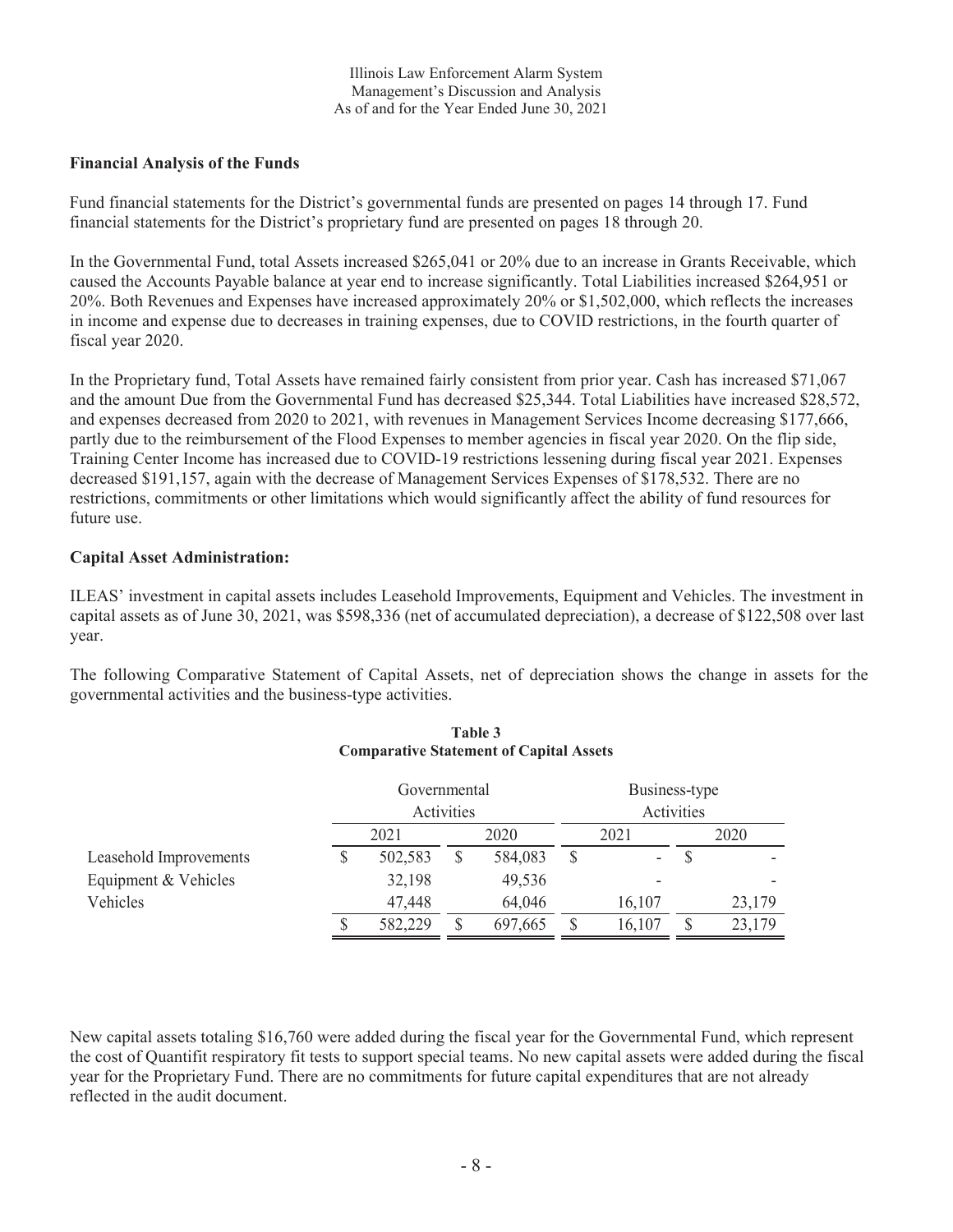## Financial Analysis of the Funds

Fund financial statements for the District's governmental funds are presented on pages 14 through 17. Fund financial statements for the District's proprietary fund are presented on pages 18 through 20.

In the Governmental Fund, total Assets increased $265,041 or 20% due to an increase in Grants Receivable, which caused the Accounts Payable balance at year end to increase significantly. Total Liabilities increased $264,951 or 20%. Both Revenues and Expenses have increased approximately 20% or $1,502,000, which reflects the increases in income and expense due to decreases in training expenses, due to COVID restrictions, in the fourth quarter of fiscal year 2020.

In the Proprietary fund, Total Assets have remained fairly consistent from prior year. Cash has increased $71,067 and the amount Due from the Governmental Fund has decreased $25,344. Total Liabilities have increased $28,572, and expenses decreased from 2020 to 2021, with revenues in Management Services Income decreasing $177,666, partly due to the reimbursement of the Flood Expenses to member agencies in fiscal year 2020. On the flip side, Training Center Income has increased due to COVID-19 restrictions lessening during fiscal year 2021. Expenses decreased $191,157, again with the decrease of Management Services Expenses of $178,532. There are no restrictions, commitments or other limitations which would significantly affect the ability of fund resources for future use.

## Capital Asset Administration:

ILEAS' investment in capital assets includes Leasehold Improvements, Equipment and Vehicles. The investment in capital assets as of June 30, 2021, was $598,336 (net of accumulated depreciation), a decrease of $122,508 over last year.

The following Comparative Statement of Capital Assets, net of depreciation shows the change in assets for the governmental activities and the business-type activities.

**Table 3**
**Comparative Statement of Capital Assets**

| | Governmental Activities | | Business-type Activities | |
|---|---|---|---|---|
| | 2021 | 2020 | 2021 | 2020 |
| Leasehold Improvements | $ 502,583 | $ 584,083 | $ - | $ - |
| Equipment & Vehicles | 32,198 | 49,536 | - | - |
| Vehicles | 47,448 | 64,046 | 16,107 | 23,179 |
| | $ 582,229 | $ 697,665 | $ 16,107 | $ 23,179 |

New capital assets totaling $16,760 were added during the fiscal year for the Governmental Fund, which represent the cost of Quantifit respiratory fit tests to support special teams. No new capital assets were added during the fiscal year for the Proprietary Fund. There are no commitments for future capital expenditures that are not already reflected in the audit document.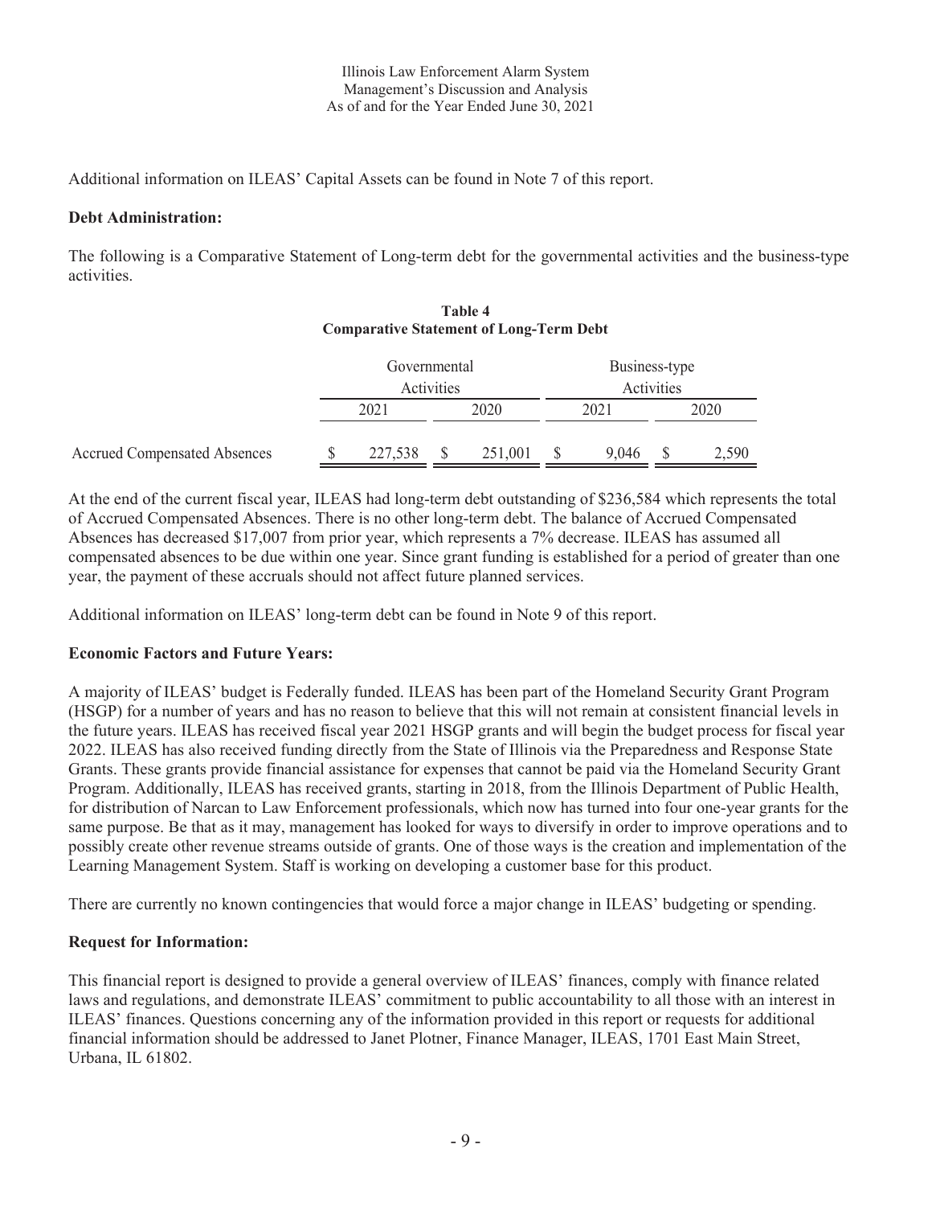Additional information on ILEAS' Capital Assets can be found in Note 7 of this report.

**Debt Administration:**

The following is a Comparative Statement of Long-term debt for the governmental activities and the business-type activities.

**Table 4**
**Comparative Statement of Long-Term Debt**

| | Governmental Activities | | Business-type Activities | |
|---|---|---|---|---|
| | 2021 | 2020 | 2021 | 2020 |
| Accrued Compensated Absences | $ 227,538 | $ 251,001 | $ 9,046 | $ 2,590 |

At the end of the current fiscal year, ILEAS had long-term debt outstanding of $236,584 which represents the total of Accrued Compensated Absences. There is no other long-term debt. The balance of Accrued Compensated Absences has decreased $17,007 from prior year, which represents a 7% decrease. ILEAS has assumed all compensated absences to be due within one year. Since grant funding is established for a period of greater than one year, the payment of these accruals should not affect future planned services.

Additional information on ILEAS' long-term debt can be found in Note 9 of this report.

**Economic Factors and Future Years:**

A majority of ILEAS' budget is Federally funded. ILEAS has been part of the Homeland Security Grant Program (HSGP) for a number of years and has no reason to believe that this will not remain at consistent financial levels in the future years. ILEAS has received fiscal year 2021 HSGP grants and will begin the budget process for fiscal year 2022. ILEAS has also received funding directly from the State of Illinois via the Preparedness and Response State Grants. These grants provide financial assistance for expenses that cannot be paid via the Homeland Security Grant Program. Additionally, ILEAS has received grants, starting in 2018, from the Illinois Department of Public Health, for distribution of Narcan to Law Enforcement professionals, which now has turned into four one-year grants for the same purpose. Be that as it may, management has looked for ways to diversify in order to improve operations and to possibly create other revenue streams outside of grants. One of those ways is the creation and implementation of the Learning Management System. Staff is working on developing a customer base for this product.

There are currently no known contingencies that would force a major change in ILEAS' budgeting or spending.

**Request for Information:**

This financial report is designed to provide a general overview of ILEAS' finances, comply with finance related laws and regulations, and demonstrate ILEAS' commitment to public accountability to all those with an interest in ILEAS' finances. Questions concerning any of the information provided in this report or requests for additional financial information should be addressed to Janet Plotner, Finance Manager, ILEAS, 1701 East Main Street, Urbana, IL 61802.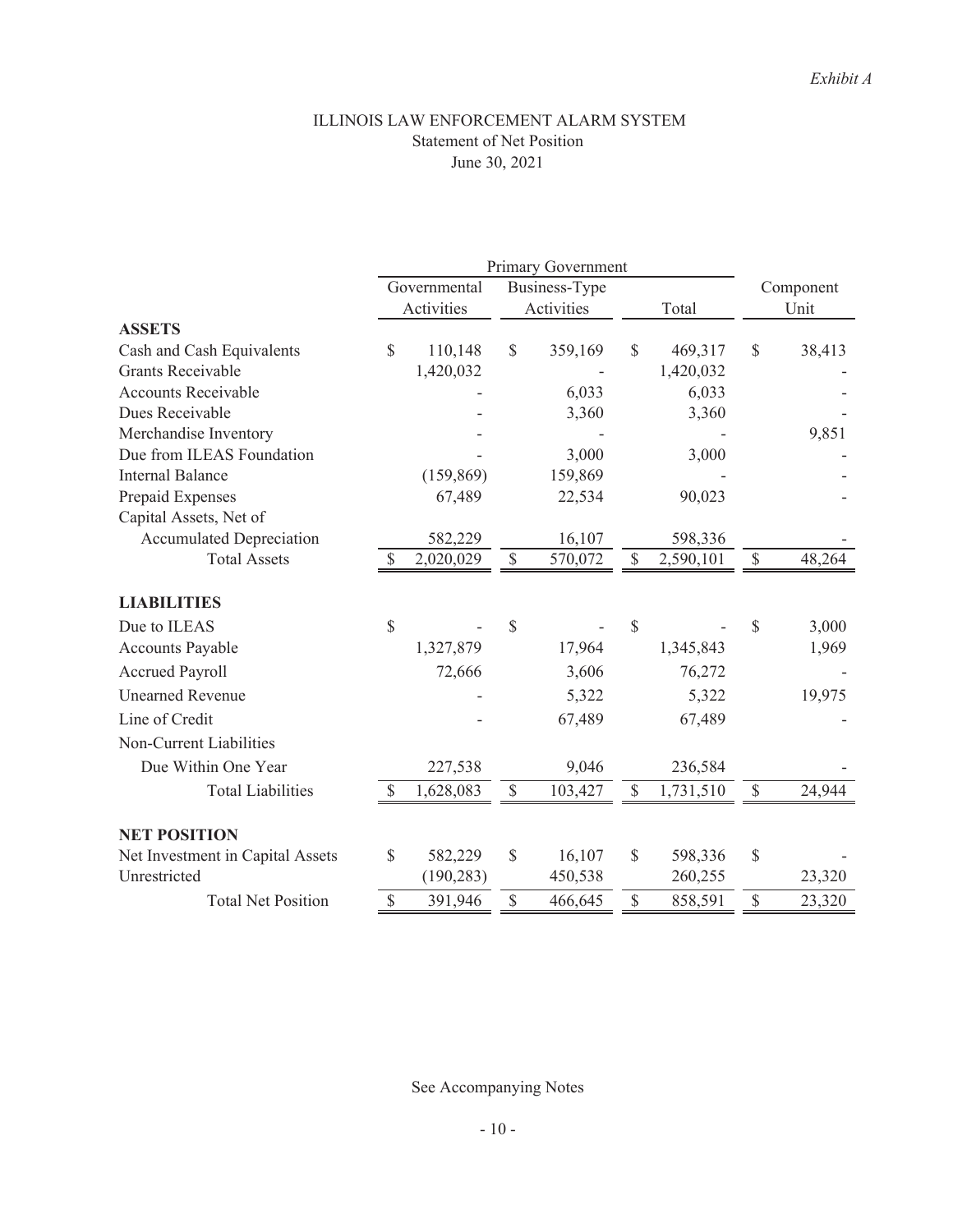*Exhibit A*

# ILLINOIS LAW ENFORCEMENT ALARM SYSTEM
## Statement of Net Position
### June 30, 2021

| | Primary Government | | | |
|---|---|---|---|---|
| | Governmental Activities | Business-Type Activities | Total | Component Unit |
| **ASSETS** | | | | |
| Cash and Cash Equivalents | $ 110,148 | $ 359,169 | $ 469,317 | $ 38,413 |
| Grants Receivable | 1,420,032 | - | 1,420,032 | - |
| Accounts Receivable | - | 6,033 | 6,033 | - |
| Dues Receivable | - | 3,360 | 3,360 | - |
| Merchandise Inventory | - | - | - | 9,851 |
| Due from ILEAS Foundation | - | 3,000 | 3,000 | - |
| Internal Balance | (159,869) | 159,869 | - | - |
| Prepaid Expenses | 67,489 | 22,534 | 90,023 | - |
| Capital Assets, Net of | | | | |
| Accumulated Depreciation | 582,229 | 16,107 | 598,336 | - |
| Total Assets | $ 2,020,029 | $ 570,072 | $ 2,590,101 | $ 48,264 |
| **LIABILITIES** | | | | |
| Due to ILEAS | $ - | $ - | $ - | $ 3,000 |
| Accounts Payable | 1,327,879 | 17,964 | 1,345,843 | 1,969 |
| Accrued Payroll | 72,666 | 3,606 | 76,272 | - |
| Unearned Revenue | - | 5,322 | 5,322 | 19,975 |
| Line of Credit | - | 67,489 | 67,489 | - |
| Non-Current Liabilities | | | | |
| Due Within One Year | 227,538 | 9,046 | 236,584 | - |
| Total Liabilities | $ 1,628,083 | $ 103,427 | $ 1,731,510 | $ 24,944 |
| **NET POSITION** | | | | |
| Net Investment in Capital Assets | $ 582,229 | $ 16,107 | $ 598,336 | $ - |
| Unrestricted | (190,283) | 450,538 | 260,255 | 23,320 |
| Total Net Position | $ 391,946 | $ 466,645 | $ 858,591 | $ 23,320 |

See Accompanying Notes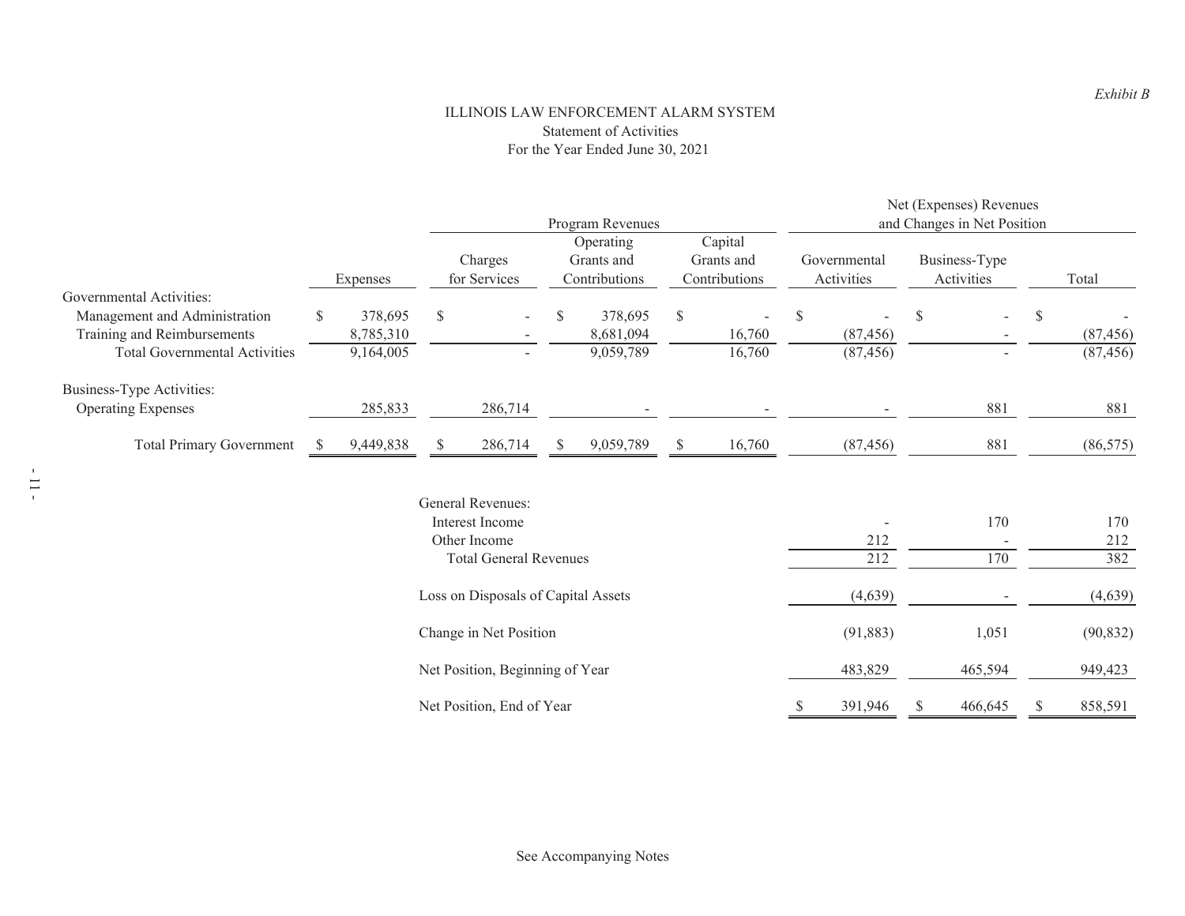*Exhibit B*

# ILLINOIS LAW ENFORCEMENT ALARM SYSTEM

## Statement of Activities

### For the Year Ended June 30, 2021

| | | Program Revenues | | | Net (Expenses) Revenues and Changes in Net Position | | |
|---|---|---|---|---|---|---|---|
| | Expenses | Charges for Services | Operating Grants and Contributions | Capital Grants and Contributions | Governmental Activities | Business-Type Activities | Total |
| Governmental Activities: | | | | | | | |
| Management and Administration | $ 378,695 | $ - | $ 378,695 | $ - | $ - | $ - | $ - |
| Training and Reimbursements | 8,785,310 | - | 8,681,094 | 16,760 | (87,456) | - | (87,456) |
| Total Governmental Activities | 9,164,005 | - | 9,059,789 | 16,760 | (87,456) | - | (87,456) |
| Business-Type Activities: | | | | | | | |
| Operating Expenses | 285,833 | 286,714 | - | - | - | 881 | 881 |
| Total Primary Government | $ 9,449,838 | $ 286,714 | $ 9,059,789 | $ 16,760 | (87,456) | 881 | (86,575) |
| | | General Revenues: | | | | | |
| | | Interest Income | | | - | 170 | 170 |
| | | Other Income | | | 212 | - | 212 |
| | | Total General Revenues | | | 212 | 170 | 382 |
| | | Loss on Disposals of Capital Assets | | | (4,639) | - | (4,639) |
| | | Change in Net Position | | | (91,883) | 1,051 | (90,832) |
| | | Net Position, Beginning of Year | | | 483,829 | 465,594 | 949,423 |
| | | Net Position, End of Year | | | $ 391,946 | $ 466,645 | $ 858,591 |

See Accompanying Notes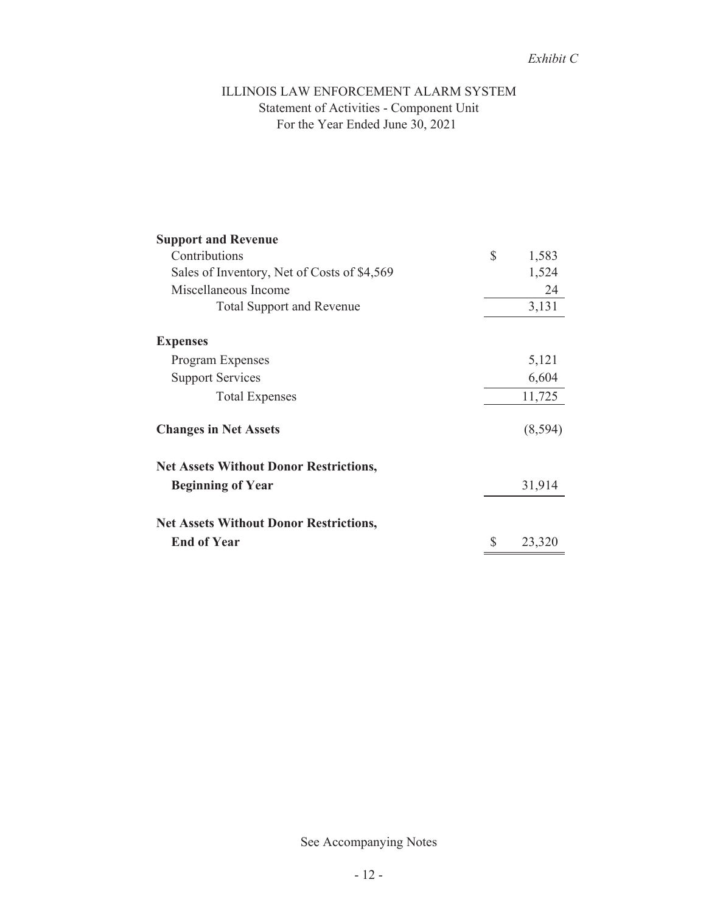*Exhibit C*

# ILLINOIS LAW ENFORCEMENT ALARM SYSTEM

## Statement of Activities - Component Unit

### For the Year Ended June 30, 2021

| | |
|---|---|
| **Support and Revenue** | |
| Contributions | $ 1,583 |
| Sales of Inventory, Net of Costs of $4,569 | 1,524 |
| Miscellaneous Income | 24 |
| Total Support and Revenue | 3,131 |
| **Expenses** | |
| Program Expenses | 5,121 |
| Support Services | 6,604 |
| Total Expenses | 11,725 |
| **Changes in Net Assets** | (8,594) |
| **Net Assets Without Donor Restrictions, Beginning of Year** | 31,914 |
| **Net Assets Without Donor Restrictions, End of Year** | $ 23,320 |

See Accompanying Notes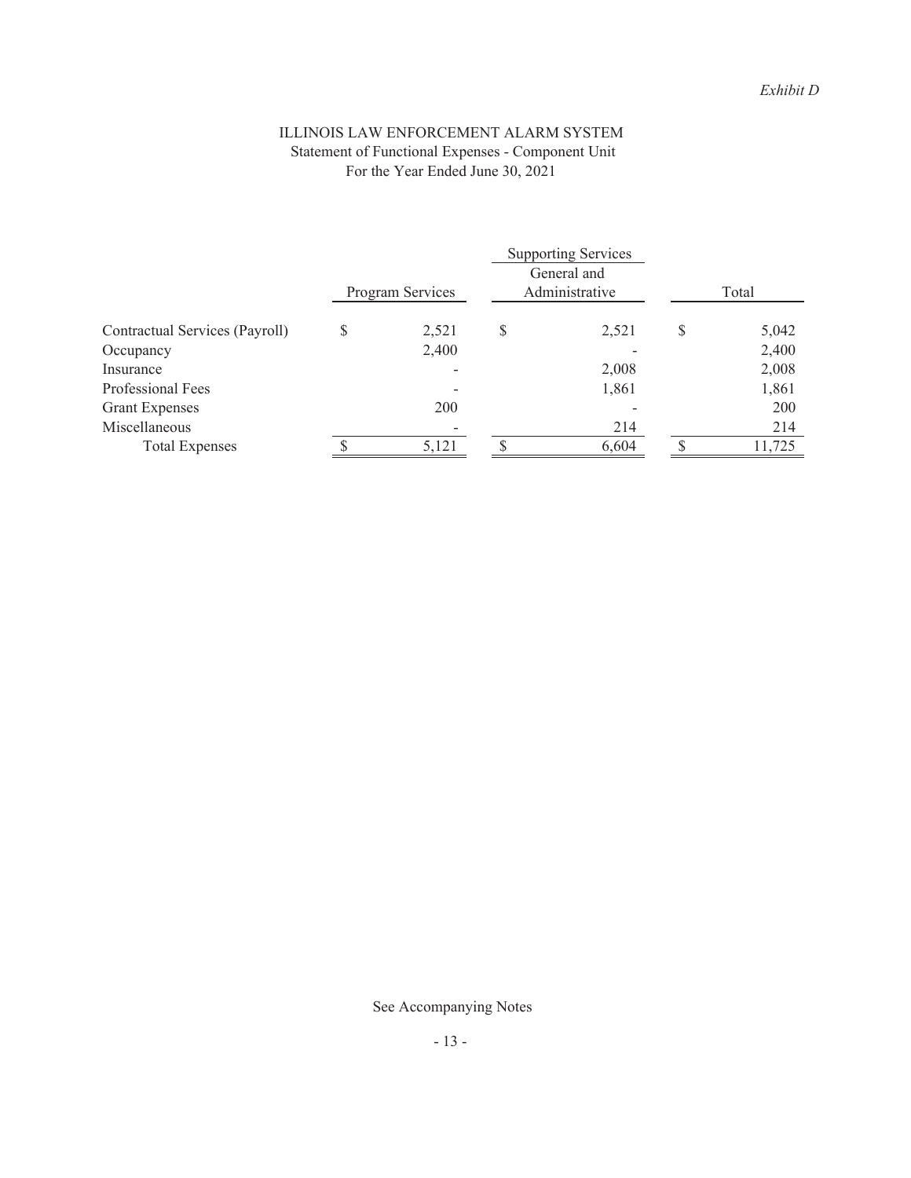*Exhibit D*

# ILLINOIS LAW ENFORCEMENT ALARM SYSTEM

Statement of Functional Expenses - Component Unit

For the Year Ended June 30, 2021

| | | Supporting Services | |
|---|---|---|---|
| | Program Services | General and Administrative | Total |
| Contractual Services (Payroll) | $ 2,521 | $ 2,521 | $ 5,042 |
| Occupancy | 2,400 | - | 2,400 |
| Insurance | - | 2,008 | 2,008 |
| Professional Fees | - | 1,861 | 1,861 |
| Grant Expenses | 200 | - | 200 |
| Miscellaneous | - | 214 | 214 |
| Total Expenses | $ 5,121 | $ 6,604 | $ 11,725 |

See Accompanying Notes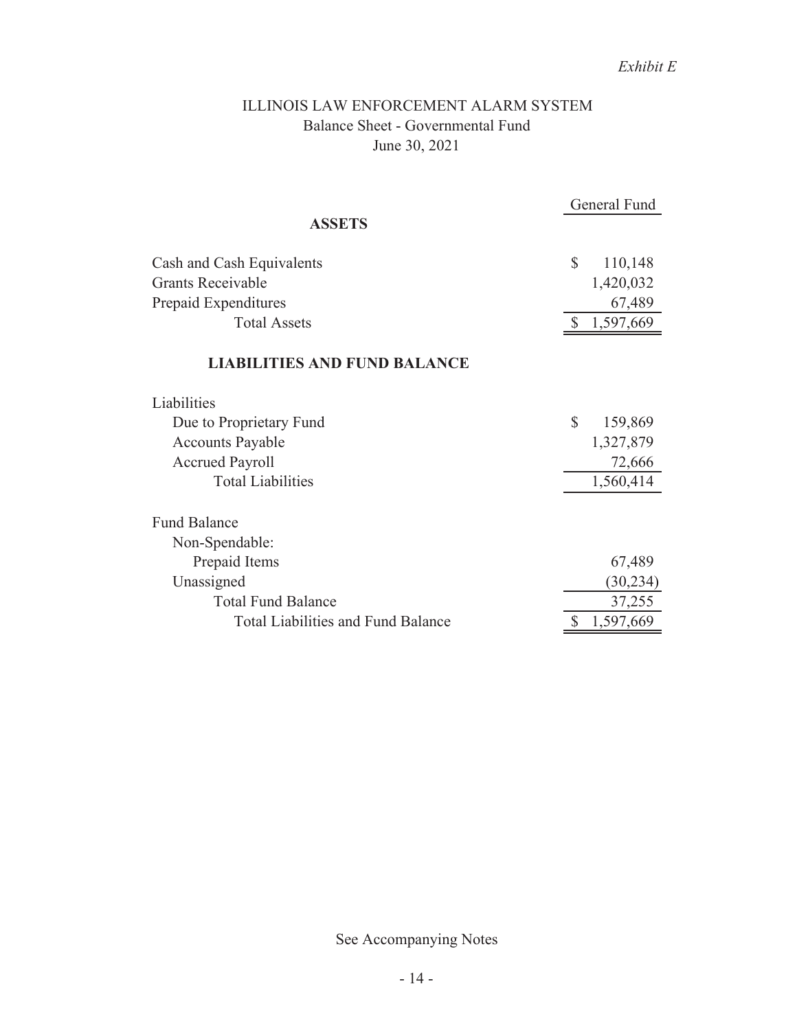*Exhibit E*

# ILLINOIS LAW ENFORCEMENT ALARM SYSTEM
## Balance Sheet - Governmental Fund
## June 30, 2021

| | General Fund |
|---|---|
| **ASSETS** | |
| Cash and Cash Equivalents | $ 110,148 |
| Grants Receivable | 1,420,032 |
| Prepaid Expenditures | 67,489 |
| Total Assets | $ 1,597,669 |
| **LIABILITIES AND FUND BALANCE** | |
| Liabilities | |
| Due to Proprietary Fund | $ 159,869 |
| Accounts Payable | 1,327,879 |
| Accrued Payroll | 72,666 |
| Total Liabilities | 1,560,414 |
| Fund Balance | |
| Non-Spendable: | |
| Prepaid Items | 67,489 |
| Unassigned | (30,234) |
| Total Fund Balance | 37,255 |
| Total Liabilities and Fund Balance | $ 1,597,669 |

See Accompanying Notes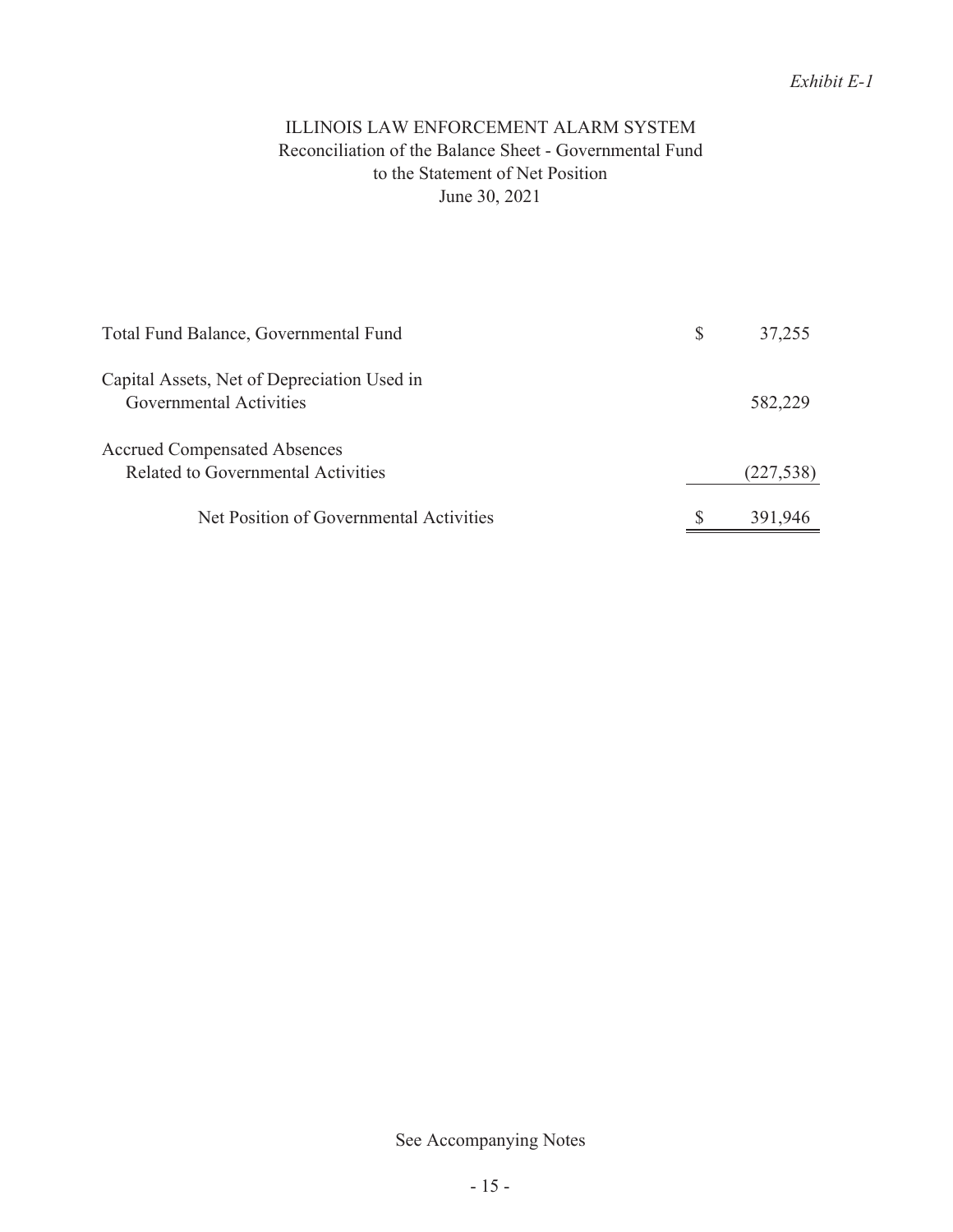*Exhibit E-1*

# ILLINOIS LAW ENFORCEMENT ALARM SYSTEM
## Reconciliation of the Balance Sheet - Governmental Fund to the Statement of Net Position
### June 30, 2021

| | | |
|---|---|---|
| Total Fund Balance, Governmental Fund | $ | 37,255 |
| Capital Assets, Net of Depreciation Used in Governmental Activities | | 582,229 |
| Accrued Compensated Absences Related to Governmental Activities | | (227,538) |
| Net Position of Governmental Activities | $ | 391,946 |

See Accompanying Notes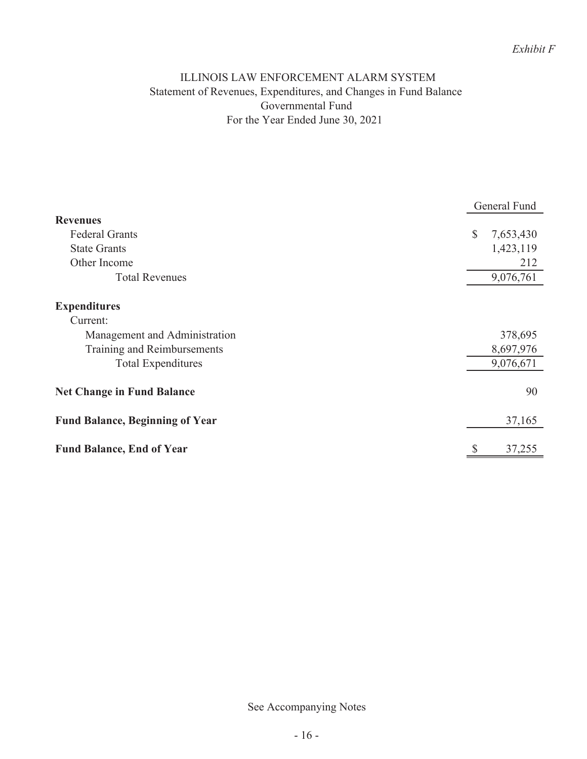*Exhibit F*

# ILLINOIS LAW ENFORCEMENT ALARM SYSTEM
## Statement of Revenues, Expenditures, and Changes in Fund Balance
### Governmental Fund
### For the Year Ended June 30, 2021

| | General Fund |
|---|---|
| **Revenues** | |
| Federal Grants | $ 7,653,430 |
| State Grants | 1,423,119 |
| Other Income | 212 |
| Total Revenues | 9,076,761 |
| **Expenditures** | |
| Current: | |
| Management and Administration | 378,695 |
| Training and Reimbursements | 8,697,976 |
| Total Expenditures | 9,076,671 |
| **Net Change in Fund Balance** | 90 |
| **Fund Balance, Beginning of Year** | 37,165 |
| **Fund Balance, End of Year** | $ 37,255 |

See Accompanying Notes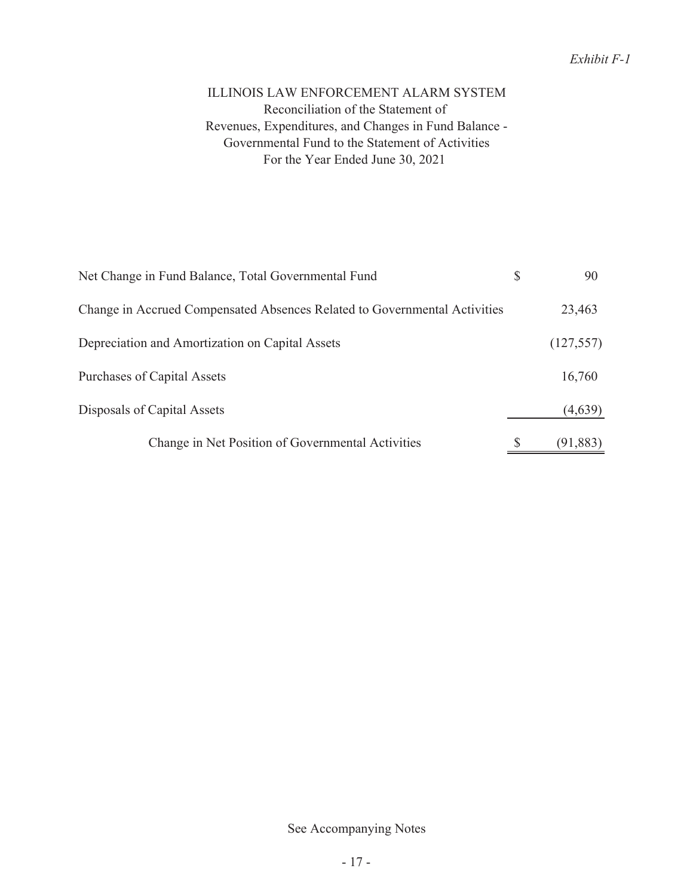*Exhibit F-1*

# ILLINOIS LAW ENFORCEMENT ALARM SYSTEM

## Reconciliation of the Statement of Revenues, Expenditures, and Changes in Fund Balance - Governmental Fund to the Statement of Activities

### For the Year Ended June 30, 2021

| | | |
|---|---|---|
| Net Change in Fund Balance, Total Governmental Fund | $ | 90 |
| Change in Accrued Compensated Absences Related to Governmental Activities | | 23,463 |
| Depreciation and Amortization on Capital Assets | | (127,557) |
| Purchases of Capital Assets | | 16,760 |
| Disposals of Capital Assets | | (4,639) |
| Change in Net Position of Governmental Activities | $ | (91,883) |

See Accompanying Notes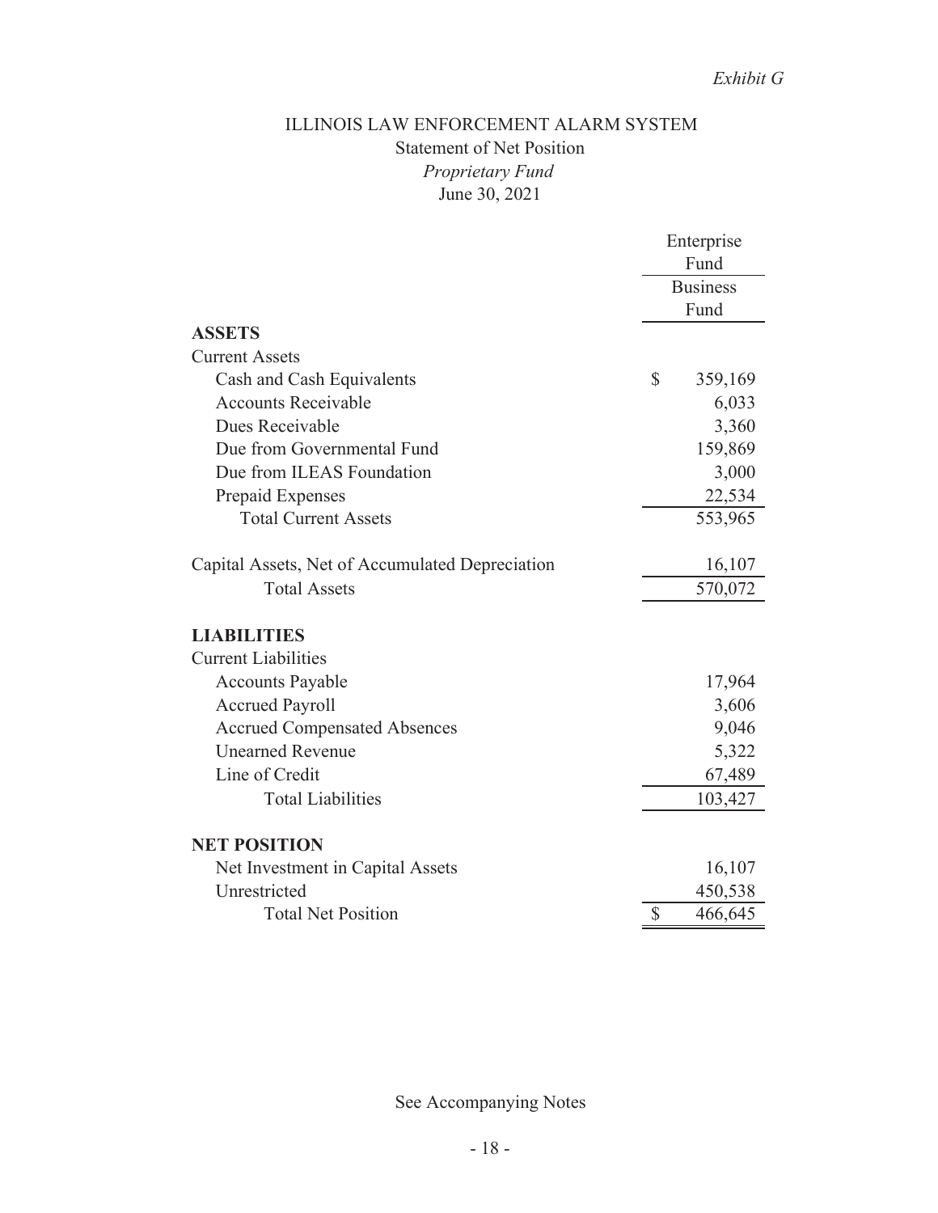*Exhibit G*

# ILLINOIS LAW ENFORCEMENT ALARM SYSTEM

## Statement of Net Position

### *Proprietary Fund*

### June 30, 2021

| | Enterprise Fund |
|---|---|
| | Business Fund |
| **ASSETS** | |
| Current Assets | |
| Cash and Cash Equivalents | $ 359,169 |
| Accounts Receivable | 6,033 |
| Dues Receivable | 3,360 |
| Due from Governmental Fund | 159,869 |
| Due from ILEAS Foundation | 3,000 |
| Prepaid Expenses | 22,534 |
| Total Current Assets | 553,965 |
| | |
| Capital Assets, Net of Accumulated Depreciation | 16,107 |
| Total Assets | 570,072 |
| | |
| **LIABILITIES** | |
| Current Liabilities | |
| Accounts Payable | 17,964 |
| Accrued Payroll | 3,606 |
| Accrued Compensated Absences | 9,046 |
| Unearned Revenue | 5,322 |
| Line of Credit | 67,489 |
| Total Liabilities | 103,427 |
| | |
| **NET POSITION** | |
| Net Investment in Capital Assets | 16,107 |
| Unrestricted | 450,538 |
| Total Net Position | $ 466,645 |

See Accompanying Notes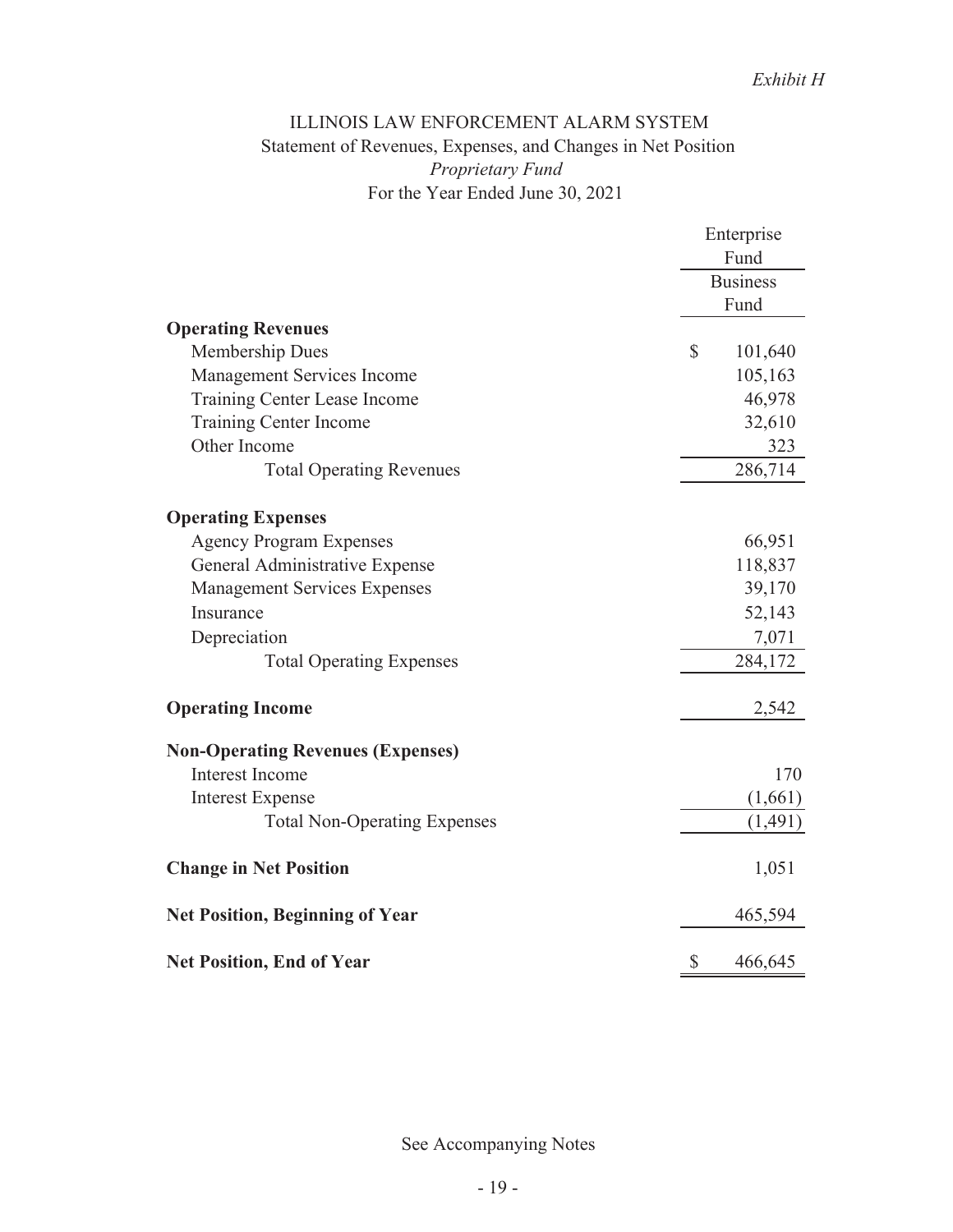*Exhibit H*

# ILLINOIS LAW ENFORCEMENT ALARM SYSTEM

## Statement of Revenues, Expenses, and Changes in Net Position

### *Proprietary Fund*

### For the Year Ended June 30, 2021

| | Enterprise Fund |
|---|---|
| | Business Fund |
| **Operating Revenues** | |
| Membership Dues | $ 101,640 |
| Management Services Income | 105,163 |
| Training Center Lease Income | 46,978 |
| Training Center Income | 32,610 |
| Other Income | 323 |
| Total Operating Revenues | 286,714 |
| **Operating Expenses** | |
| Agency Program Expenses | 66,951 |
| General Administrative Expense | 118,837 |
| Management Services Expenses | 39,170 |
| Insurance | 52,143 |
| Depreciation | 7,071 |
| Total Operating Expenses | 284,172 |
| **Operating Income** | 2,542 |
| **Non-Operating Revenues (Expenses)** | |
| Interest Income | 170 |
| Interest Expense | (1,661) |
| Total Non-Operating Expenses | (1,491) |
| **Change in Net Position** | 1,051 |
| **Net Position, Beginning of Year** | 465,594 |
| **Net Position, End of Year** | $ 466,645 |

See Accompanying Notes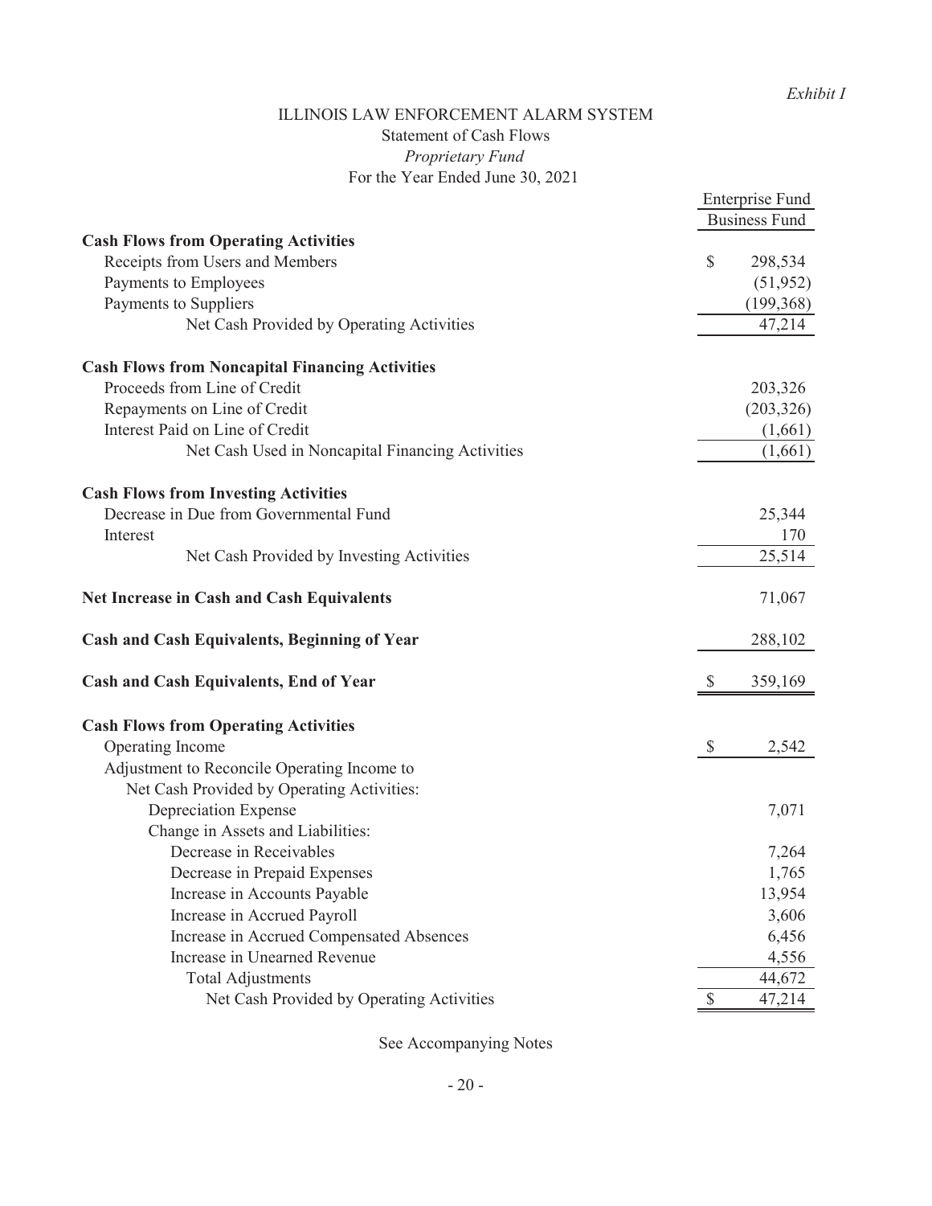*Exhibit I*

# ILLINOIS LAW ENFORCEMENT ALARM SYSTEM
## Statement of Cash Flows
### *Proprietary Fund*
### For the Year Ended June 30, 2021

| | Enterprise Fund<br>Business Fund |
|---|---|
| **Cash Flows from Operating Activities** | |
| Receipts from Users and Members | $ 298,534 |
| Payments to Employees | (51,952) |
| Payments to Suppliers | (199,368) |
| Net Cash Provided by Operating Activities | 47,214 |
| **Cash Flows from Noncapital Financing Activities** | |
| Proceeds from Line of Credit | 203,326 |
| Repayments on Line of Credit | (203,326) |
| Interest Paid on Line of Credit | (1,661) |
| Net Cash Used in Noncapital Financing Activities | (1,661) |
| **Cash Flows from Investing Activities** | |
| Decrease in Due from Governmental Fund | 25,344 |
| Interest | 170 |
| Net Cash Provided by Investing Activities | 25,514 |
| **Net Increase in Cash and Cash Equivalents** | 71,067 |
| **Cash and Cash Equivalents, Beginning of Year** | 288,102 |
| **Cash and Cash Equivalents, End of Year** | $ 359,169 |
| **Cash Flows from Operating Activities** | |
| Operating Income | $ 2,542 |
| Adjustment to Reconcile Operating Income to | |
| Net Cash Provided by Operating Activities: | |
| Depreciation Expense | 7,071 |
| Change in Assets and Liabilities: | |
| Decrease in Receivables | 7,264 |
| Decrease in Prepaid Expenses | 1,765 |
| Increase in Accounts Payable | 13,954 |
| Increase in Accrued Payroll | 3,606 |
| Increase in Accrued Compensated Absences | 6,456 |
| Increase in Unearned Revenue | 4,556 |
| Total Adjustments | 44,672 |
| Net Cash Provided by Operating Activities | $ 47,214 |

See Accompanying Notes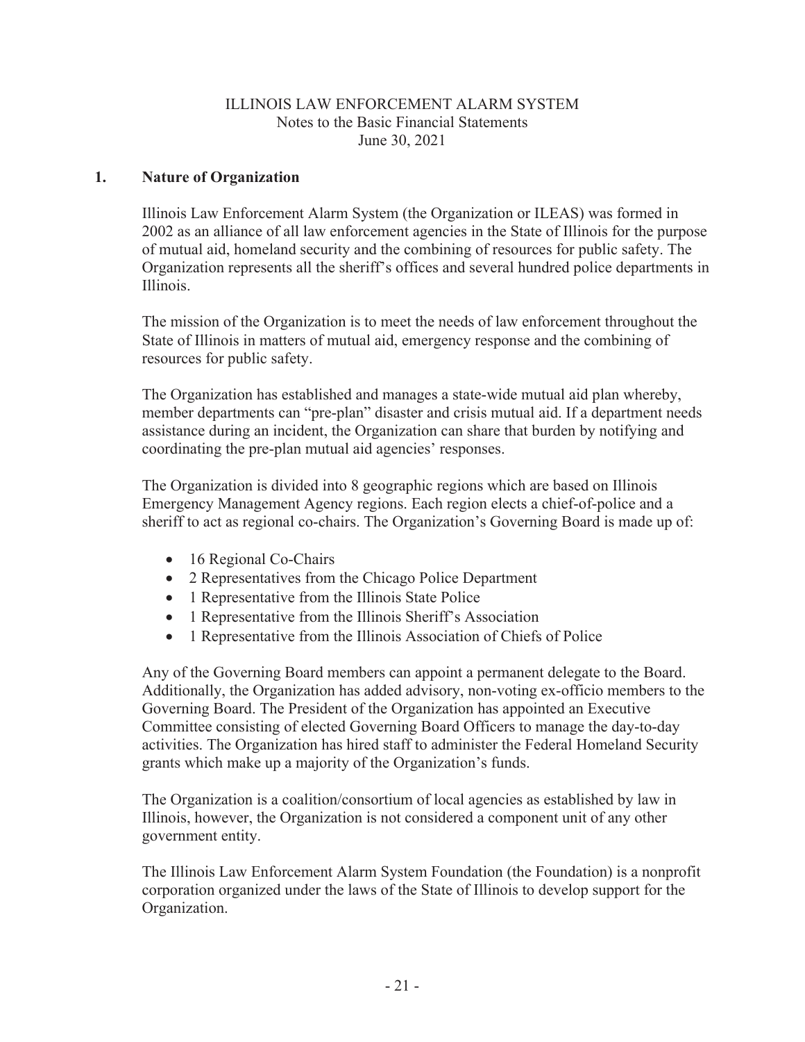ILLINOIS LAW ENFORCEMENT ALARM SYSTEM
Notes to the Basic Financial Statements
June 30, 2021

## 1. Nature of Organization

Illinois Law Enforcement Alarm System (the Organization or ILEAS) was formed in 2002 as an alliance of all law enforcement agencies in the State of Illinois for the purpose of mutual aid, homeland security and the combining of resources for public safety. The Organization represents all the sheriff's offices and several hundred police departments in Illinois.

The mission of the Organization is to meet the needs of law enforcement throughout the State of Illinois in matters of mutual aid, emergency response and the combining of resources for public safety.

The Organization has established and manages a state-wide mutual aid plan whereby, member departments can "pre-plan" disaster and crisis mutual aid. If a department needs assistance during an incident, the Organization can share that burden by notifying and coordinating the pre-plan mutual aid agencies' responses.

The Organization is divided into 8 geographic regions which are based on Illinois Emergency Management Agency regions. Each region elects a chief-of-police and a sheriff to act as regional co-chairs. The Organization's Governing Board is made up of:

- 16 Regional Co-Chairs
- 2 Representatives from the Chicago Police Department
- 1 Representative from the Illinois State Police
- 1 Representative from the Illinois Sheriff's Association
- 1 Representative from the Illinois Association of Chiefs of Police

Any of the Governing Board members can appoint a permanent delegate to the Board. Additionally, the Organization has added advisory, non-voting ex-officio members to the Governing Board. The President of the Organization has appointed an Executive Committee consisting of elected Governing Board Officers to manage the day-to-day activities. The Organization has hired staff to administer the Federal Homeland Security grants which make up a majority of the Organization's funds.

The Organization is a coalition/consortium of local agencies as established by law in Illinois, however, the Organization is not considered a component unit of any other government entity.

The Illinois Law Enforcement Alarm System Foundation (the Foundation) is a nonprofit corporation organized under the laws of the State of Illinois to develop support for the Organization.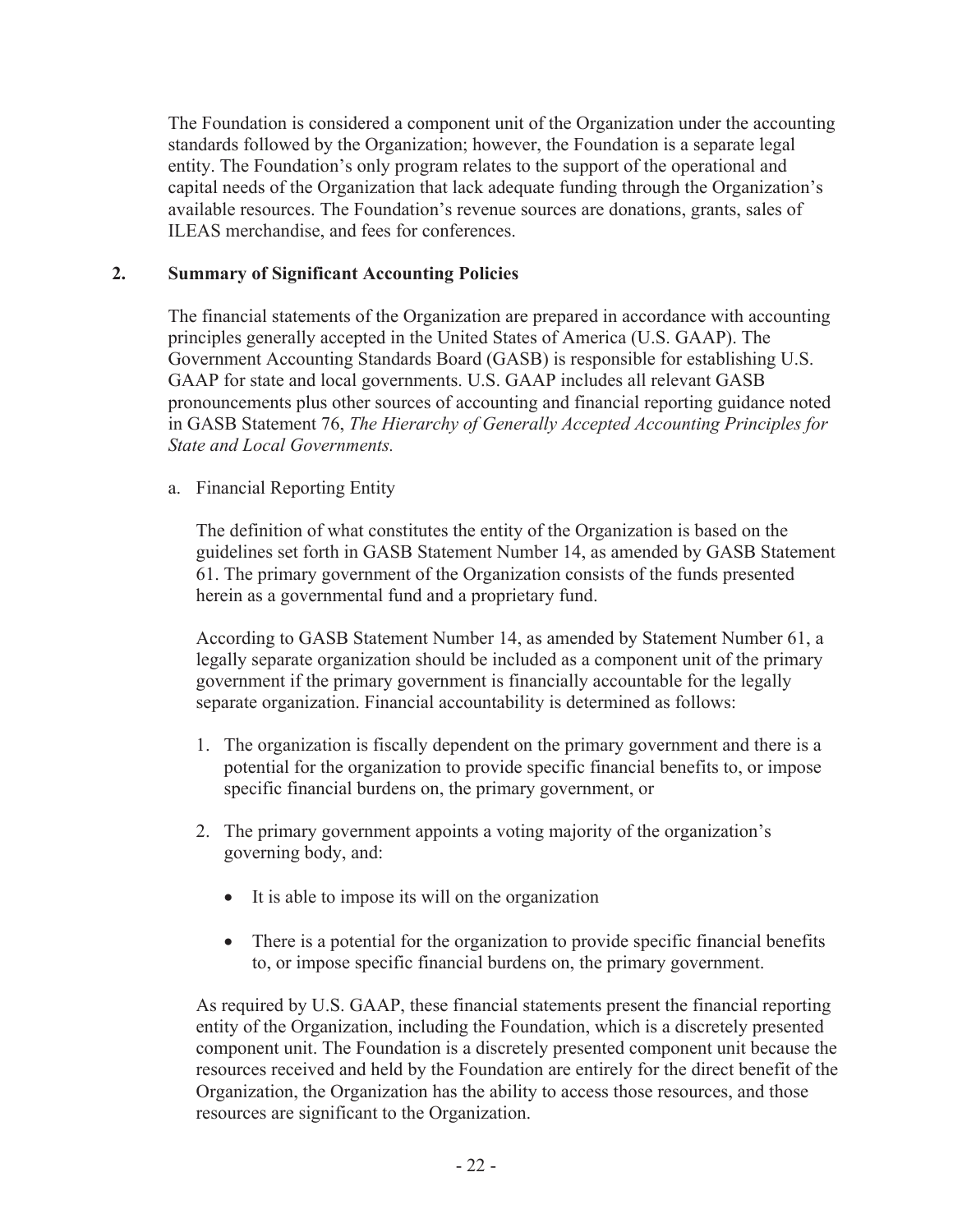The Foundation is considered a component unit of the Organization under the accounting standards followed by the Organization; however, the Foundation is a separate legal entity. The Foundation's only program relates to the support of the operational and capital needs of the Organization that lack adequate funding through the Organization's available resources. The Foundation's revenue sources are donations, grants, sales of ILEAS merchandise, and fees for conferences.

## 2. Summary of Significant Accounting Policies

The financial statements of the Organization are prepared in accordance with accounting principles generally accepted in the United States of America (U.S. GAAP). The Government Accounting Standards Board (GASB) is responsible for establishing U.S. GAAP for state and local governments. U.S. GAAP includes all relevant GASB pronouncements plus other sources of accounting and financial reporting guidance noted in GASB Statement 76, *The Hierarchy of Generally Accepted Accounting Principles for State and Local Governments.*

a. Financial Reporting Entity

The definition of what constitutes the entity of the Organization is based on the guidelines set forth in GASB Statement Number 14, as amended by GASB Statement 61. The primary government of the Organization consists of the funds presented herein as a governmental fund and a proprietary fund.

According to GASB Statement Number 14, as amended by Statement Number 61, a legally separate organization should be included as a component unit of the primary government if the primary government is financially accountable for the legally separate organization. Financial accountability is determined as follows:

1. The organization is fiscally dependent on the primary government and there is a potential for the organization to provide specific financial benefits to, or impose specific financial burdens on, the primary government, or

2. The primary government appoints a voting majority of the organization's governing body, and:

   - It is able to impose its will on the organization

   - There is a potential for the organization to provide specific financial benefits to, or impose specific financial burdens on, the primary government.

As required by U.S. GAAP, these financial statements present the financial reporting entity of the Organization, including the Foundation, which is a discretely presented component unit. The Foundation is a discretely presented component unit because the resources received and held by the Foundation are entirely for the direct benefit of the Organization, the Organization has the ability to access those resources, and those resources are significant to the Organization.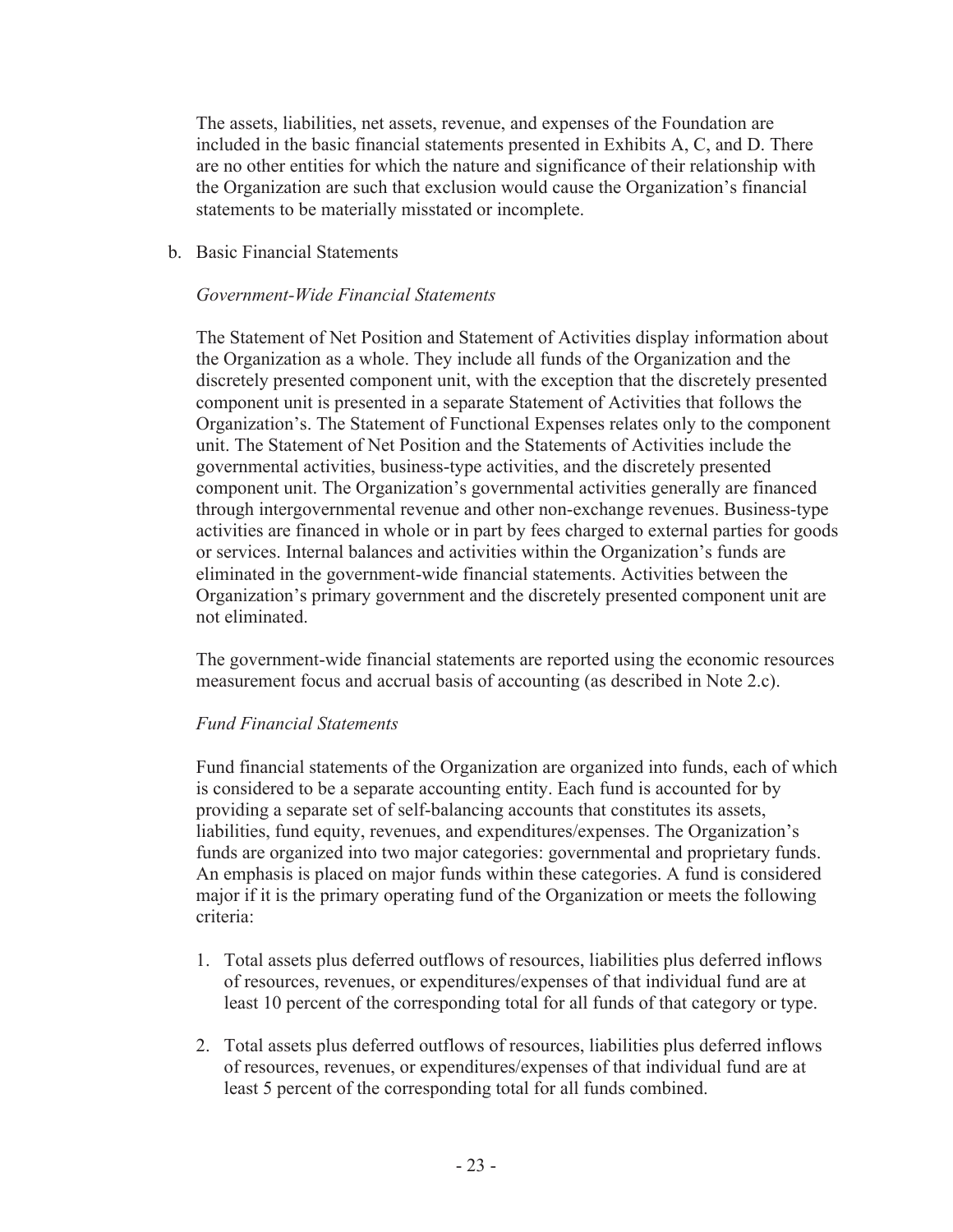The assets, liabilities, net assets, revenue, and expenses of the Foundation are included in the basic financial statements presented in Exhibits A, C, and D. There are no other entities for which the nature and significance of their relationship with the Organization are such that exclusion would cause the Organization's financial statements to be materially misstated or incomplete.

b. Basic Financial Statements

*Government-Wide Financial Statements*

The Statement of Net Position and Statement of Activities display information about the Organization as a whole. They include all funds of the Organization and the discretely presented component unit, with the exception that the discretely presented component unit is presented in a separate Statement of Activities that follows the Organization's. The Statement of Functional Expenses relates only to the component unit. The Statement of Net Position and the Statements of Activities include the governmental activities, business-type activities, and the discretely presented component unit. The Organization's governmental activities generally are financed through intergovernmental revenue and other non-exchange revenues. Business-type activities are financed in whole or in part by fees charged to external parties for goods or services. Internal balances and activities within the Organization's funds are eliminated in the government-wide financial statements. Activities between the Organization's primary government and the discretely presented component unit are not eliminated.

The government-wide financial statements are reported using the economic resources measurement focus and accrual basis of accounting (as described in Note 2.c).

*Fund Financial Statements*

Fund financial statements of the Organization are organized into funds, each of which is considered to be a separate accounting entity. Each fund is accounted for by providing a separate set of self-balancing accounts that constitutes its assets, liabilities, fund equity, revenues, and expenditures/expenses. The Organization's funds are organized into two major categories: governmental and proprietary funds. An emphasis is placed on major funds within these categories. A fund is considered major if it is the primary operating fund of the Organization or meets the following criteria:

1. Total assets plus deferred outflows of resources, liabilities plus deferred inflows of resources, revenues, or expenditures/expenses of that individual fund are at least 10 percent of the corresponding total for all funds of that category or type.

2. Total assets plus deferred outflows of resources, liabilities plus deferred inflows of resources, revenues, or expenditures/expenses of that individual fund are at least 5 percent of the corresponding total for all funds combined.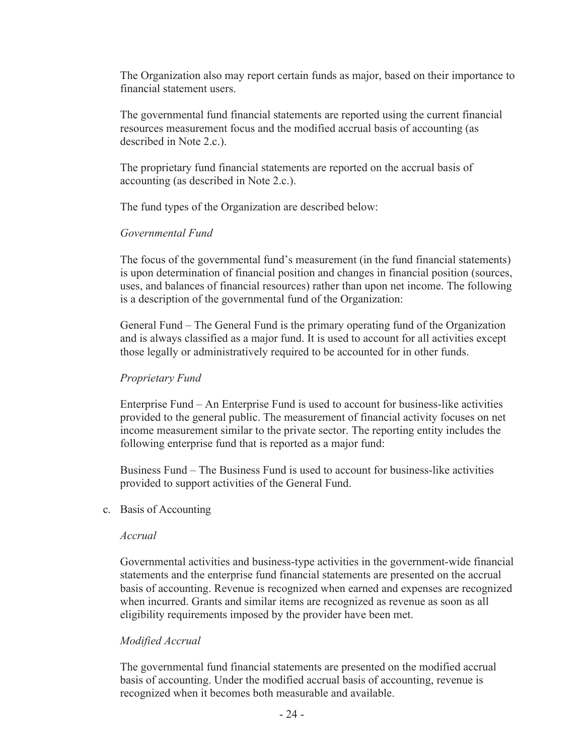The Organization also may report certain funds as major, based on their importance to financial statement users.

The governmental fund financial statements are reported using the current financial resources measurement focus and the modified accrual basis of accounting (as described in Note 2.c.).

The proprietary fund financial statements are reported on the accrual basis of accounting (as described in Note 2.c.).

The fund types of the Organization are described below:

*Governmental Fund*

The focus of the governmental fund's measurement (in the fund financial statements) is upon determination of financial position and changes in financial position (sources, uses, and balances of financial resources) rather than upon net income. The following is a description of the governmental fund of the Organization:

General Fund – The General Fund is the primary operating fund of the Organization and is always classified as a major fund. It is used to account for all activities except those legally or administratively required to be accounted for in other funds.

*Proprietary Fund*

Enterprise Fund – An Enterprise Fund is used to account for business-like activities provided to the general public. The measurement of financial activity focuses on net income measurement similar to the private sector. The reporting entity includes the following enterprise fund that is reported as a major fund:

Business Fund – The Business Fund is used to account for business-like activities provided to support activities of the General Fund.

c. Basis of Accounting

*Accrual*

Governmental activities and business-type activities in the government-wide financial statements and the enterprise fund financial statements are presented on the accrual basis of accounting. Revenue is recognized when earned and expenses are recognized when incurred. Grants and similar items are recognized as revenue as soon as all eligibility requirements imposed by the provider have been met.

*Modified Accrual*

The governmental fund financial statements are presented on the modified accrual basis of accounting. Under the modified accrual basis of accounting, revenue is recognized when it becomes both measurable and available.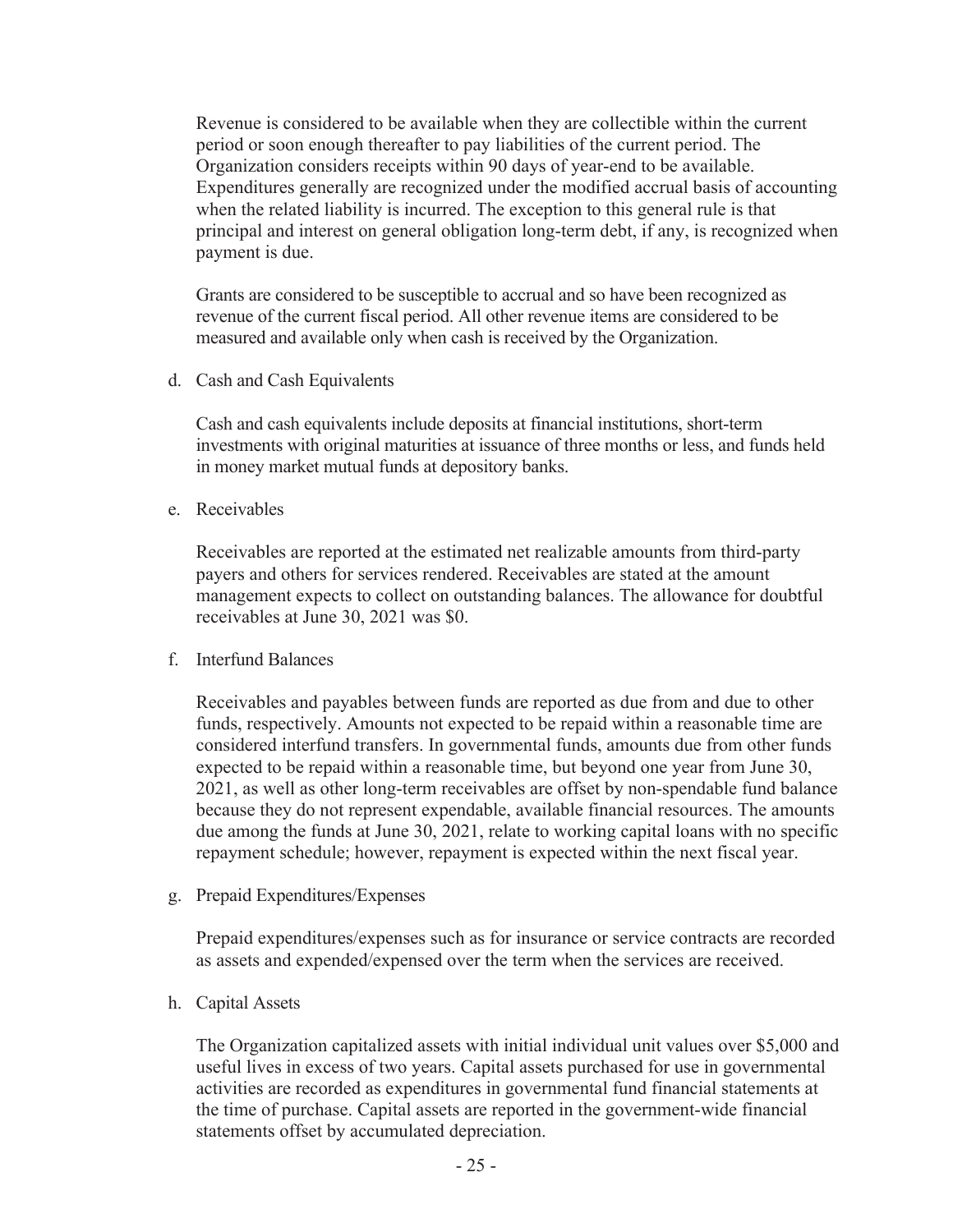Revenue is considered to be available when they are collectible within the current period or soon enough thereafter to pay liabilities of the current period. The Organization considers receipts within 90 days of year-end to be available. Expenditures generally are recognized under the modified accrual basis of accounting when the related liability is incurred. The exception to this general rule is that principal and interest on general obligation long-term debt, if any, is recognized when payment is due.

Grants are considered to be susceptible to accrual and so have been recognized as revenue of the current fiscal period. All other revenue items are considered to be measured and available only when cash is received by the Organization.

d. Cash and Cash Equivalents

Cash and cash equivalents include deposits at financial institutions, short-term investments with original maturities at issuance of three months or less, and funds held in money market mutual funds at depository banks.

e. Receivables

Receivables are reported at the estimated net realizable amounts from third-party payers and others for services rendered. Receivables are stated at the amount management expects to collect on outstanding balances. The allowance for doubtful receivables at June 30, 2021 was $0.

f. Interfund Balances

Receivables and payables between funds are reported as due from and due to other funds, respectively. Amounts not expected to be repaid within a reasonable time are considered interfund transfers. In governmental funds, amounts due from other funds expected to be repaid within a reasonable time, but beyond one year from June 30, 2021, as well as other long-term receivables are offset by non-spendable fund balance because they do not represent expendable, available financial resources. The amounts due among the funds at June 30, 2021, relate to working capital loans with no specific repayment schedule; however, repayment is expected within the next fiscal year.

g. Prepaid Expenditures/Expenses

Prepaid expenditures/expenses such as for insurance or service contracts are recorded as assets and expended/expensed over the term when the services are received.

h. Capital Assets

The Organization capitalized assets with initial individual unit values over $5,000 and useful lives in excess of two years. Capital assets purchased for use in governmental activities are recorded as expenditures in governmental fund financial statements at the time of purchase. Capital assets are reported in the government-wide financial statements offset by accumulated depreciation.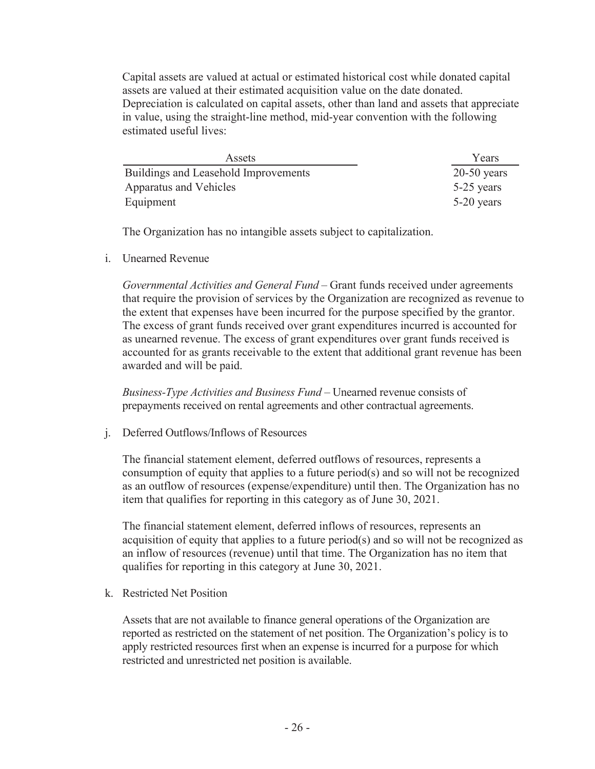Capital assets are valued at actual or estimated historical cost while donated capital assets are valued at their estimated acquisition value on the date donated. Depreciation is calculated on capital assets, other than land and assets that appreciate in value, using the straight-line method, mid-year convention with the following estimated useful lives:

| Assets | Years |
|---|---|
| Buildings and Leasehold Improvements | 20-50 years |
| Apparatus and Vehicles | 5-25 years |
| Equipment | 5-20 years |

The Organization has no intangible assets subject to capitalization.

i. Unearned Revenue

*Governmental Activities and General Fund* – Grant funds received under agreements that require the provision of services by the Organization are recognized as revenue to the extent that expenses have been incurred for the purpose specified by the grantor. The excess of grant funds received over grant expenditures incurred is accounted for as unearned revenue. The excess of grant expenditures over grant funds received is accounted for as grants receivable to the extent that additional grant revenue has been awarded and will be paid.

*Business-Type Activities and Business Fund* – Unearned revenue consists of prepayments received on rental agreements and other contractual agreements.

j. Deferred Outflows/Inflows of Resources

The financial statement element, deferred outflows of resources, represents a consumption of equity that applies to a future period(s) and so will not be recognized as an outflow of resources (expense/expenditure) until then. The Organization has no item that qualifies for reporting in this category as of June 30, 2021.

The financial statement element, deferred inflows of resources, represents an acquisition of equity that applies to a future period(s) and so will not be recognized as an inflow of resources (revenue) until that time. The Organization has no item that qualifies for reporting in this category at June 30, 2021.

k. Restricted Net Position

Assets that are not available to finance general operations of the Organization are reported as restricted on the statement of net position. The Organization's policy is to apply restricted resources first when an expense is incurred for a purpose for which restricted and unrestricted net position is available.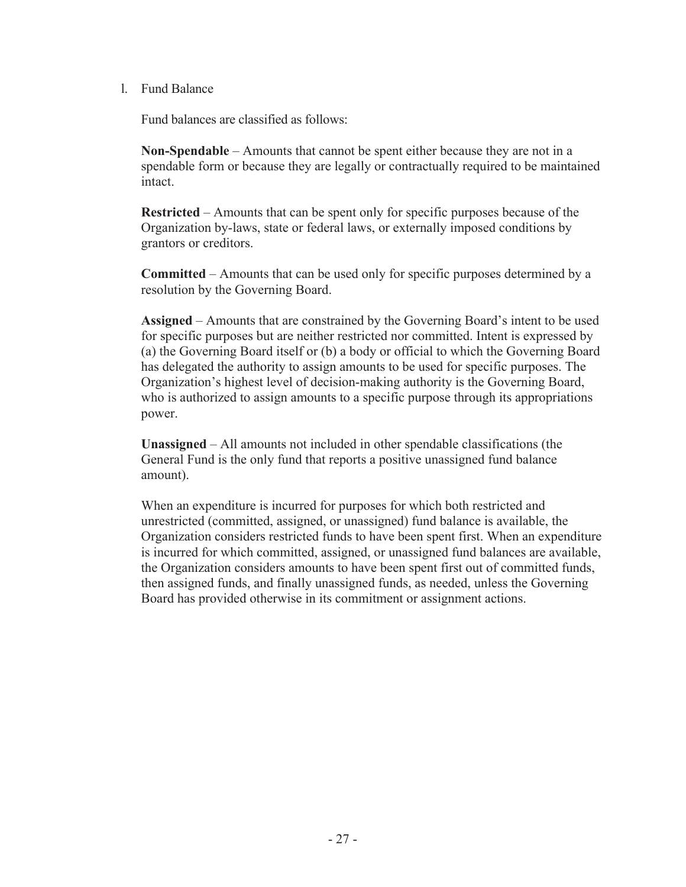l. Fund Balance

Fund balances are classified as follows:

**Non-Spendable** – Amounts that cannot be spent either because they are not in a spendable form or because they are legally or contractually required to be maintained intact.

**Restricted** – Amounts that can be spent only for specific purposes because of the Organization by-laws, state or federal laws, or externally imposed conditions by grantors or creditors.

**Committed** – Amounts that can be used only for specific purposes determined by a resolution by the Governing Board.

**Assigned** – Amounts that are constrained by the Governing Board's intent to be used for specific purposes but are neither restricted nor committed. Intent is expressed by (a) the Governing Board itself or (b) a body or official to which the Governing Board has delegated the authority to assign amounts to be used for specific purposes. The Organization's highest level of decision-making authority is the Governing Board, who is authorized to assign amounts to a specific purpose through its appropriations power.

**Unassigned** – All amounts not included in other spendable classifications (the General Fund is the only fund that reports a positive unassigned fund balance amount).

When an expenditure is incurred for purposes for which both restricted and unrestricted (committed, assigned, or unassigned) fund balance is available, the Organization considers restricted funds to have been spent first. When an expenditure is incurred for which committed, assigned, or unassigned fund balances are available, the Organization considers amounts to have been spent first out of committed funds, then assigned funds, and finally unassigned funds, as needed, unless the Governing Board has provided otherwise in its commitment or assignment actions.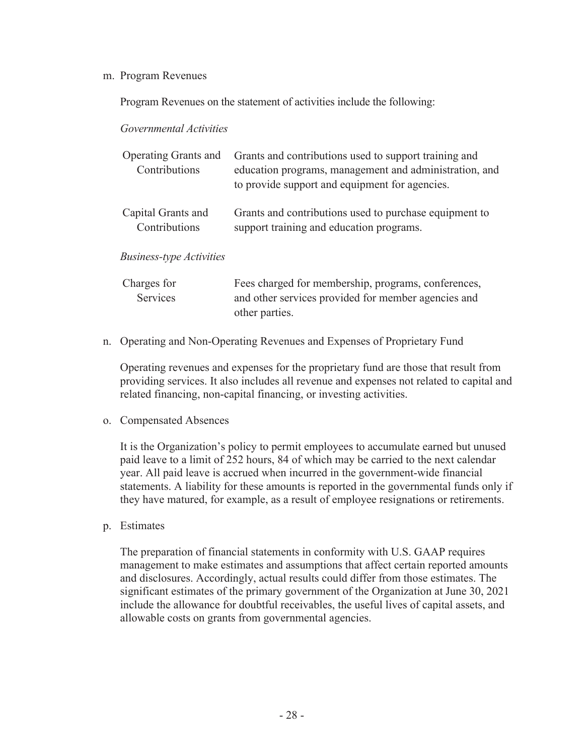m. Program Revenues

Program Revenues on the statement of activities include the following:

*Governmental Activities*

| | |
|---|---|
| Operating Grants and Contributions | Grants and contributions used to support training and education programs, management and administration, and to provide support and equipment for agencies. |
| Capital Grants and Contributions | Grants and contributions used to purchase equipment to support training and education programs. |

*Business-type Activities*

| | |
|---|---|
| Charges for Services | Fees charged for membership, programs, conferences, and other services provided for member agencies and other parties. |

n. Operating and Non-Operating Revenues and Expenses of Proprietary Fund

Operating revenues and expenses for the proprietary fund are those that result from providing services. It also includes all revenue and expenses not related to capital and related financing, non-capital financing, or investing activities.

o. Compensated Absences

It is the Organization's policy to permit employees to accumulate earned but unused paid leave to a limit of 252 hours, 84 of which may be carried to the next calendar year. All paid leave is accrued when incurred in the government-wide financial statements. A liability for these amounts is reported in the governmental funds only if they have matured, for example, as a result of employee resignations or retirements.

p. Estimates

The preparation of financial statements in conformity with U.S. GAAP requires management to make estimates and assumptions that affect certain reported amounts and disclosures. Accordingly, actual results could differ from those estimates. The significant estimates of the primary government of the Organization at June 30, 2021 include the allowance for doubtful receivables, the useful lives of capital assets, and allowable costs on grants from governmental agencies.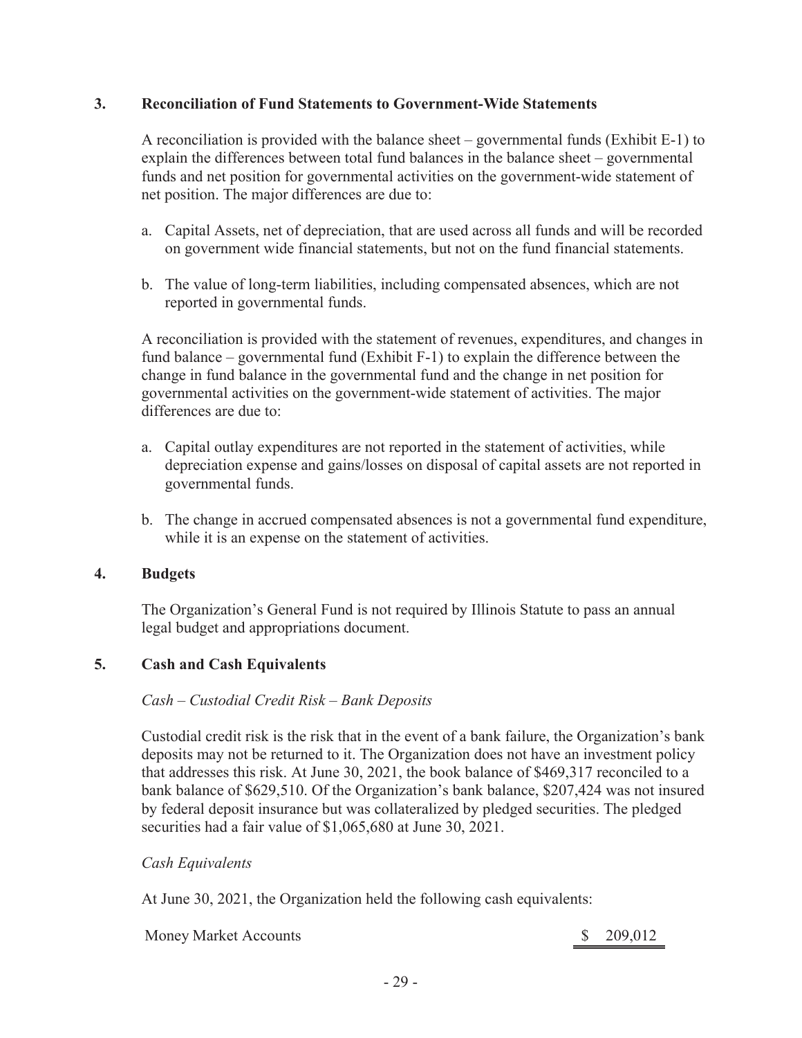## 3. Reconciliation of Fund Statements to Government-Wide Statements

A reconciliation is provided with the balance sheet – governmental funds (Exhibit E-1) to explain the differences between total fund balances in the balance sheet – governmental funds and net position for governmental activities on the government-wide statement of net position. The major differences are due to:

a. Capital Assets, net of depreciation, that are used across all funds and will be recorded on government wide financial statements, but not on the fund financial statements.

b. The value of long-term liabilities, including compensated absences, which are not reported in governmental funds.

A reconciliation is provided with the statement of revenues, expenditures, and changes in fund balance – governmental fund (Exhibit F-1) to explain the difference between the change in fund balance in the governmental fund and the change in net position for governmental activities on the government-wide statement of activities. The major differences are due to:

a. Capital outlay expenditures are not reported in the statement of activities, while depreciation expense and gains/losses on disposal of capital assets are not reported in governmental funds.

b. The change in accrued compensated absences is not a governmental fund expenditure, while it is an expense on the statement of activities.

## 4. Budgets

The Organization's General Fund is not required by Illinois Statute to pass an annual legal budget and appropriations document.

## 5. Cash and Cash Equivalents

*Cash – Custodial Credit Risk – Bank Deposits*

Custodial credit risk is the risk that in the event of a bank failure, the Organization's bank deposits may not be returned to it. The Organization does not have an investment policy that addresses this risk. At June 30, 2021, the book balance of $469,317 reconciled to a bank balance of $629,510. Of the Organization's bank balance, $207,424 was not insured by federal deposit insurance but was collateralized by pledged securities. The pledged securities had a fair value of $1,065,680 at June 30, 2021.

*Cash Equivalents*

At June 30, 2021, the Organization held the following cash equivalents:

| | |
|---|---|
| Money Market Accounts | $ 209,012 |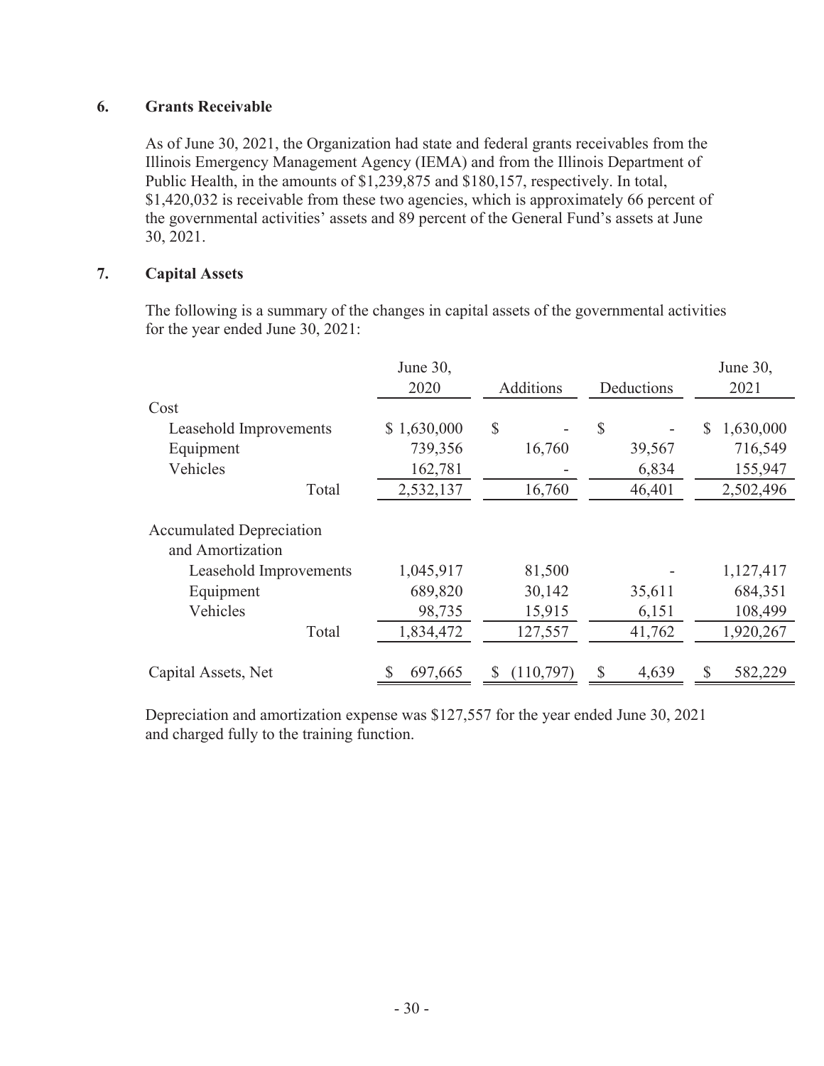## 6. Grants Receivable

As of June 30, 2021, the Organization had state and federal grants receivables from the Illinois Emergency Management Agency (IEMA) and from the Illinois Department of Public Health, in the amounts of \$1,239,875 and \$180,157, respectively. In total, \$1,420,032 is receivable from these two agencies, which is approximately 66 percent of the governmental activities' assets and 89 percent of the General Fund's assets at June 30, 2021.

## 7. Capital Assets

The following is a summary of the changes in capital assets of the governmental activities for the year ended June 30, 2021:

| | June 30, 2020 | Additions | Deductions | June 30, 2021 |
|---|---|---|---|---|
| Cost | | | | |
| Leasehold Improvements | \$ 1,630,000 | \$ - | \$ - | \$ 1,630,000 |
| Equipment | 739,356 | 16,760 | 39,567 | 716,549 |
| Vehicles | 162,781 | - | 6,834 | 155,947 |
| Total | 2,532,137 | 16,760 | 46,401 | 2,502,496 |
| Accumulated Depreciation and Amortization | | | | |
| Leasehold Improvements | 1,045,917 | 81,500 | - | 1,127,417 |
| Equipment | 689,820 | 30,142 | 35,611 | 684,351 |
| Vehicles | 98,735 | 15,915 | 6,151 | 108,499 |
| Total | 1,834,472 | 127,557 | 41,762 | 1,920,267 |
| Capital Assets, Net | \$ 697,665 | \$ (110,797) | \$ 4,639 | \$ 582,229 |

Depreciation and amortization expense was \$127,557 for the year ended June 30, 2021 and charged fully to the training function.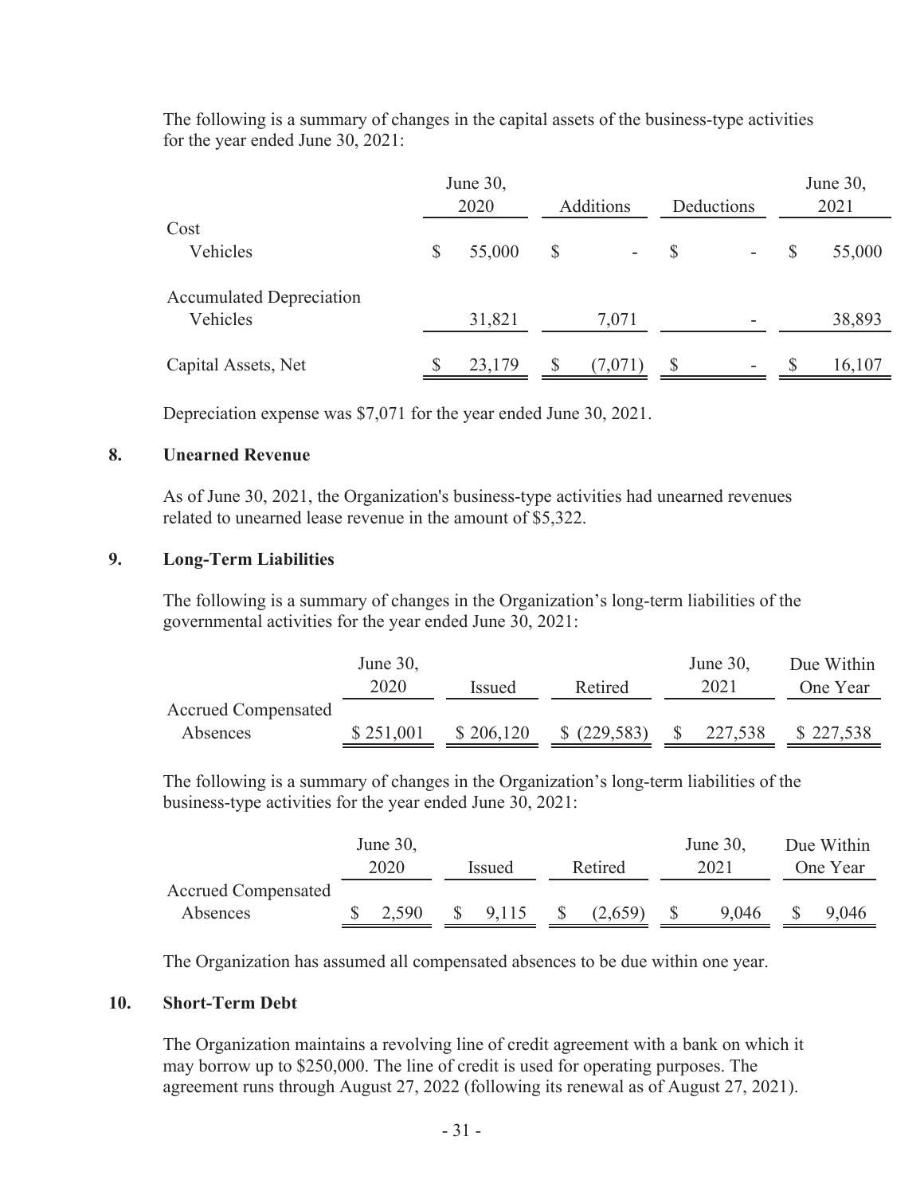The following is a summary of changes in the capital assets of the business-type activities for the year ended June 30, 2021:

| | June 30, 2020 | Additions | Deductions | June 30, 2021 |
|---|---|---|---|---|
| Cost | | | | |
| Vehicles | $ 55,000 | $ - | $ - | $ 55,000 |
| Accumulated Depreciation | | | | |
| Vehicles | 31,821 | 7,071 | - | 38,893 |
| Capital Assets, Net | $ 23,179 | $ (7,071) | $ - | $ 16,107 |

Depreciation expense was $7,071 for the year ended June 30, 2021.

## 8. Unearned Revenue

As of June 30, 2021, the Organization's business-type activities had unearned revenues related to unearned lease revenue in the amount of $5,322.

## 9. Long-Term Liabilities

The following is a summary of changes in the Organization's long-term liabilities of the governmental activities for the year ended June 30, 2021:

| | June 30, 2020 | Issued | Retired | June 30, 2021 | Due Within One Year |
|---|---|---|---|---|---|
| Accrued Compensated Absences | $ 251,001 | $ 206,120 | $ (229,583) | $ 227,538 | $ 227,538 |

The following is a summary of changes in the Organization's long-term liabilities of the business-type activities for the year ended June 30, 2021:

| | June 30, 2020 | Issued | Retired | June 30, 2021 | Due Within One Year |
|---|---|---|---|---|---|
| Accrued Compensated Absences | $ 2,590 | $ 9,115 | $ (2,659) | $ 9,046 | $ 9,046 |

The Organization has assumed all compensated absences to be due within one year.

## 10. Short-Term Debt

The Organization maintains a revolving line of credit agreement with a bank on which it may borrow up to $250,000. The line of credit is used for operating purposes. The agreement runs through August 27, 2022 (following its renewal as of August 27, 2021).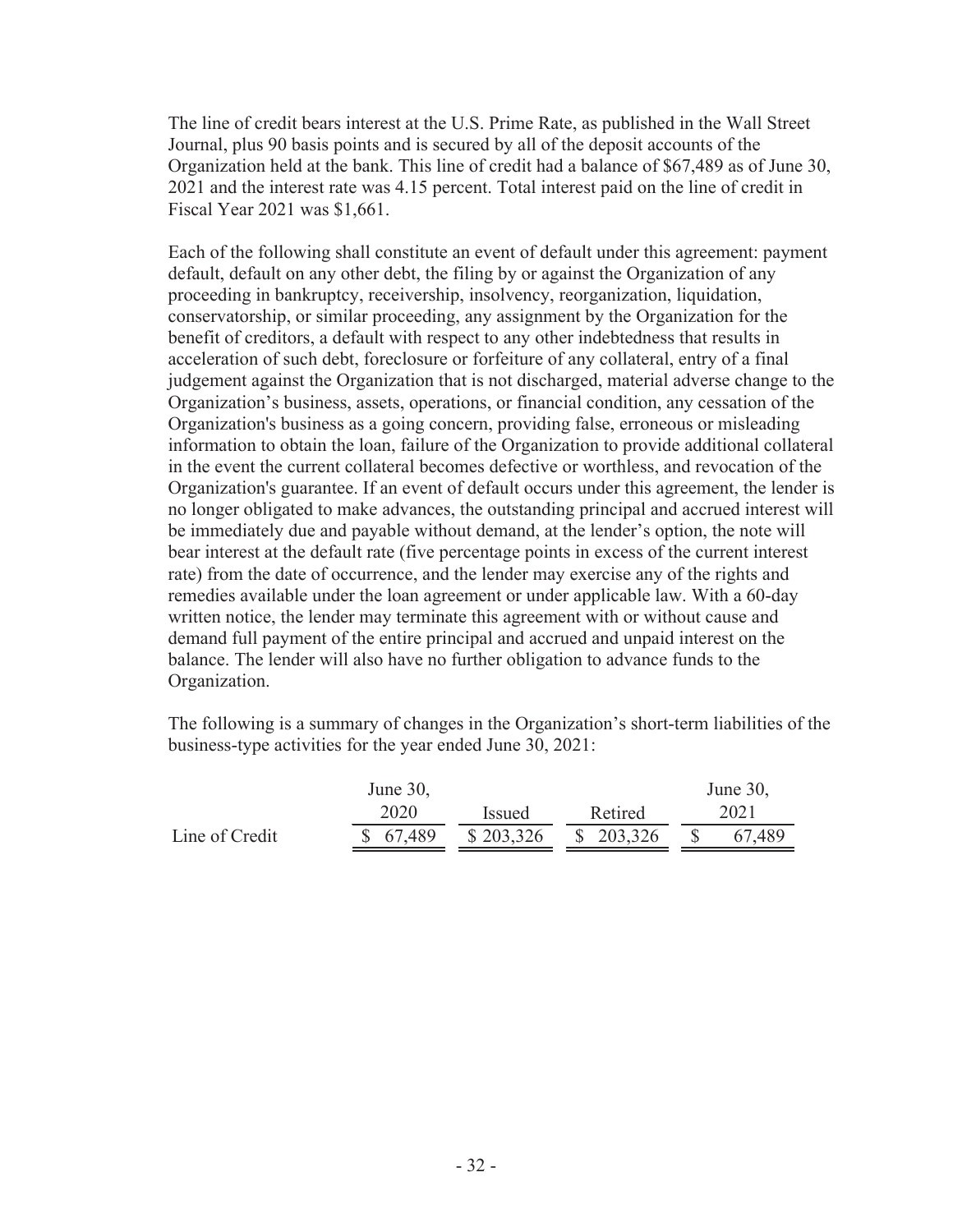The line of credit bears interest at the U.S. Prime Rate, as published in the Wall Street Journal, plus 90 basis points and is secured by all of the deposit accounts of the Organization held at the bank. This line of credit had a balance of $67,489 as of June 30, 2021 and the interest rate was 4.15 percent. Total interest paid on the line of credit in Fiscal Year 2021 was $1,661.

Each of the following shall constitute an event of default under this agreement: payment default, default on any other debt, the filing by or against the Organization of any proceeding in bankruptcy, receivership, insolvency, reorganization, liquidation, conservatorship, or similar proceeding, any assignment by the Organization for the benefit of creditors, a default with respect to any other indebtedness that results in acceleration of such debt, foreclosure or forfeiture of any collateral, entry of a final judgement against the Organization that is not discharged, material adverse change to the Organization's business, assets, operations, or financial condition, any cessation of the Organization's business as a going concern, providing false, erroneous or misleading information to obtain the loan, failure of the Organization to provide additional collateral in the event the current collateral becomes defective or worthless, and revocation of the Organization's guarantee. If an event of default occurs under this agreement, the lender is no longer obligated to make advances, the outstanding principal and accrued interest will be immediately due and payable without demand, at the lender's option, the note will bear interest at the default rate (five percentage points in excess of the current interest rate) from the date of occurrence, and the lender may exercise any of the rights and remedies available under the loan agreement or under applicable law. With a 60-day written notice, the lender may terminate this agreement with or without cause and demand full payment of the entire principal and accrued and unpaid interest on the balance. The lender will also have no further obligation to advance funds to the Organization.

The following is a summary of changes in the Organization's short-term liabilities of the business-type activities for the year ended June 30, 2021:

| | June 30, 2020 | Issued | Retired | June 30, 2021 |
|---|---|---|---|---|
| Line of Credit | $ 67,489 | $ 203,326 | $ 203,326 | $ 67,489 |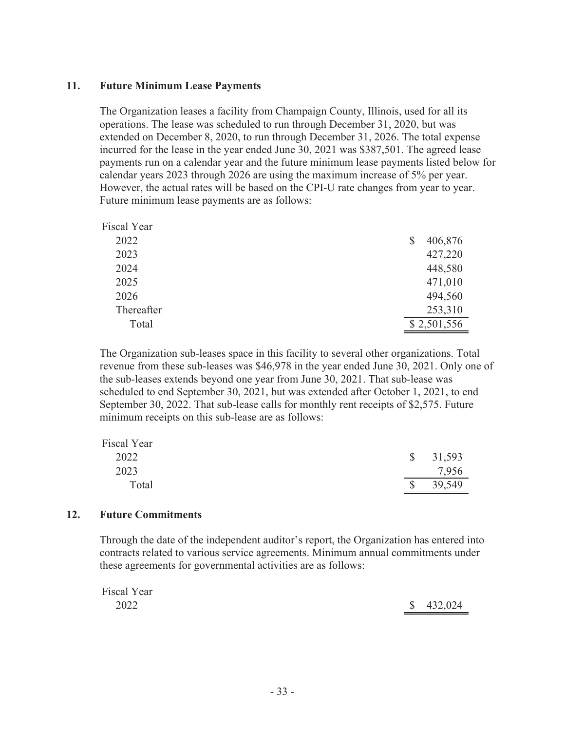## 11. Future Minimum Lease Payments

The Organization leases a facility from Champaign County, Illinois, used for all its operations. The lease was scheduled to run through December 31, 2020, but was extended on December 8, 2020, to run through December 31, 2026. The total expense incurred for the lease in the year ended June 30, 2021 was $387,501. The agreed lease payments run on a calendar year and the future minimum lease payments listed below for calendar years 2023 through 2026 are using the maximum increase of 5% per year. However, the actual rates will be based on the CPI-U rate changes from year to year. Future minimum lease payments are as follows:

| Fiscal Year | |
|---|---|
| 2022 | $ 406,876 |
| 2023 | 427,220 |
| 2024 | 448,580 |
| 2025 | 471,010 |
| 2026 | 494,560 |
| Thereafter | 253,310 |
| Total | $ 2,501,556 |

The Organization sub-leases space in this facility to several other organizations. Total revenue from these sub-leases was $46,978 in the year ended June 30, 2021. Only one of the sub-leases extends beyond one year from June 30, 2021. That sub-lease was scheduled to end September 30, 2021, but was extended after October 1, 2021, to end September 30, 2022. That sub-lease calls for monthly rent receipts of $2,575. Future minimum receipts on this sub-lease are as follows:

| Fiscal Year | |
|---|---|
| 2022 | $ 31,593 |
| 2023 | 7,956 |
| Total | $ 39,549 |

## 12. Future Commitments

Through the date of the independent auditor's report, the Organization has entered into contracts related to various service agreements. Minimum annual commitments under these agreements for governmental activities are as follows:

| Fiscal Year | |
|---|---|
| 2022 | $ 432,024 |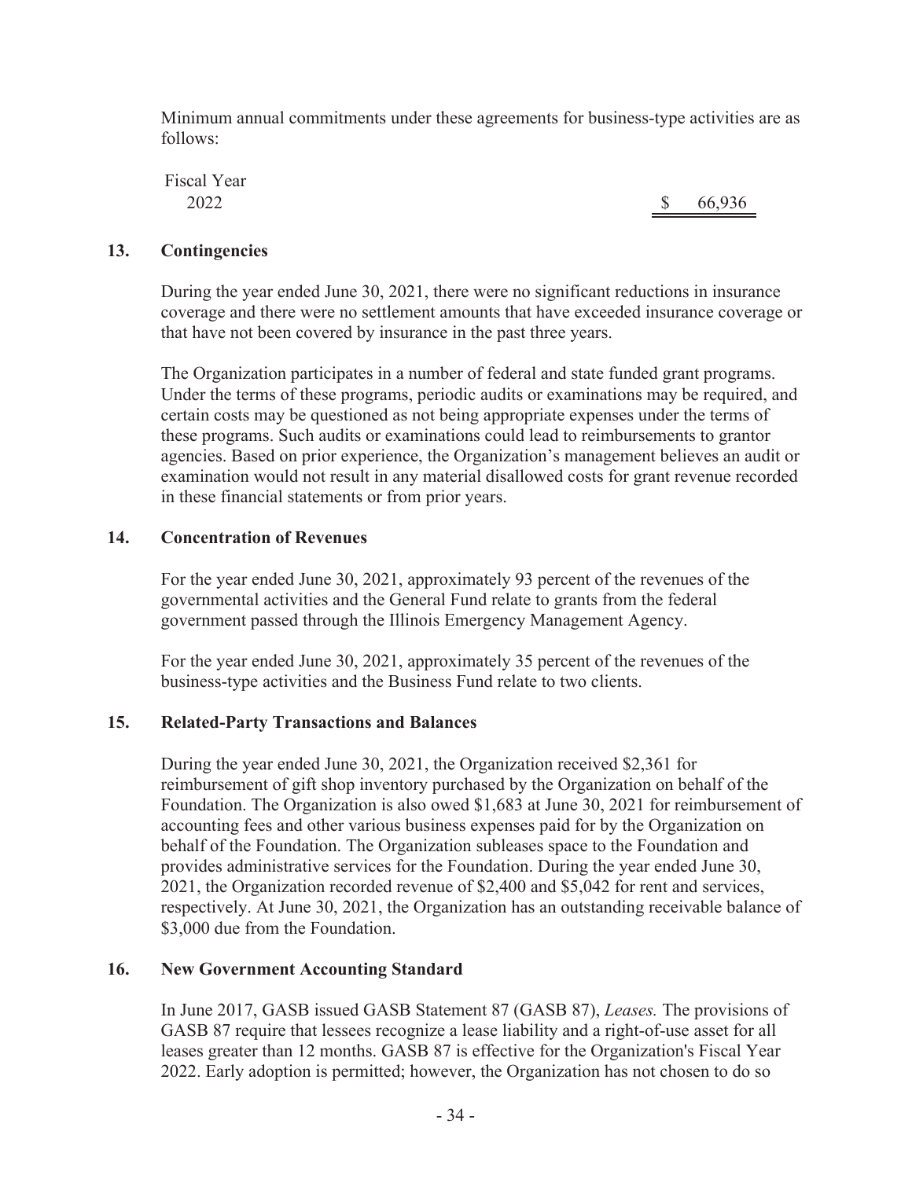Minimum annual commitments under these agreements for business-type activities are as follows:

| Fiscal Year | |
|---|---|
| 2022 | $ 66,936 |

## 13. Contingencies

During the year ended June 30, 2021, there were no significant reductions in insurance coverage and there were no settlement amounts that have exceeded insurance coverage or that have not been covered by insurance in the past three years.

The Organization participates in a number of federal and state funded grant programs. Under the terms of these programs, periodic audits or examinations may be required, and certain costs may be questioned as not being appropriate expenses under the terms of these programs. Such audits or examinations could lead to reimbursements to grantor agencies. Based on prior experience, the Organization's management believes an audit or examination would not result in any material disallowed costs for grant revenue recorded in these financial statements or from prior years.

## 14. Concentration of Revenues

For the year ended June 30, 2021, approximately 93 percent of the revenues of the governmental activities and the General Fund relate to grants from the federal government passed through the Illinois Emergency Management Agency.

For the year ended June 30, 2021, approximately 35 percent of the revenues of the business-type activities and the Business Fund relate to two clients.

## 15. Related-Party Transactions and Balances

During the year ended June 30, 2021, the Organization received $2,361 for reimbursement of gift shop inventory purchased by the Organization on behalf of the Foundation. The Organization is also owed $1,683 at June 30, 2021 for reimbursement of accounting fees and other various business expenses paid for by the Organization on behalf of the Foundation. The Organization subleases space to the Foundation and provides administrative services for the Foundation. During the year ended June 30, 2021, the Organization recorded revenue of $2,400 and $5,042 for rent and services, respectively. At June 30, 2021, the Organization has an outstanding receivable balance of $3,000 due from the Foundation.

## 16. New Government Accounting Standard

In June 2017, GASB issued GASB Statement 87 (GASB 87), *Leases.* The provisions of GASB 87 require that lessees recognize a lease liability and a right-of-use asset for all leases greater than 12 months. GASB 87 is effective for the Organization's Fiscal Year 2022. Early adoption is permitted; however, the Organization has not chosen to do so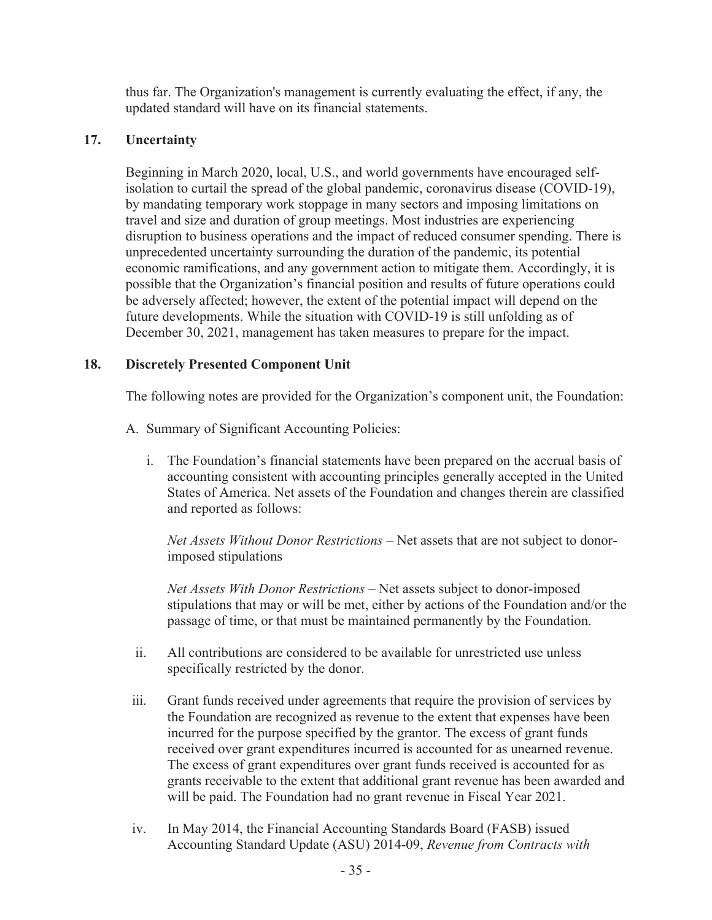thus far. The Organization's management is currently evaluating the effect, if any, the updated standard will have on its financial statements.

## 17. Uncertainty

Beginning in March 2020, local, U.S., and world governments have encouraged self-isolation to curtail the spread of the global pandemic, coronavirus disease (COVID-19), by mandating temporary work stoppage in many sectors and imposing limitations on travel and size and duration of group meetings. Most industries are experiencing disruption to business operations and the impact of reduced consumer spending. There is unprecedented uncertainty surrounding the duration of the pandemic, its potential economic ramifications, and any government action to mitigate them. Accordingly, it is possible that the Organization's financial position and results of future operations could be adversely affected; however, the extent of the potential impact will depend on the future developments. While the situation with COVID-19 is still unfolding as of December 30, 2021, management has taken measures to prepare for the impact.

## 18. Discretely Presented Component Unit

The following notes are provided for the Organization's component unit, the Foundation:

A. Summary of Significant Accounting Policies:

i. The Foundation's financial statements have been prepared on the accrual basis of accounting consistent with accounting principles generally accepted in the United States of America. Net assets of the Foundation and changes therein are classified and reported as follows:

*Net Assets Without Donor Restrictions* – Net assets that are not subject to donor-imposed stipulations

*Net Assets With Donor Restrictions* – Net assets subject to donor-imposed stipulations that may or will be met, either by actions of the Foundation and/or the passage of time, or that must be maintained permanently by the Foundation.

ii. All contributions are considered to be available for unrestricted use unless specifically restricted by the donor.

iii. Grant funds received under agreements that require the provision of services by the Foundation are recognized as revenue to the extent that expenses have been incurred for the purpose specified by the grantor. The excess of grant funds received over grant expenditures incurred is accounted for as unearned revenue. The excess of grant expenditures over grant funds received is accounted for as grants receivable to the extent that additional grant revenue has been awarded and will be paid. The Foundation had no grant revenue in Fiscal Year 2021.

iv. In May 2014, the Financial Accounting Standards Board (FASB) issued Accounting Standard Update (ASU) 2014-09, *Revenue from Contracts with*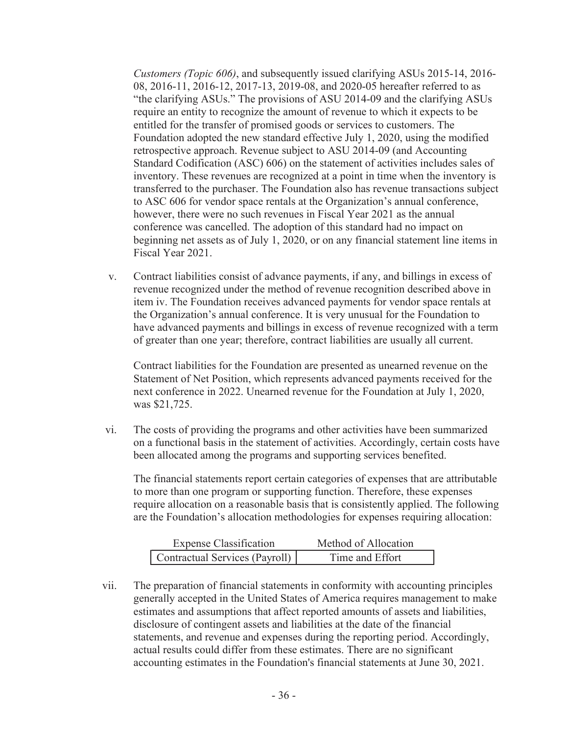*Customers (Topic 606)*, and subsequently issued clarifying ASUs 2015-14, 2016-08, 2016-11, 2016-12, 2017-13, 2019-08, and 2020-05 hereafter referred to as "the clarifying ASUs." The provisions of ASU 2014-09 and the clarifying ASUs require an entity to recognize the amount of revenue to which it expects to be entitled for the transfer of promised goods or services to customers. The Foundation adopted the new standard effective July 1, 2020, using the modified retrospective approach. Revenue subject to ASU 2014-09 (and Accounting Standard Codification (ASC) 606) on the statement of activities includes sales of inventory. These revenues are recognized at a point in time when the inventory is transferred to the purchaser. The Foundation also has revenue transactions subject to ASC 606 for vendor space rentals at the Organization's annual conference, however, there were no such revenues in Fiscal Year 2021 as the annual conference was cancelled. The adoption of this standard had no impact on beginning net assets as of July 1, 2020, or on any financial statement line items in Fiscal Year 2021.

v. Contract liabilities consist of advance payments, if any, and billings in excess of revenue recognized under the method of revenue recognition described above in item iv. The Foundation receives advanced payments for vendor space rentals at the Organization's annual conference. It is very unusual for the Foundation to have advanced payments and billings in excess of revenue recognized with a term of greater than one year; therefore, contract liabilities are usually all current.

   Contract liabilities for the Foundation are presented as unearned revenue on the Statement of Net Position, which represents advanced payments received for the next conference in 2022. Unearned revenue for the Foundation at July 1, 2020, was $21,725.

vi. The costs of providing the programs and other activities have been summarized on a functional basis in the statement of activities. Accordingly, certain costs have been allocated among the programs and supporting services benefited.

   The financial statements report certain categories of expenses that are attributable to more than one program or supporting function. Therefore, these expenses require allocation on a reasonable basis that is consistently applied. The following are the Foundation's allocation methodologies for expenses requiring allocation:

| Expense Classification | Method of Allocation |
|---|---|
| Contractual Services (Payroll) | Time and Effort |

vii. The preparation of financial statements in conformity with accounting principles generally accepted in the United States of America requires management to make estimates and assumptions that affect reported amounts of assets and liabilities, disclosure of contingent assets and liabilities at the date of the financial statements, and revenue and expenses during the reporting period. Accordingly, actual results could differ from these estimates. There are no significant accounting estimates in the Foundation's financial statements at June 30, 2021.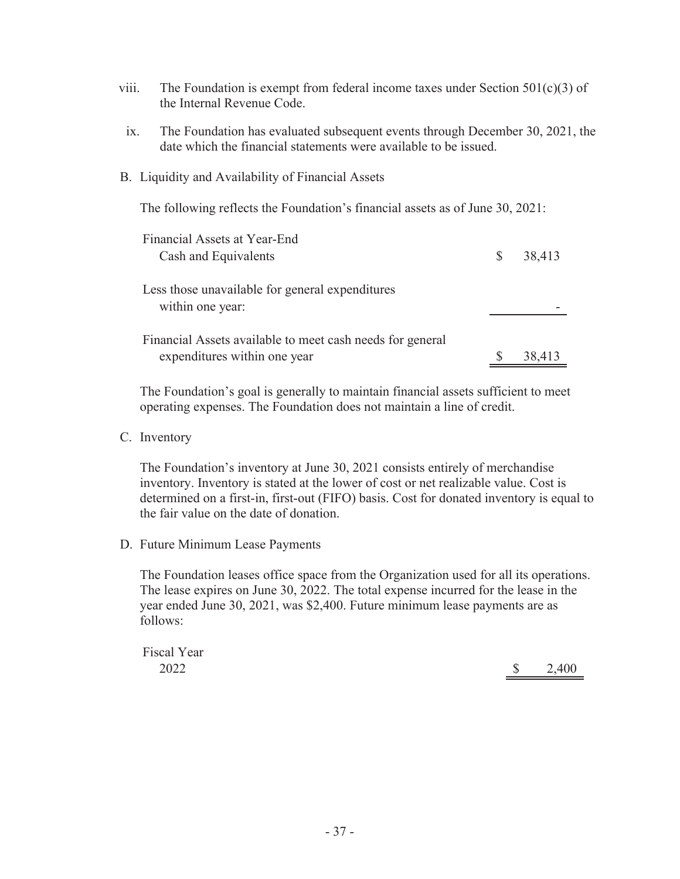viii. The Foundation is exempt from federal income taxes under Section 501(c)(3) of the Internal Revenue Code.

ix. The Foundation has evaluated subsequent events through December 30, 2021, the date which the financial statements were available to be issued.

B. Liquidity and Availability of Financial Assets

The following reflects the Foundation's financial assets as of June 30, 2021:

| | |
|---|---|
| Financial Assets at Year-End | |
| Cash and Equivalents | $ 38,413 |
| Less those unavailable for general expenditures within one year: | - |
| Financial Assets available to meet cash needs for general expenditures within one year | $ 38,413 |

The Foundation's goal is generally to maintain financial assets sufficient to meet operating expenses. The Foundation does not maintain a line of credit.

C. Inventory

The Foundation's inventory at June 30, 2021 consists entirely of merchandise inventory. Inventory is stated at the lower of cost or net realizable value. Cost is determined on a first-in, first-out (FIFO) basis. Cost for donated inventory is equal to the fair value on the date of donation.

D. Future Minimum Lease Payments

The Foundation leases office space from the Organization used for all its operations. The lease expires on June 30, 2022. The total expense incurred for the lease in the year ended June 30, 2021, was $2,400. Future minimum lease payments are as follows:

| Fiscal Year | |
|---|---|
| 2022 | $ 2,400 |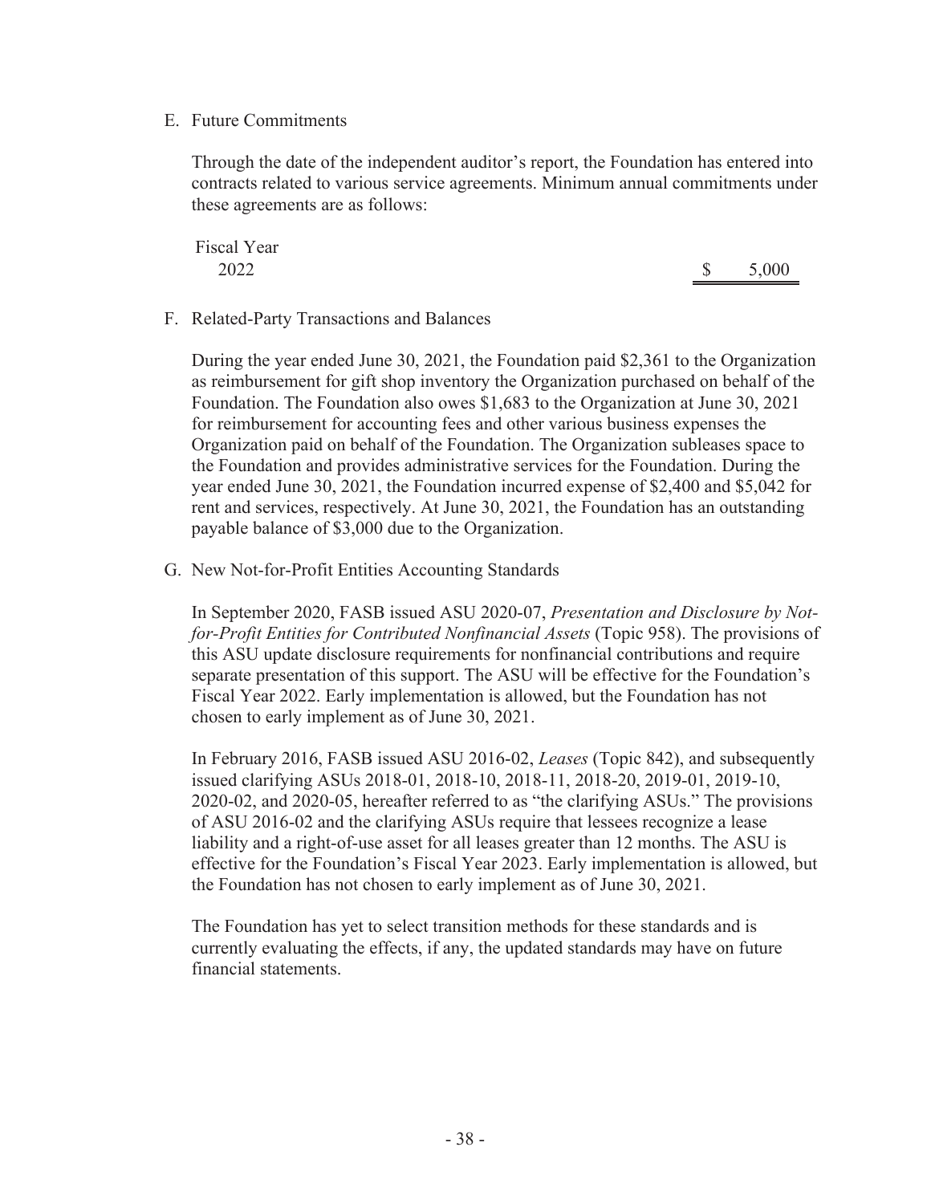E. Future Commitments

Through the date of the independent auditor's report, the Foundation has entered into contracts related to various service agreements. Minimum annual commitments under these agreements are as follows:

| Fiscal Year | |
|---|---|
| 2022 | $ 5,000 |

F. Related-Party Transactions and Balances

During the year ended June 30, 2021, the Foundation paid $2,361 to the Organization as reimbursement for gift shop inventory the Organization purchased on behalf of the Foundation. The Foundation also owes $1,683 to the Organization at June 30, 2021 for reimbursement for accounting fees and other various business expenses the Organization paid on behalf of the Foundation. The Organization subleases space to the Foundation and provides administrative services for the Foundation. During the year ended June 30, 2021, the Foundation incurred expense of $2,400 and $5,042 for rent and services, respectively. At June 30, 2021, the Foundation has an outstanding payable balance of $3,000 due to the Organization.

G. New Not-for-Profit Entities Accounting Standards

In September 2020, FASB issued ASU 2020-07, *Presentation and Disclosure by Not-for-Profit Entities for Contributed Nonfinancial Assets* (Topic 958). The provisions of this ASU update disclosure requirements for nonfinancial contributions and require separate presentation of this support. The ASU will be effective for the Foundation's Fiscal Year 2022. Early implementation is allowed, but the Foundation has not chosen to early implement as of June 30, 2021.

In February 2016, FASB issued ASU 2016-02, *Leases* (Topic 842), and subsequently issued clarifying ASUs 2018-01, 2018-10, 2018-11, 2018-20, 2019-01, 2019-10, 2020-02, and 2020-05, hereafter referred to as "the clarifying ASUs." The provisions of ASU 2016-02 and the clarifying ASUs require that lessees recognize a lease liability and a right-of-use asset for all leases greater than 12 months. The ASU is effective for the Foundation's Fiscal Year 2023. Early implementation is allowed, but the Foundation has not chosen to early implement as of June 30, 2021.

The Foundation has yet to select transition methods for these standards and is currently evaluating the effects, if any, the updated standards may have on future financial statements.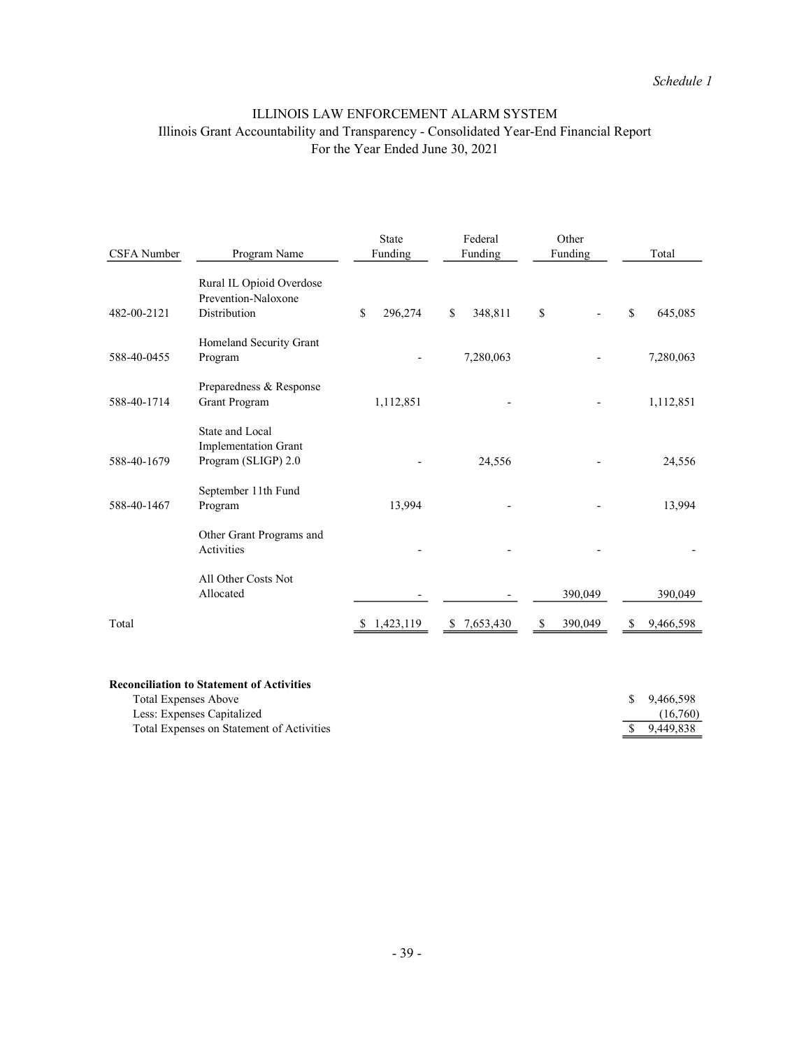*Schedule 1*

# ILLINOIS LAW ENFORCEMENT ALARM SYSTEM
## Illinois Grant Accountability and Transparency - Consolidated Year-End Financial Report
### For the Year Ended June 30, 2021

| CSFA Number | Program Name | State Funding | Federal Funding | Other Funding | Total |
|---|---|---|---|---|---|
| 482-00-2121 | Rural IL Opioid Overdose Prevention-Naloxone Distribution | $ 296,274 | $ 348,811 | $ - | $ 645,085 |
| 588-40-0455 | Homeland Security Grant Program | - | 7,280,063 | - | 7,280,063 |
| 588-40-1714 | Preparedness & Response Grant Program | 1,112,851 | - | - | 1,112,851 |
| 588-40-1679 | State and Local Implementation Grant Program (SLIGP) 2.0 | - | 24,556 | - | 24,556 |
| 588-40-1467 | September 11th Fund Program | 13,994 | - | - | 13,994 |
| | Other Grant Programs and Activities | - | - | - | - |
| | All Other Costs Not Allocated | - | - | 390,049 | 390,049 |
| Total | | $ 1,423,119 | $ 7,653,430 | $ 390,049 | $ 9,466,598 |

**Reconciliation to Statement of Activities**

| | |
|---|---|
| Total Expenses Above | $ 9,466,598 |
| Less: Expenses Capitalized | (16,760) |
| Total Expenses on Statement of Activities | $ 9,449,838 |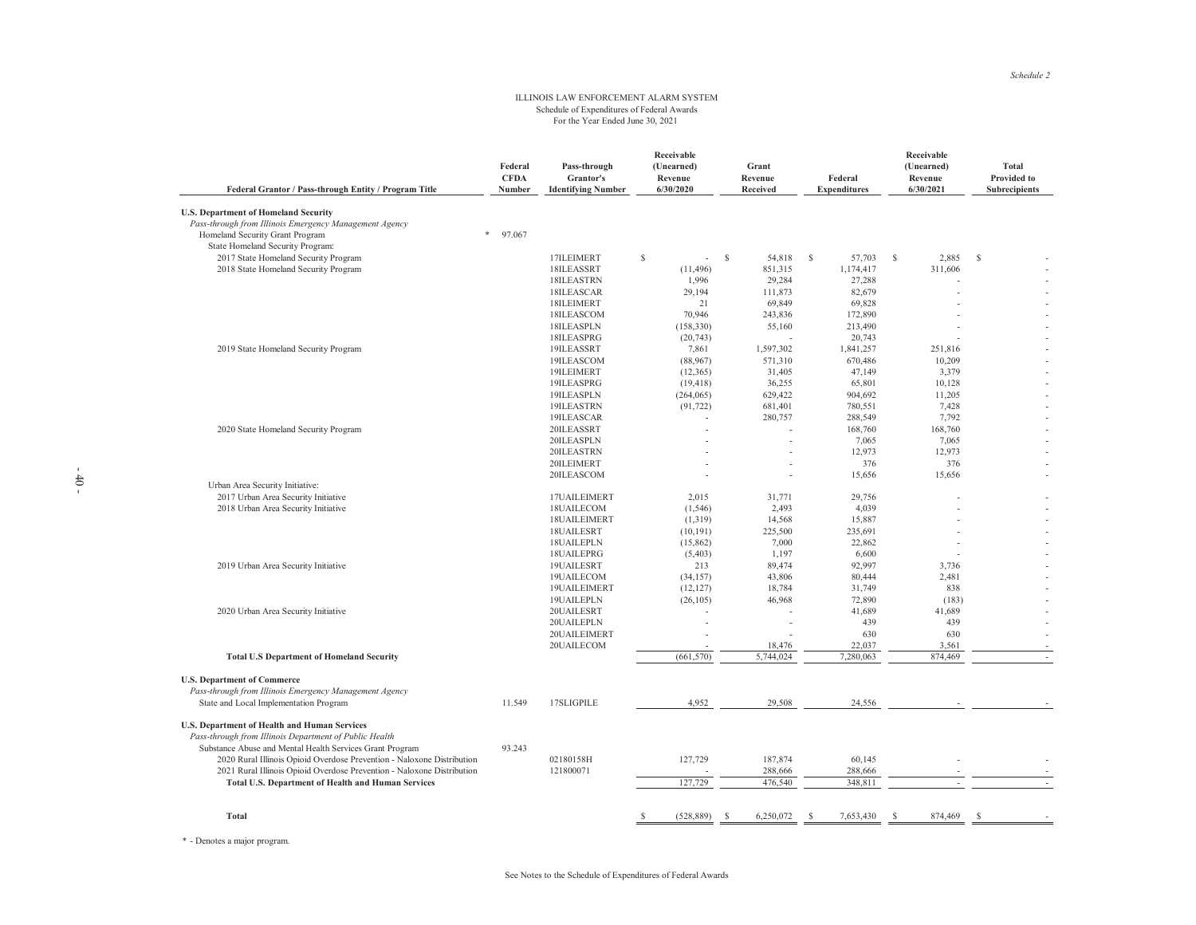*Schedule 2*

ILLINOIS LAW ENFORCEMENT ALARM SYSTEM
Schedule of Expenditures of Federal Awards
For the Year Ended June 30, 2021

| Federal Grantor / Pass-through Entity / Program Title | | Federal CFDA Number | Pass-through Grantor's Identifying Number | Receivable (Unearned) Revenue 6/30/2020 | Grant Revenue Received | Federal Expenditures | Receivable (Unearned) Revenue 6/30/2021 | Total Provided to Subrecipients |
|---|---|---|---|---|---|---|---|---|
| **U.S. Department of Homeland Security** | | | | | | | | |
| *Pass-through from Illinois Emergency Management Agency* | | | | | | | | |
| Homeland Security Grant Program | * | 97.067 | | | | | | |
| State Homeland Security Program: | | | | | | | | |
| 2017 State Homeland Security Program | | | 17ILEIMERT | $ - | $ 54,818 | $ 57,703 | $ 2,885 | $ - |
| 2018 State Homeland Security Program | | | 18ILEASSRT | (11,496) | 851,315 | 1,174,417 | 311,606 | - |
| | | | 18ILEASTRN | 1,996 | 29,284 | 27,288 | - | - |
| | | | 18ILEASCAR | 29,194 | 111,873 | 82,679 | - | - |
| | | | 18ILEIMERT | 21 | 69,849 | 69,828 | - | - |
| | | | 18ILEASCOM | 70,946 | 243,836 | 172,890 | - | - |
| | | | 18ILEASPLN | (158,330) | 55,160 | 213,490 | - | - |
| | | | 18ILEASPRG | (20,743) | - | 20,743 | - | - |
| 2019 State Homeland Security Program | | | 19ILEASSRT | 7,861 | 1,597,302 | 1,841,257 | 251,816 | - |
| | | | 19ILEASCOM | (88,967) | 571,310 | 670,486 | 10,209 | - |
| | | | 19ILEIMERT | (12,365) | 31,405 | 47,149 | 3,379 | - |
| | | | 19ILEASPRG | (19,418) | 36,255 | 65,801 | 10,128 | - |
| | | | 19ILEASPLN | (264,065) | 629,422 | 904,692 | 11,205 | - |
| | | | 19ILEASTRN | (91,722) | 681,401 | 780,551 | 7,428 | - |
| | | | 19ILEASCAR | - | 280,757 | 288,549 | 7,792 | - |
| 2020 State Homeland Security Program | | | 20ILEASSRT | - | - | 168,760 | 168,760 | - |
| | | | 20ILEASPLN | - | - | 7,065 | 7,065 | - |
| | | | 20ILEASTRN | - | - | 12,973 | 12,973 | - |
| | | | 20ILEIMERT | - | - | 376 | 376 | - |
| | | | 20ILEASCOM | - | - | 15,656 | 15,656 | - |
| Urban Area Security Initiative: | | | | | | | | |
| 2017 Urban Area Security Initiative | | | 17UAILEIMERT | 2,015 | 31,771 | 29,756 | - | - |
| 2018 Urban Area Security Initiative | | | 18UAILECOM | (1,546) | 2,493 | 4,039 | - | - |
| | | | 18UAILEIMERT | (1,319) | 14,568 | 15,887 | - | - |
| | | | 18UAILESRT | (10,191) | 225,500 | 235,691 | - | - |
| | | | 18UAILEPLN | (15,862) | 7,000 | 22,862 | - | - |
| | | | 18UAILEPRG | (5,403) | 1,197 | 6,600 | - | - |
| 2019 Urban Area Security Initiative | | | 19UAILESRT | 213 | 89,474 | 92,997 | 3,736 | - |
| | | | 19UAILECOM | (34,157) | 43,806 | 80,444 | 2,481 | - |
| | | | 19UAILEIMERT | (12,127) | 18,784 | 31,749 | 838 | - |
| | | | 19UAILEPLN | (26,105) | 46,968 | 72,890 | (183) | - |
| 2020 Urban Area Security Initiative | | | 20UAILESRT | - | - | 41,689 | 41,689 | - |
| | | | 20UAILEPLN | - | - | 439 | 439 | - |
| | | | 20UAILEIMERT | - | - | 630 | 630 | - |
| | | | 20UAILECOM | - | 18,476 | 22,037 | 3,561 | - |
| **Total U.S Department of Homeland Security** | | | | (661,570) | 5,744,024 | 7,280,063 | 874,469 | - |
| **U.S. Department of Commerce** | | | | | | | | |
| *Pass-through from Illinois Emergency Management Agency* | | | | | | | | |
| State and Local Implementation Program | | 11.549 | 17SLIGPILE | 4,952 | 29,508 | 24,556 | - | - |
| **U.S. Department of Health and Human Services** | | | | | | | | |
| *Pass-through from Illinois Department of Public Health* | | | | | | | | |
| Substance Abuse and Mental Health Services Grant Program | | 93.243 | | | | | | |
| 2020 Rural Illinois Opioid Overdose Prevention - Naloxone Distribution | | | 02180158H | 127,729 | 187,874 | 60,145 | - | - |
| 2021 Rural Illinois Opioid Overdose Prevention - Naloxone Distribution | | | 121800071 | - | 288,666 | 288,666 | - | - |
| **Total U.S. Department of Health and Human Services** | | | | 127,729 | 476,540 | 348,811 | - | - |
| **Total** | | | | $ (528,889) | $ 6,250,072 | $ 7,653,430 | $ 874,469 | $ - |

\* - Denotes a major program.

See Notes to the Schedule of Expenditures of Federal Awards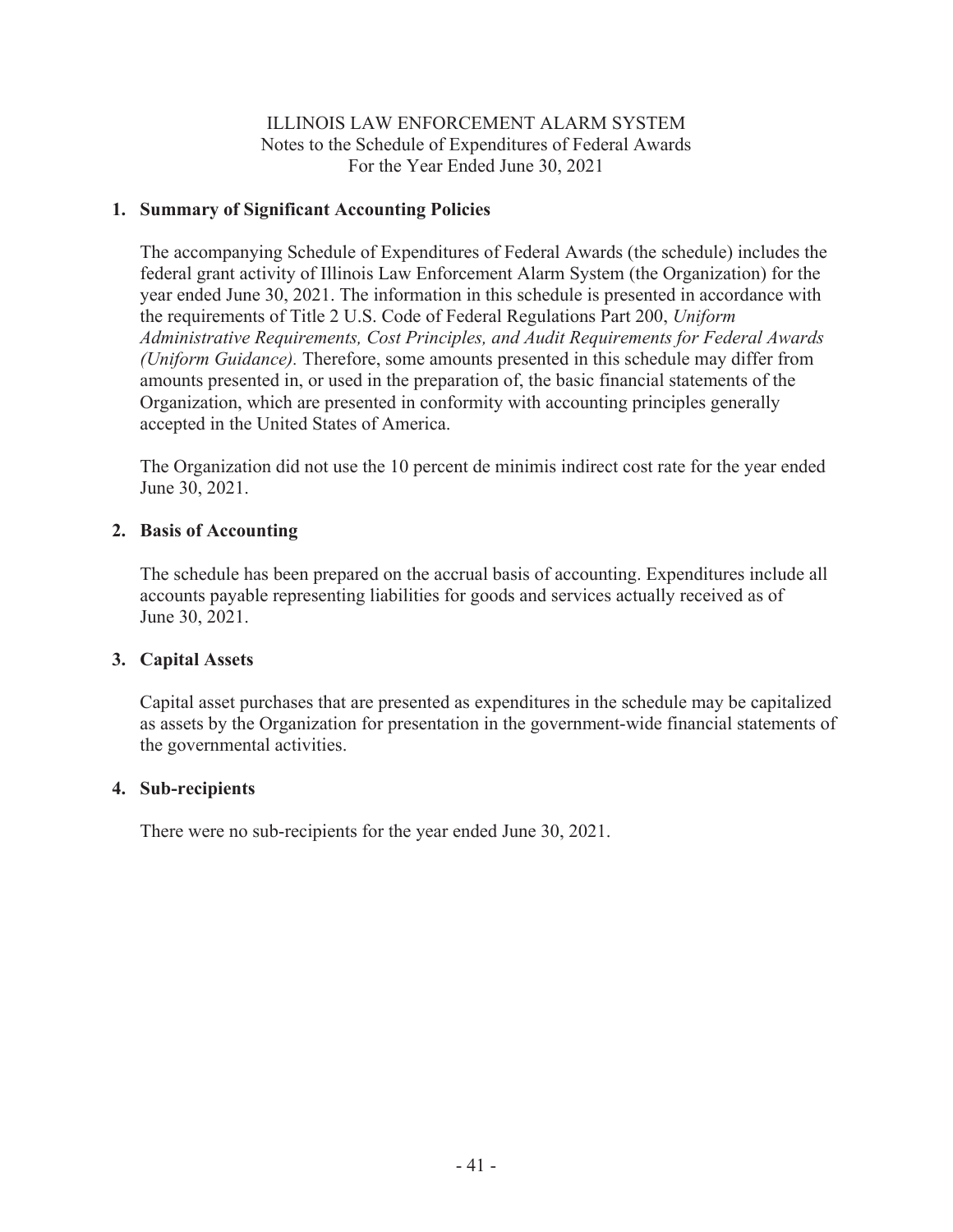ILLINOIS LAW ENFORCEMENT ALARM SYSTEM
Notes to the Schedule of Expenditures of Federal Awards
For the Year Ended June 30, 2021

## 1. Summary of Significant Accounting Policies

The accompanying Schedule of Expenditures of Federal Awards (the schedule) includes the federal grant activity of Illinois Law Enforcement Alarm System (the Organization) for the year ended June 30, 2021. The information in this schedule is presented in accordance with the requirements of Title 2 U.S. Code of Federal Regulations Part 200, *Uniform Administrative Requirements, Cost Principles, and Audit Requirements for Federal Awards (Uniform Guidance).* Therefore, some amounts presented in this schedule may differ from amounts presented in, or used in the preparation of, the basic financial statements of the Organization, which are presented in conformity with accounting principles generally accepted in the United States of America.

The Organization did not use the 10 percent de minimis indirect cost rate for the year ended June 30, 2021.

## 2. Basis of Accounting

The schedule has been prepared on the accrual basis of accounting. Expenditures include all accounts payable representing liabilities for goods and services actually received as of June 30, 2021.

## 3. Capital Assets

Capital asset purchases that are presented as expenditures in the schedule may be capitalized as assets by the Organization for presentation in the government-wide financial statements of the governmental activities.

## 4. Sub-recipients

There were no sub-recipients for the year ended June 30, 2021.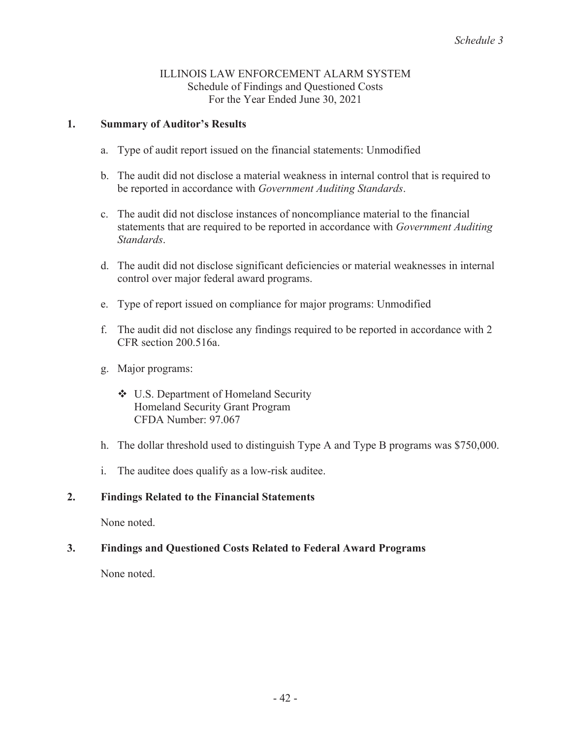*Schedule 3*

# ILLINOIS LAW ENFORCEMENT ALARM SYSTEM
## Schedule of Findings and Questioned Costs
### For the Year Ended June 30, 2021

**1. Summary of Auditor's Results**

a. Type of audit report issued on the financial statements: Unmodified

b. The audit did not disclose a material weakness in internal control that is required to be reported in accordance with *Government Auditing Standards*.

c. The audit did not disclose instances of noncompliance material to the financial statements that are required to be reported in accordance with *Government Auditing Standards*.

d. The audit did not disclose significant deficiencies or material weaknesses in internal control over major federal award programs.

e. Type of report issued on compliance for major programs: Unmodified

f. The audit did not disclose any findings required to be reported in accordance with 2 CFR section 200.516a.

g. Major programs:

- U.S. Department of Homeland Security
  Homeland Security Grant Program
  CFDA Number: 97.067

h. The dollar threshold used to distinguish Type A and Type B programs was $750,000.

i. The auditee does qualify as a low-risk auditee.

**2. Findings Related to the Financial Statements**

None noted.

**3. Findings and Questioned Costs Related to Federal Award Programs**

None noted.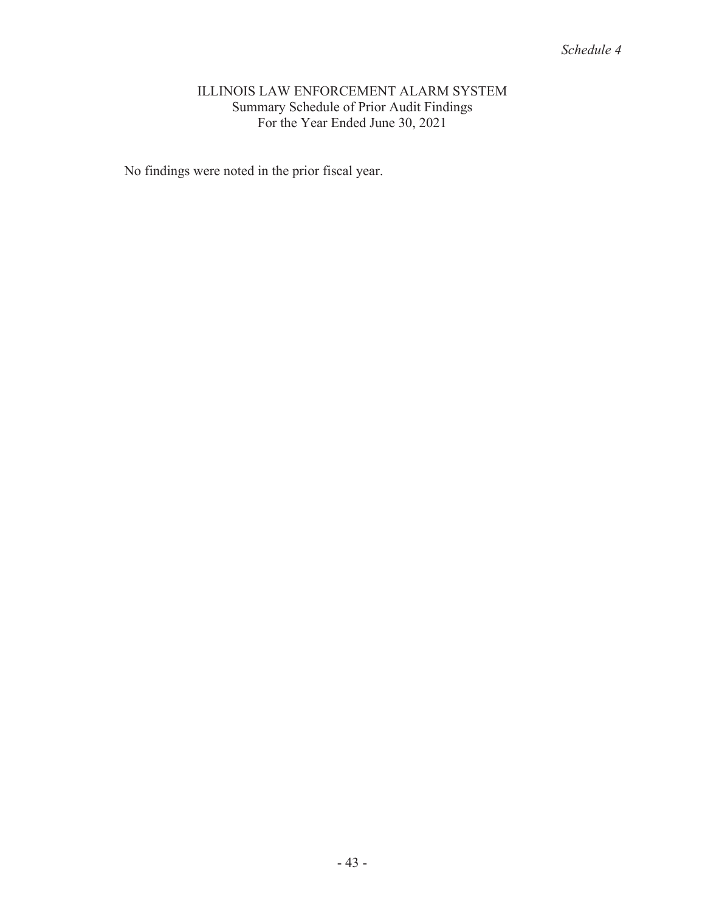*Schedule 4*

# ILLINOIS LAW ENFORCEMENT ALARM SYSTEM

## Summary Schedule of Prior Audit Findings

### For the Year Ended June 30, 2021

No findings were noted in the prior fiscal year.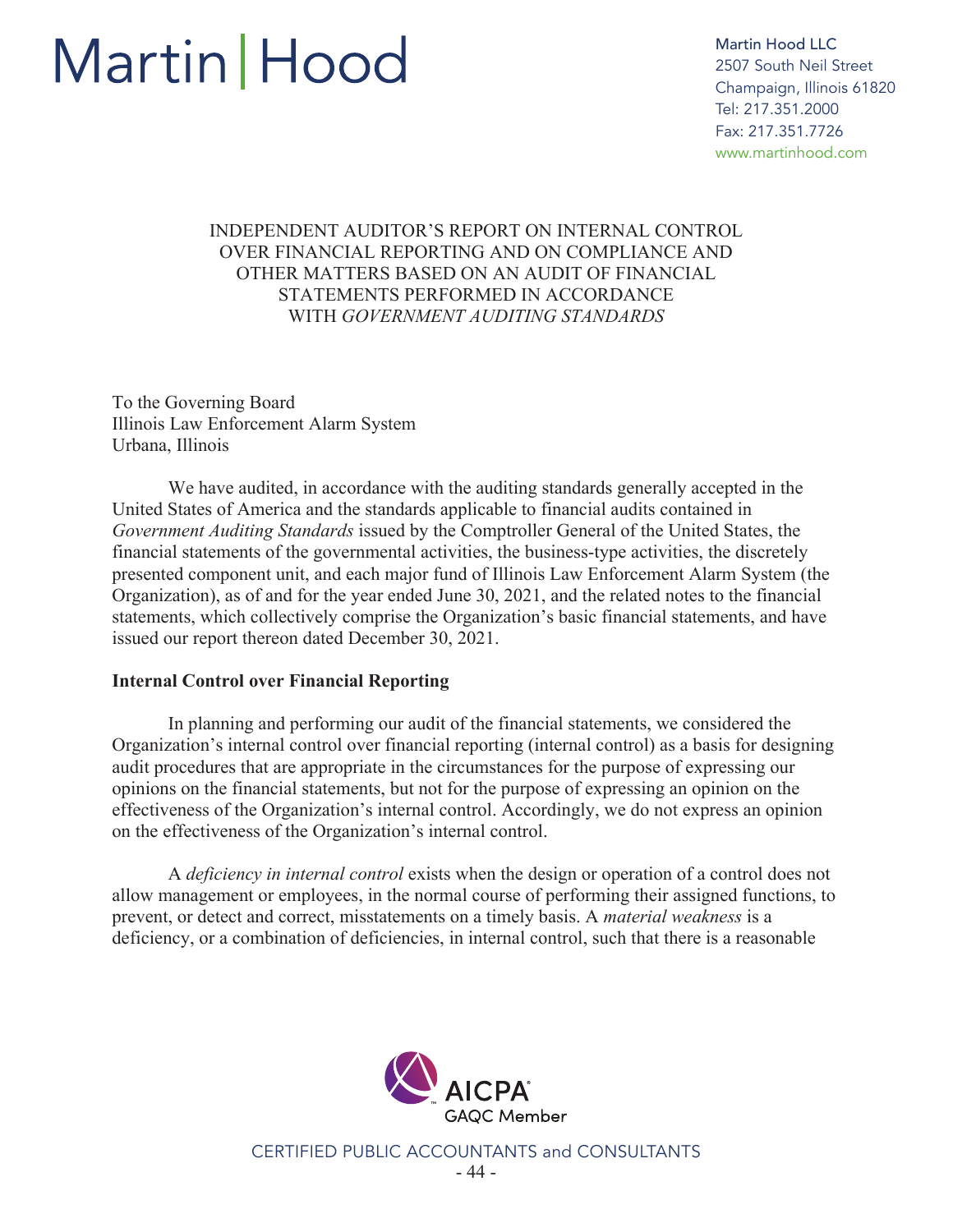Martin | Hood

Martin Hood LLC
2507 South Neil Street
Champaign, Illinois 61820
Tel: 217.351.2000
Fax: 217.351.7726
www.martinhood.com

# INDEPENDENT AUDITOR'S REPORT ON INTERNAL CONTROL OVER FINANCIAL REPORTING AND ON COMPLIANCE AND OTHER MATTERS BASED ON AN AUDIT OF FINANCIAL STATEMENTS PERFORMED IN ACCORDANCE WITH *GOVERNMENT AUDITING STANDARDS*

To the Governing Board
Illinois Law Enforcement Alarm System
Urbana, Illinois

We have audited, in accordance with the auditing standards generally accepted in the United States of America and the standards applicable to financial audits contained in *Government Auditing Standards* issued by the Comptroller General of the United States, the financial statements of the governmental activities, the business-type activities, the discretely presented component unit, and each major fund of Illinois Law Enforcement Alarm System (the Organization), as of and for the year ended June 30, 2021, and the related notes to the financial statements, which collectively comprise the Organization's basic financial statements, and have issued our report thereon dated December 30, 2021.

## Internal Control over Financial Reporting

In planning and performing our audit of the financial statements, we considered the Organization's internal control over financial reporting (internal control) as a basis for designing audit procedures that are appropriate in the circumstances for the purpose of expressing our opinions on the financial statements, but not for the purpose of expressing an opinion on the effectiveness of the Organization's internal control. Accordingly, we do not express an opinion on the effectiveness of the Organization's internal control.

A *deficiency in internal control* exists when the design or operation of a control does not allow management or employees, in the normal course of performing their assigned functions, to prevent, or detect and correct, misstatements on a timely basis. A *material weakness* is a deficiency, or a combination of deficiencies, in internal control, such that there is a reasonable

AICPA GAQC Member

CERTIFIED PUBLIC ACCOUNTANTS and CONSULTANTS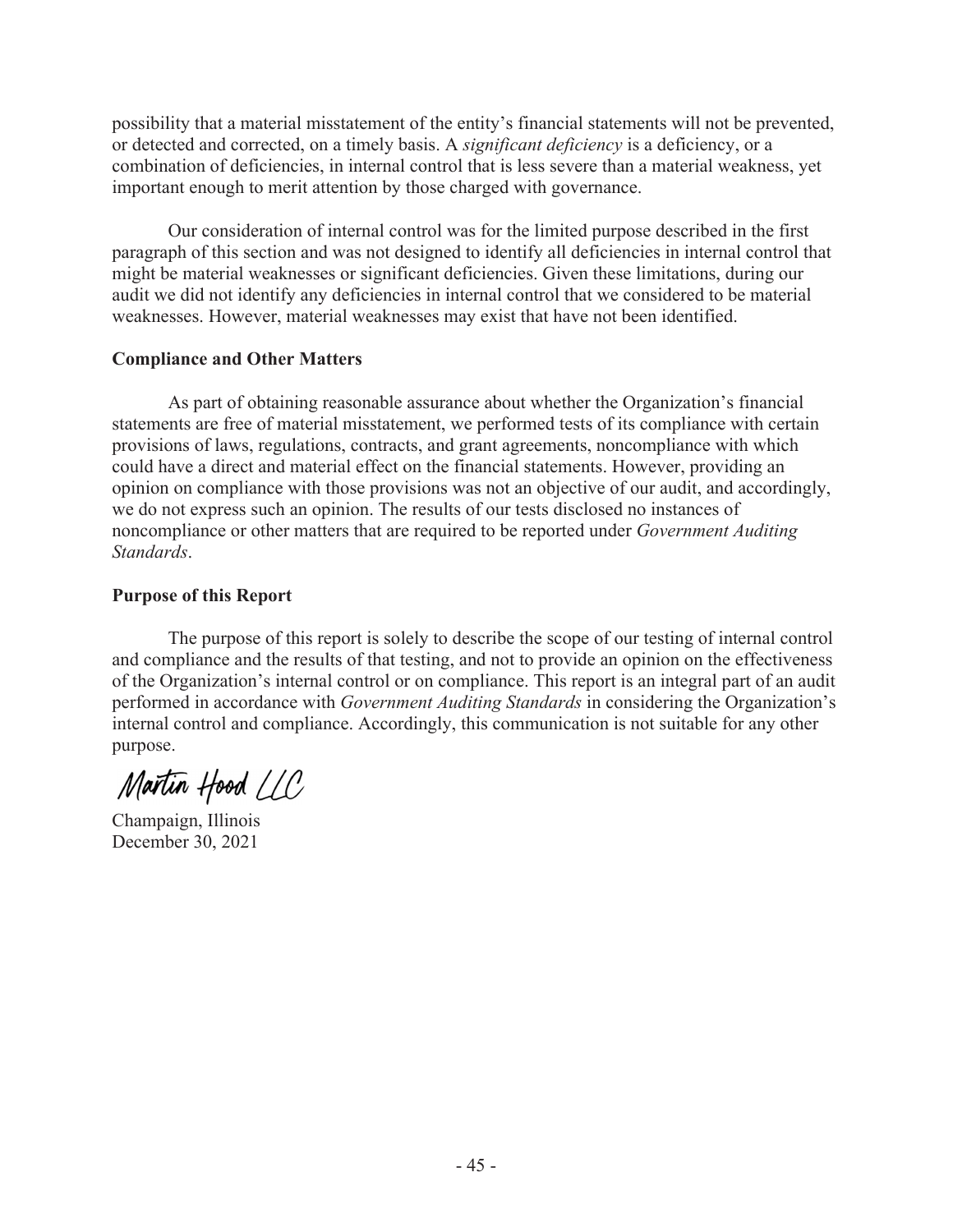possibility that a material misstatement of the entity's financial statements will not be prevented, or detected and corrected, on a timely basis. A *significant deficiency* is a deficiency, or a combination of deficiencies, in internal control that is less severe than a material weakness, yet important enough to merit attention by those charged with governance.

Our consideration of internal control was for the limited purpose described in the first paragraph of this section and was not designed to identify all deficiencies in internal control that might be material weaknesses or significant deficiencies. Given these limitations, during our audit we did not identify any deficiencies in internal control that we considered to be material weaknesses. However, material weaknesses may exist that have not been identified.

**Compliance and Other Matters**

As part of obtaining reasonable assurance about whether the Organization's financial statements are free of material misstatement, we performed tests of its compliance with certain provisions of laws, regulations, contracts, and grant agreements, noncompliance with which could have a direct and material effect on the financial statements. However, providing an opinion on compliance with those provisions was not an objective of our audit, and accordingly, we do not express such an opinion. The results of our tests disclosed no instances of noncompliance or other matters that are required to be reported under *Government Auditing Standards*.

**Purpose of this Report**

The purpose of this report is solely to describe the scope of our testing of internal control and compliance and the results of that testing, and not to provide an opinion on the effectiveness of the Organization's internal control or on compliance. This report is an integral part of an audit performed in accordance with *Government Auditing Standards* in considering the Organization's internal control and compliance. Accordingly, this communication is not suitable for any other purpose.

Martin Hood LLC

Champaign, Illinois
December 30, 2021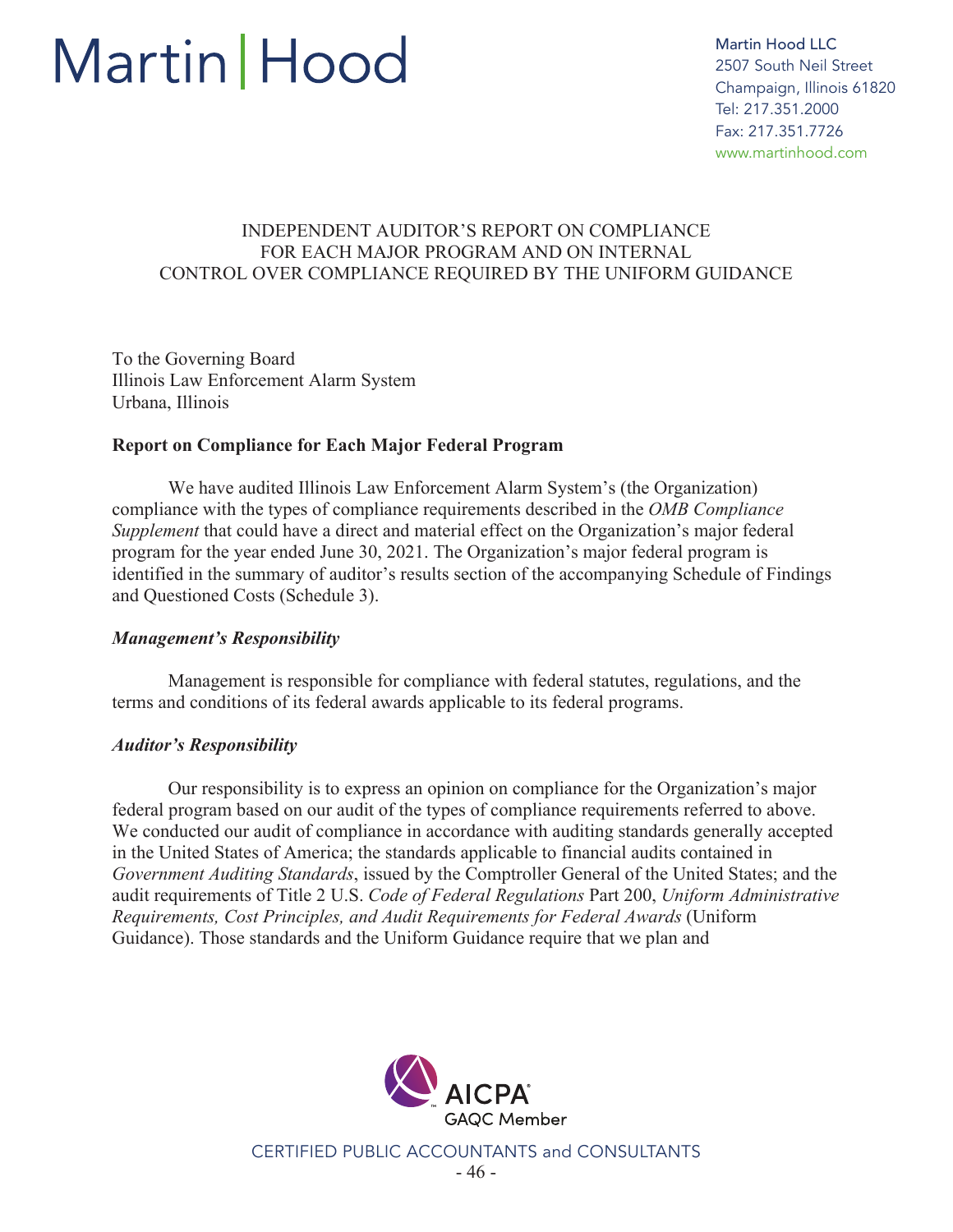# Martin | Hood

Martin Hood LLC
2507 South Neil Street
Champaign, Illinois 61820
Tel: 217.351.2000
Fax: 217.351.7726
www.martinhood.com

INDEPENDENT AUDITOR'S REPORT ON COMPLIANCE FOR EACH MAJOR PROGRAM AND ON INTERNAL CONTROL OVER COMPLIANCE REQUIRED BY THE UNIFORM GUIDANCE

To the Governing Board
Illinois Law Enforcement Alarm System
Urbana, Illinois

**Report on Compliance for Each Major Federal Program**

We have audited Illinois Law Enforcement Alarm System's (the Organization) compliance with the types of compliance requirements described in the *OMB Compliance Supplement* that could have a direct and material effect on the Organization's major federal program for the year ended June 30, 2021. The Organization's major federal program is identified in the summary of auditor's results section of the accompanying Schedule of Findings and Questioned Costs (Schedule 3).

***Management's Responsibility***

Management is responsible for compliance with federal statutes, regulations, and the terms and conditions of its federal awards applicable to its federal programs.

***Auditor's Responsibility***

Our responsibility is to express an opinion on compliance for the Organization's major federal program based on our audit of the types of compliance requirements referred to above. We conducted our audit of compliance in accordance with auditing standards generally accepted in the United States of America; the standards applicable to financial audits contained in *Government Auditing Standards*, issued by the Comptroller General of the United States; and the audit requirements of Title 2 U.S. *Code of Federal Regulations* Part 200, *Uniform Administrative Requirements, Cost Principles, and Audit Requirements for Federal Awards* (Uniform Guidance). Those standards and the Uniform Guidance require that we plan and

AICPA GAQC Member

CERTIFIED PUBLIC ACCOUNTANTS and CONSULTANTS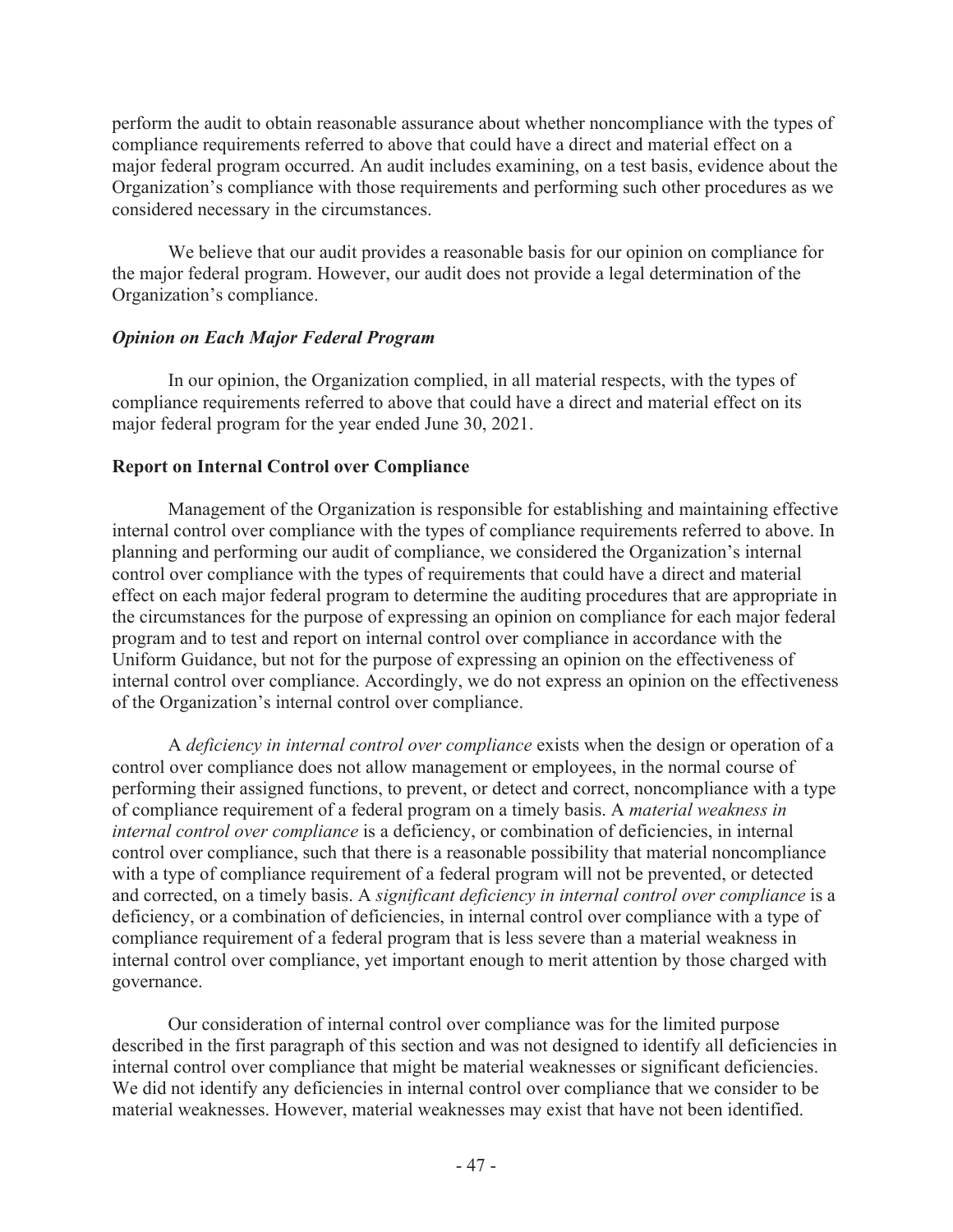perform the audit to obtain reasonable assurance about whether noncompliance with the types of compliance requirements referred to above that could have a direct and material effect on a major federal program occurred. An audit includes examining, on a test basis, evidence about the Organization's compliance with those requirements and performing such other procedures as we considered necessary in the circumstances.

We believe that our audit provides a reasonable basis for our opinion on compliance for the major federal program. However, our audit does not provide a legal determination of the Organization's compliance.

***Opinion on Each Major Federal Program***

In our opinion, the Organization complied, in all material respects, with the types of compliance requirements referred to above that could have a direct and material effect on its major federal program for the year ended June 30, 2021.

**Report on Internal Control over Compliance**

Management of the Organization is responsible for establishing and maintaining effective internal control over compliance with the types of compliance requirements referred to above. In planning and performing our audit of compliance, we considered the Organization's internal control over compliance with the types of requirements that could have a direct and material effect on each major federal program to determine the auditing procedures that are appropriate in the circumstances for the purpose of expressing an opinion on compliance for each major federal program and to test and report on internal control over compliance in accordance with the Uniform Guidance, but not for the purpose of expressing an opinion on the effectiveness of internal control over compliance. Accordingly, we do not express an opinion on the effectiveness of the Organization's internal control over compliance.

A *deficiency in internal control over compliance* exists when the design or operation of a control over compliance does not allow management or employees, in the normal course of performing their assigned functions, to prevent, or detect and correct, noncompliance with a type of compliance requirement of a federal program on a timely basis. A *material weakness in internal control over compliance* is a deficiency, or combination of deficiencies, in internal control over compliance, such that there is a reasonable possibility that material noncompliance with a type of compliance requirement of a federal program will not be prevented, or detected and corrected, on a timely basis. A *significant deficiency in internal control over compliance* is a deficiency, or a combination of deficiencies, in internal control over compliance with a type of compliance requirement of a federal program that is less severe than a material weakness in internal control over compliance, yet important enough to merit attention by those charged with governance.

Our consideration of internal control over compliance was for the limited purpose described in the first paragraph of this section and was not designed to identify all deficiencies in internal control over compliance that might be material weaknesses or significant deficiencies. We did not identify any deficiencies in internal control over compliance that we consider to be material weaknesses. However, material weaknesses may exist that have not been identified.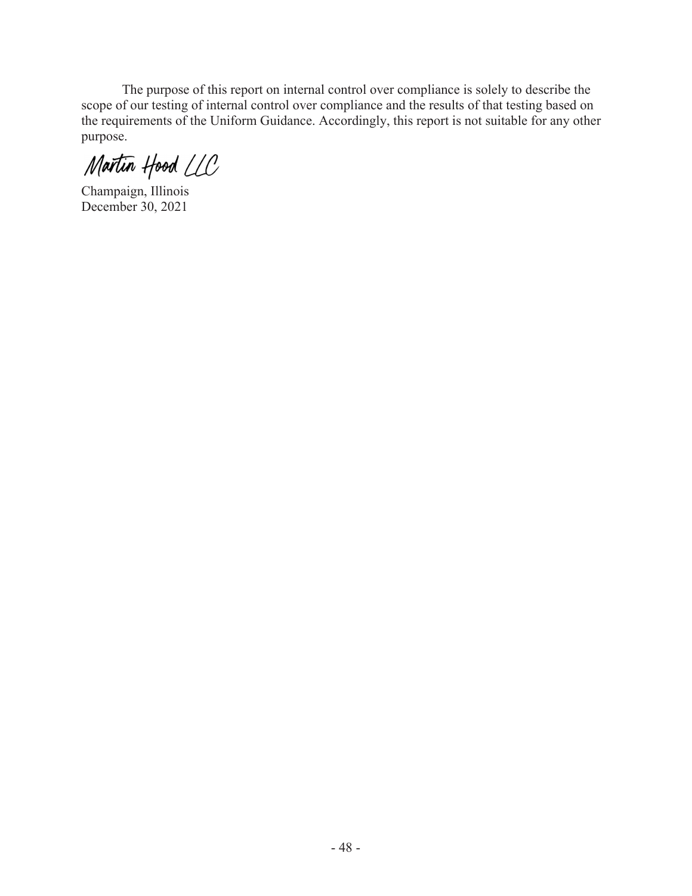The purpose of this report on internal control over compliance is solely to describe the scope of our testing of internal control over compliance and the results of that testing based on the requirements of the Uniform Guidance. Accordingly, this report is not suitable for any other purpose.

Martin Hood LLC

Champaign, Illinois
December 30, 2021